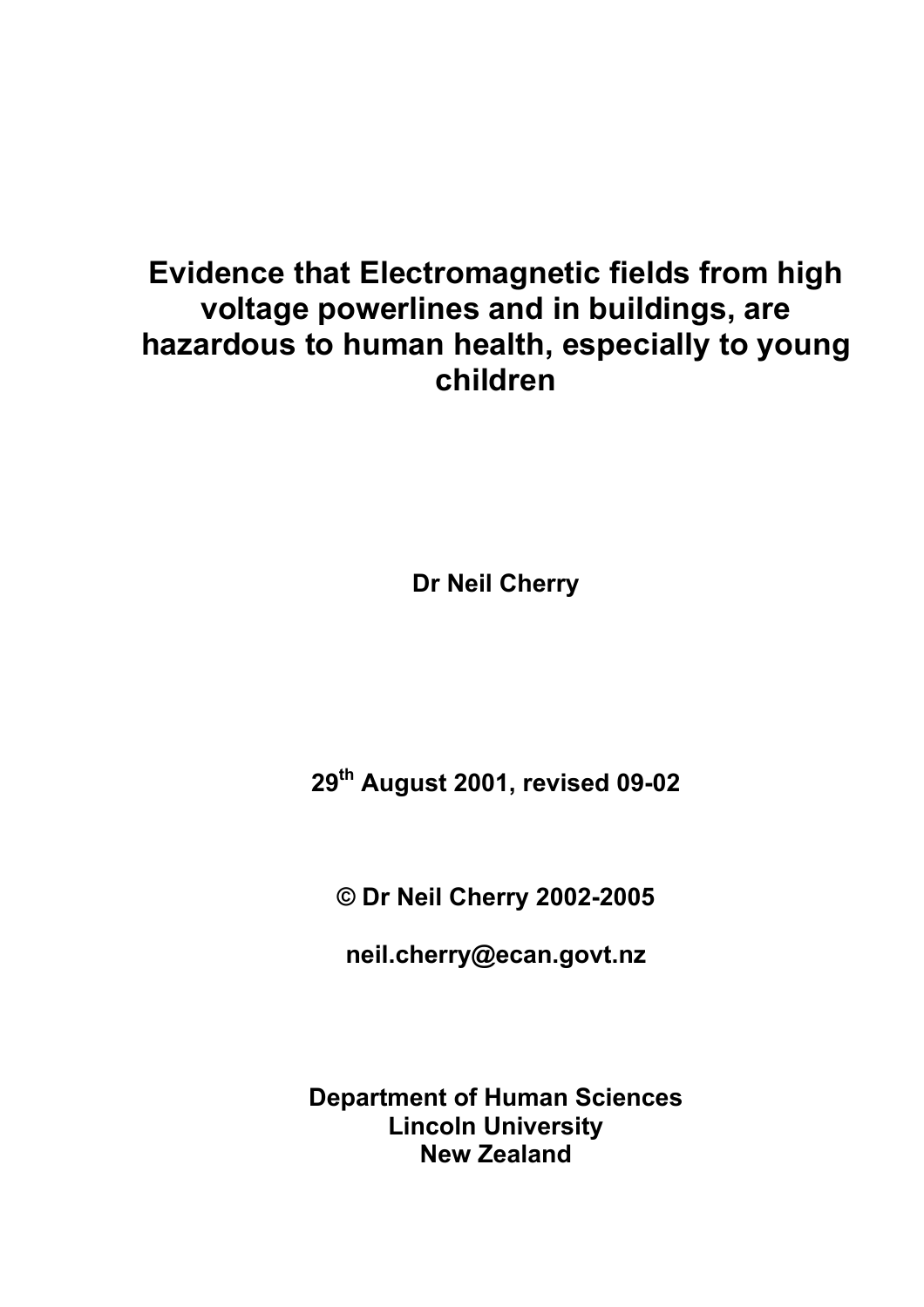# Evidence that Electromagnetic fields from high voltage powerlines and in buildings, are hazardous to human health, especially to young children

**Dr Neil Cherry**

**29th August 2001, revised 09-02**

**© Dr Neil Cherry 2002-2005**

**neil.cherry@ecan.govt.nz**

**Department of Human Sciences**
**Lincoln University**
**New Zealand**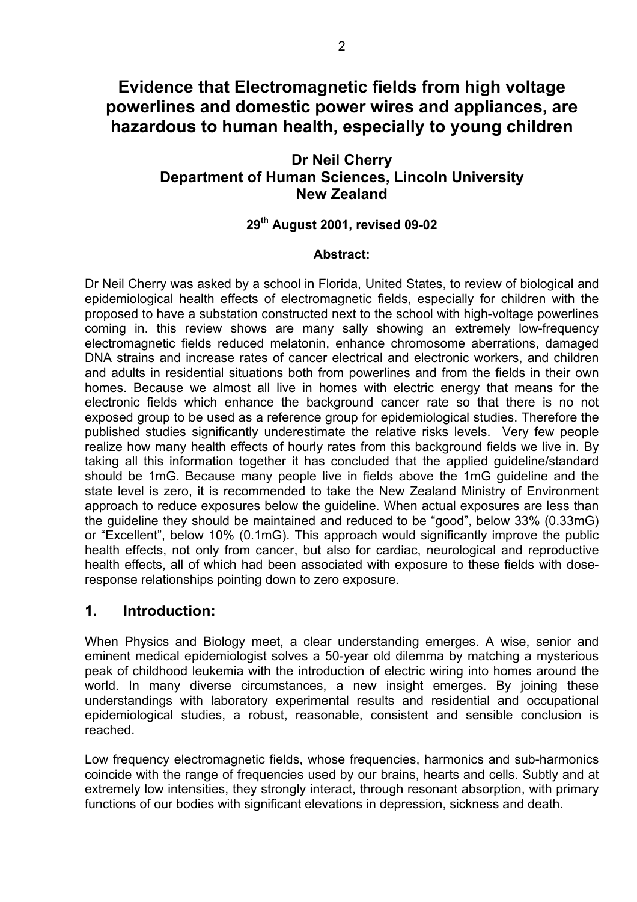# Evidence that Electromagnetic fields from high voltage powerlines and domestic power wires and appliances, are hazardous to human health, especially to young children

**Dr Neil Cherry**
**Department of Human Sciences, Lincoln University**
**New Zealand**

**29th August 2001, revised 09-02**

**Abstract:**

Dr Neil Cherry was asked by a school in Florida, United States, to review of biological and epidemiological health effects of electromagnetic fields, especially for children with the proposed to have a substation constructed next to the school with high-voltage powerlines coming in. this review shows are many sally showing an extremely low-frequency electromagnetic fields reduced melatonin, enhance chromosome aberrations, damaged DNA strains and increase rates of cancer electrical and electronic workers, and children and adults in residential situations both from powerlines and from the fields in their own homes. Because we almost all live in homes with electric energy that means for the electronic fields which enhance the background cancer rate so that there is no not exposed group to be used as a reference group for epidemiological studies. Therefore the published studies significantly underestimate the relative risks levels. Very few people realize how many health effects of hourly rates from this background fields we live in. By taking all this information together it has concluded that the applied guideline/standard should be 1mG. Because many people live in fields above the 1mG guideline and the state level is zero, it is recommended to take the New Zealand Ministry of Environment approach to reduce exposures below the guideline. When actual exposures are less than the guideline they should be maintained and reduced to be "good", below 33% (0.33mG) or "Excellent", below 10% (0.1mG). This approach would significantly improve the public health effects, not only from cancer, but also for cardiac, neurological and reproductive health effects, all of which had been associated with exposure to these fields with dose-response relationships pointing down to zero exposure.

## 1. Introduction:

When Physics and Biology meet, a clear understanding emerges. A wise, senior and eminent medical epidemiologist solves a 50-year old dilemma by matching a mysterious peak of childhood leukemia with the introduction of electric wiring into homes around the world. In many diverse circumstances, a new insight emerges. By joining these understandings with laboratory experimental results and residential and occupational epidemiological studies, a robust, reasonable, consistent and sensible conclusion is reached.

Low frequency electromagnetic fields, whose frequencies, harmonics and sub-harmonics coincide with the range of frequencies used by our brains, hearts and cells. Subtly and at extremely low intensities, they strongly interact, through resonant absorption, with primary functions of our bodies with significant elevations in depression, sickness and death.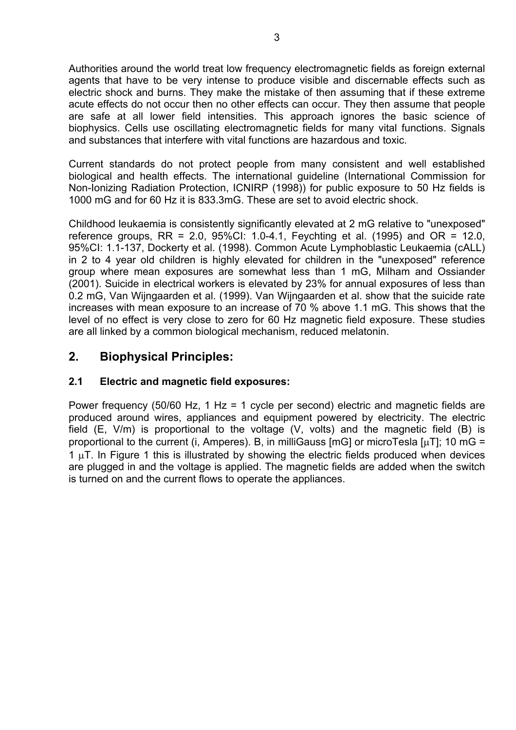Authorities around the world treat low frequency electromagnetic fields as foreign external agents that have to be very intense to produce visible and discernable effects such as electric shock and burns. They make the mistake of then assuming that if these extreme acute effects do not occur then no other effects can occur. They then assume that people are safe at all lower field intensities. This approach ignores the basic science of biophysics. Cells use oscillating electromagnetic fields for many vital functions. Signals and substances that interfere with vital functions are hazardous and toxic.

Current standards do not protect people from many consistent and well established biological and health effects. The international guideline (International Commission for Non-Ionizing Radiation Protection, ICNIRP (1998)) for public exposure to 50 Hz fields is 1000 mG and for 60 Hz it is 833.3mG. These are set to avoid electric shock.

Childhood leukaemia is consistently significantly elevated at 2 mG relative to "unexposed" reference groups, RR = 2.0, 95%CI: 1.0-4.1, Feychting et al. (1995) and OR = 12.0, 95%CI: 1.1-137, Dockerty et al. (1998). Common Acute Lymphoblastic Leukaemia (cALL) in 2 to 4 year old children is highly elevated for children in the "unexposed" reference group where mean exposures are somewhat less than 1 mG, Milham and Ossiander (2001). Suicide in electrical workers is elevated by 23% for annual exposures of less than 0.2 mG, Van Wijngaarden et al. (1999). Van Wijngaarden et al. show that the suicide rate increases with mean exposure to an increase of 70 % above 1.1 mG. This shows that the level of no effect is very close to zero for 60 Hz magnetic field exposure. These studies are all linked by a common biological mechanism, reduced melatonin.

## 2. Biophysical Principles:

### 2.1 Electric and magnetic field exposures:

Power frequency (50/60 Hz, 1 Hz = 1 cycle per second) electric and magnetic fields are produced around wires, appliances and equipment powered by electricity. The electric field (E, V/m) is proportional to the voltage (V, volts) and the magnetic field (B) is proportional to the current (i, Amperes). B, in milliGauss [mG] or microTesla [$\mu$T]; 10 mG = 1 $\mu$T. In Figure 1 this is illustrated by showing the electric fields produced when devices are plugged in and the voltage is applied. The magnetic fields are added when the switch is turned on and the current flows to operate the appliances.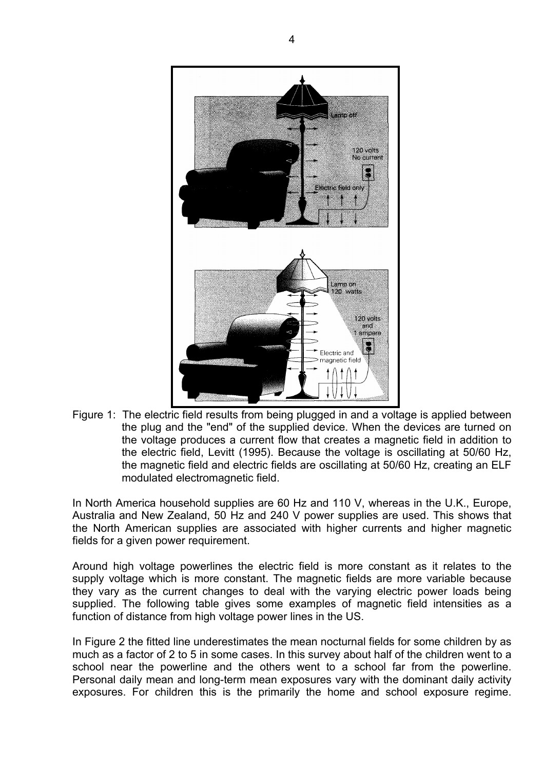Figure 1: The electric field results from being plugged in and a voltage is applied between the plug and the "end" of the supplied device. When the devices are turned on the voltage produces a current flow that creates a magnetic field in addition to the electric field, Levitt (1995). Because the voltage is oscillating at 50/60 Hz, the magnetic field and electric fields are oscillating at 50/60 Hz, creating an ELF modulated electromagnetic field.

In North America household supplies are 60 Hz and 110 V, whereas in the U.K., Europe, Australia and New Zealand, 50 Hz and 240 V power supplies are used. This shows that the North American supplies are associated with higher currents and higher magnetic fields for a given power requirement.

Around high voltage powerlines the electric field is more constant as it relates to the supply voltage which is more constant. The magnetic fields are more variable because they vary as the current changes to deal with the varying electric power loads being supplied. The following table gives some examples of magnetic field intensities as a function of distance from high voltage power lines in the US.

In Figure 2 the fitted line underestimates the mean nocturnal fields for some children by as much as a factor of 2 to 5 in some cases. In this survey about half of the children went to a school near the powerline and the others went to a school far from the powerline. Personal daily mean and long-term mean exposures vary with the dominant daily activity exposures. For children this is the primarily the home and school exposure regime.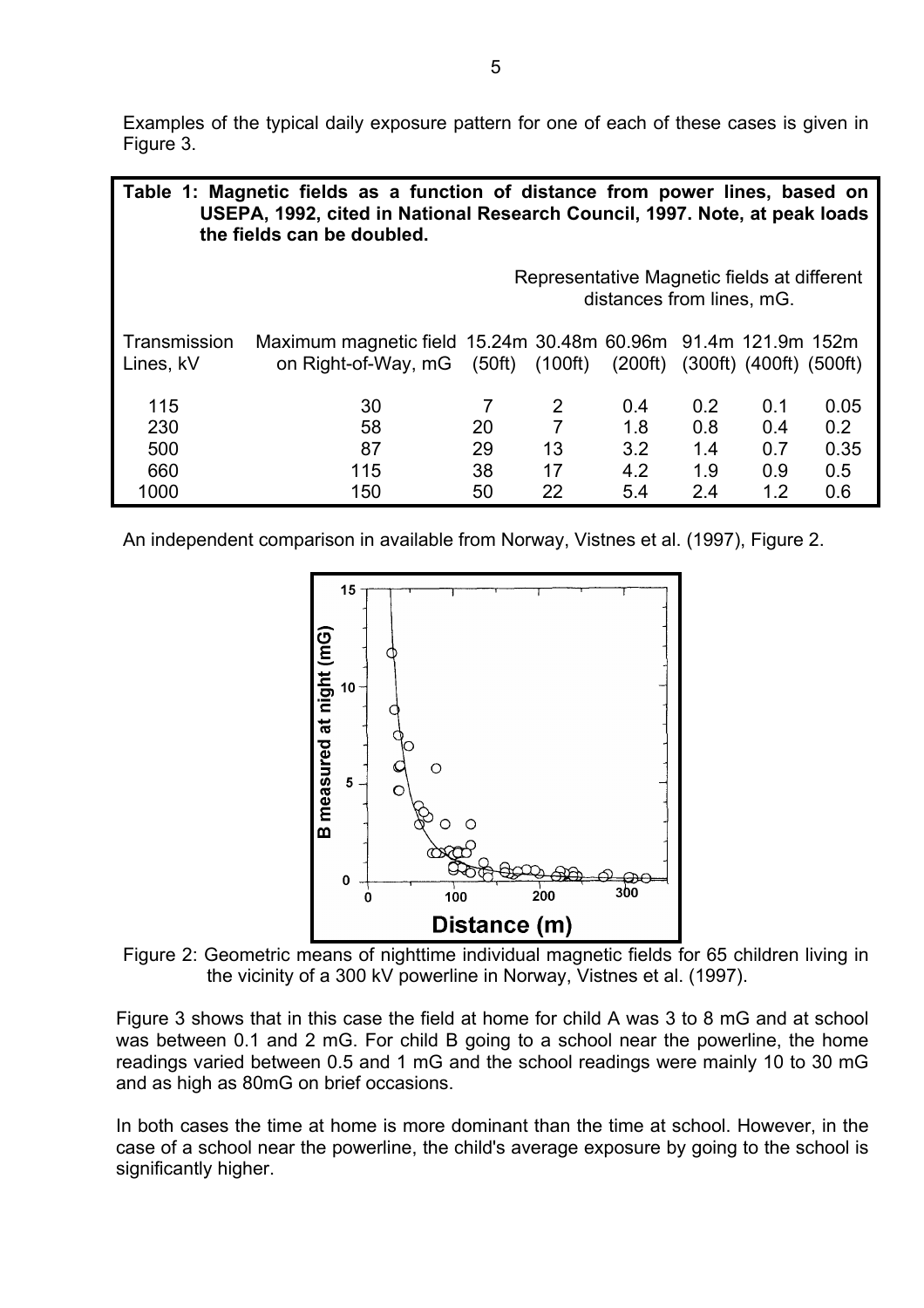Examples of the typical daily exposure pattern for one of each of these cases is given in Figure 3.

**Table 1: Magnetic fields as a function of distance from power lines, based on USEPA, 1992, cited in National Research Council, 1997. Note, at peak loads the fields can be doubled.**

| Transmission Lines, kV | Maximum magnetic field on Right-of-Way, mG | Representative Magnetic fields at different distances from lines, mG. 15.24m (50ft) | 30.48m (100ft) | 60.96m (200ft) | 91.4m (300ft) | 121.9m (400ft) | 152m (500ft) |
|---|---|---|---|---|---|---|---|
| 115 | 30 | 7 | 2 | 0.4 | 0.2 | 0.1 | 0.05 |
| 230 | 58 | 20 | 7 | 1.8 | 0.8 | 0.4 | 0.2 |
| 500 | 87 | 29 | 13 | 3.2 | 1.4 | 0.7 | 0.35 |
| 660 | 115 | 38 | 17 | 4.2 | 1.9 | 0.9 | 0.5 |
| 1000 | 150 | 50 | 22 | 5.4 | 2.4 | 1.2 | 0.6 |

An independent comparison in available from Norway, Vistnes et al. (1997), Figure 2.

Figure 2: Geometric means of nighttime individual magnetic fields for 65 children living in the vicinity of a 300 kV powerline in Norway, Vistnes et al. (1997).

Figure 3 shows that in this case the field at home for child A was 3 to 8 mG and at school was between 0.1 and 2 mG. For child B going to a school near the powerline, the home readings varied between 0.5 and 1 mG and the school readings were mainly 10 to 30 mG and as high as 80mG on brief occasions.

In both cases the time at home is more dominant than the time at school. However, in the case of a school near the powerline, the child's average exposure by going to the school is significantly higher.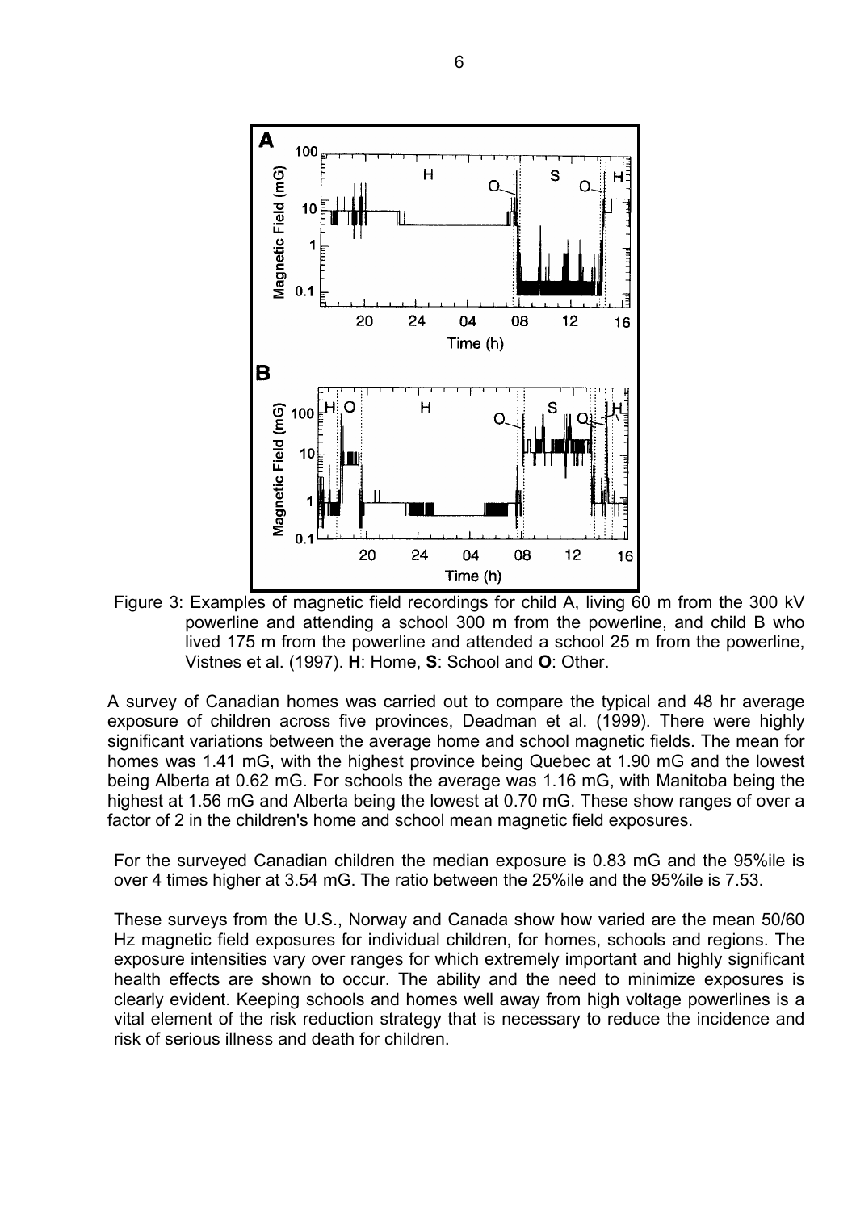Figure 3: Examples of magnetic field recordings for child A, living 60 m from the 300 kV powerline and attending a school 300 m from the powerline, and child B who lived 175 m from the powerline and attended a school 25 m from the powerline, Vistnes et al. (1997). **H**: Home, **S**: School and **O**: Other.

A survey of Canadian homes was carried out to compare the typical and 48 hr average exposure of children across five provinces, Deadman et al. (1999). There were highly significant variations between the average home and school magnetic fields. The mean for homes was 1.41 mG, with the highest province being Quebec at 1.90 mG and the lowest being Alberta at 0.62 mG. For schools the average was 1.16 mG, with Manitoba being the highest at 1.56 mG and Alberta being the lowest at 0.70 mG. These show ranges of over a factor of 2 in the children's home and school mean magnetic field exposures.

For the surveyed Canadian children the median exposure is 0.83 mG and the 95%ile is over 4 times higher at 3.54 mG. The ratio between the 25%ile and the 95%ile is 7.53.

These surveys from the U.S., Norway and Canada show how varied are the mean 50/60 Hz magnetic field exposures for individual children, for homes, schools and regions. The exposure intensities vary over ranges for which extremely important and highly significant health effects are shown to occur. The ability and the need to minimize exposures is clearly evident. Keeping schools and homes well away from high voltage powerlines is a vital element of the risk reduction strategy that is necessary to reduce the incidence and risk of serious illness and death for children.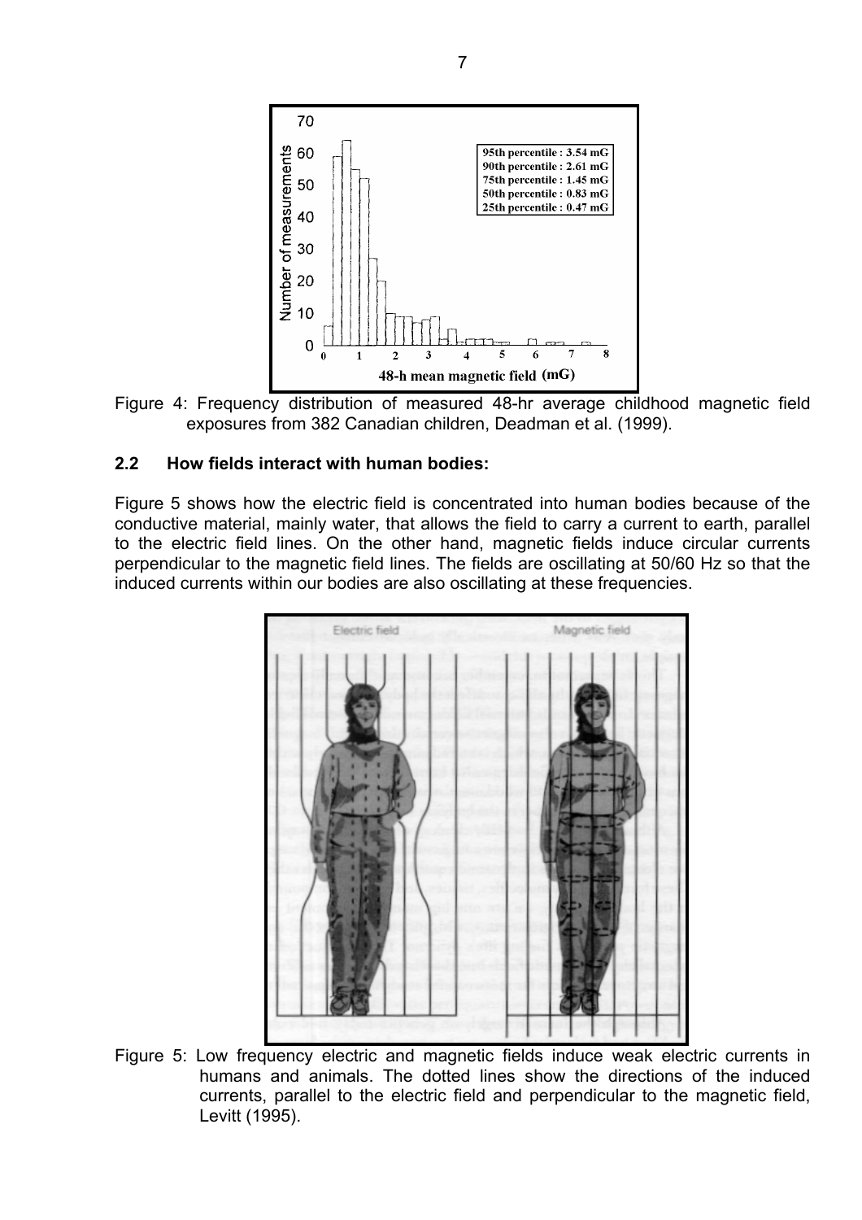Figure 4: Frequency distribution of measured 48-hr average childhood magnetic field exposures from 382 Canadian children, Deadman et al. (1999).

### 2.2 How fields interact with human bodies:

Figure 5 shows how the electric field is concentrated into human bodies because of the conductive material, mainly water, that allows the field to carry a current to earth, parallel to the electric field lines. On the other hand, magnetic fields induce circular currents perpendicular to the magnetic field lines. The fields are oscillating at 50/60 Hz so that the induced currents within our bodies are also oscillating at these frequencies.

Figure 5: Low frequency electric and magnetic fields induce weak electric currents in humans and animals. The dotted lines show the directions of the induced currents, parallel to the electric field and perpendicular to the magnetic field, Levitt (1995).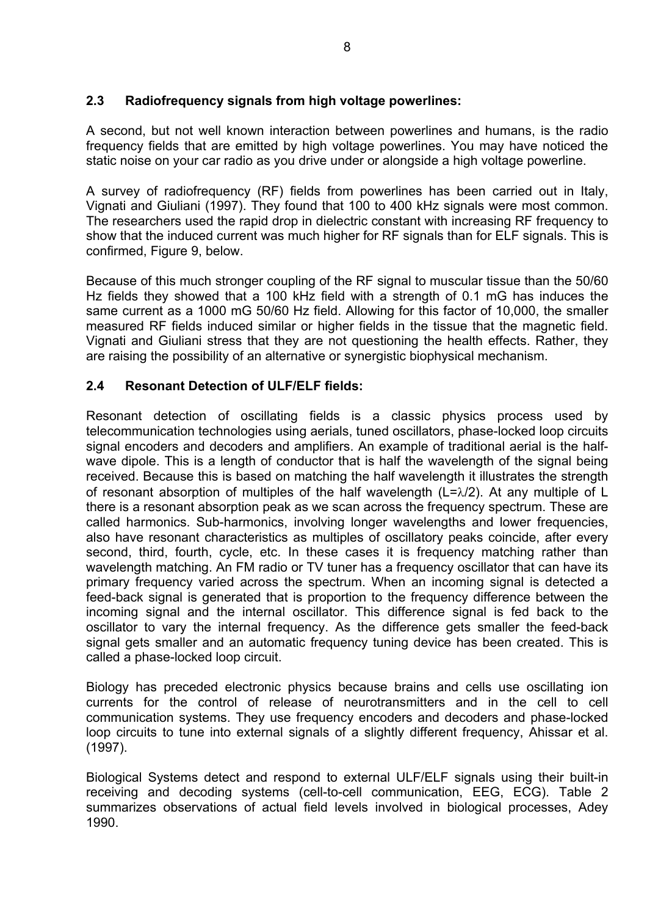### 2.3 Radiofrequency signals from high voltage powerlines:

A second, but not well known interaction between powerlines and humans, is the radio frequency fields that are emitted by high voltage powerlines. You may have noticed the static noise on your car radio as you drive under or alongside a high voltage powerline.

A survey of radiofrequency (RF) fields from powerlines has been carried out in Italy, Vignati and Giuliani (1997). They found that 100 to 400 kHz signals were most common. The researchers used the rapid drop in dielectric constant with increasing RF frequency to show that the induced current was much higher for RF signals than for ELF signals. This is confirmed, Figure 9, below.

Because of this much stronger coupling of the RF signal to muscular tissue than the 50/60 Hz fields they showed that a 100 kHz field with a strength of 0.1 mG has induces the same current as a 1000 mG 50/60 Hz field. Allowing for this factor of 10,000, the smaller measured RF fields induced similar or higher fields in the tissue that the magnetic field. Vignati and Giuliani stress that they are not questioning the health effects. Rather, they are raising the possibility of an alternative or synergistic biophysical mechanism.

### 2.4 Resonant Detection of ULF/ELF fields:

Resonant detection of oscillating fields is a classic physics process used by telecommunication technologies using aerials, tuned oscillators, phase-locked loop circuits signal encoders and decoders and amplifiers. An example of traditional aerial is the half-wave dipole. This is a length of conductor that is half the wavelength of the signal being received. Because this is based on matching the half wavelength it illustrates the strength of resonant absorption of multiples of the half wavelength ($L=\lambda/2$). At any multiple of L there is a resonant absorption peak as we scan across the frequency spectrum. These are called harmonics. Sub-harmonics, involving longer wavelengths and lower frequencies, also have resonant characteristics as multiples of oscillatory peaks coincide, after every second, third, fourth, cycle, etc. In these cases it is frequency matching rather than wavelength matching. An FM radio or TV tuner has a frequency oscillator that can have its primary frequency varied across the spectrum. When an incoming signal is detected a feed-back signal is generated that is proportion to the frequency difference between the incoming signal and the internal oscillator. This difference signal is fed back to the oscillator to vary the internal frequency. As the difference gets smaller the feed-back signal gets smaller and an automatic frequency tuning device has been created. This is called a phase-locked loop circuit.

Biology has preceded electronic physics because brains and cells use oscillating ion currents for the control of release of neurotransmitters and in the cell to cell communication systems. They use frequency encoders and decoders and phase-locked loop circuits to tune into external signals of a slightly different frequency, Ahissar et al. (1997).

Biological Systems detect and respond to external ULF/ELF signals using their built-in receiving and decoding systems (cell-to-cell communication, EEG, ECG). Table 2 summarizes observations of actual field levels involved in biological processes, Adey 1990.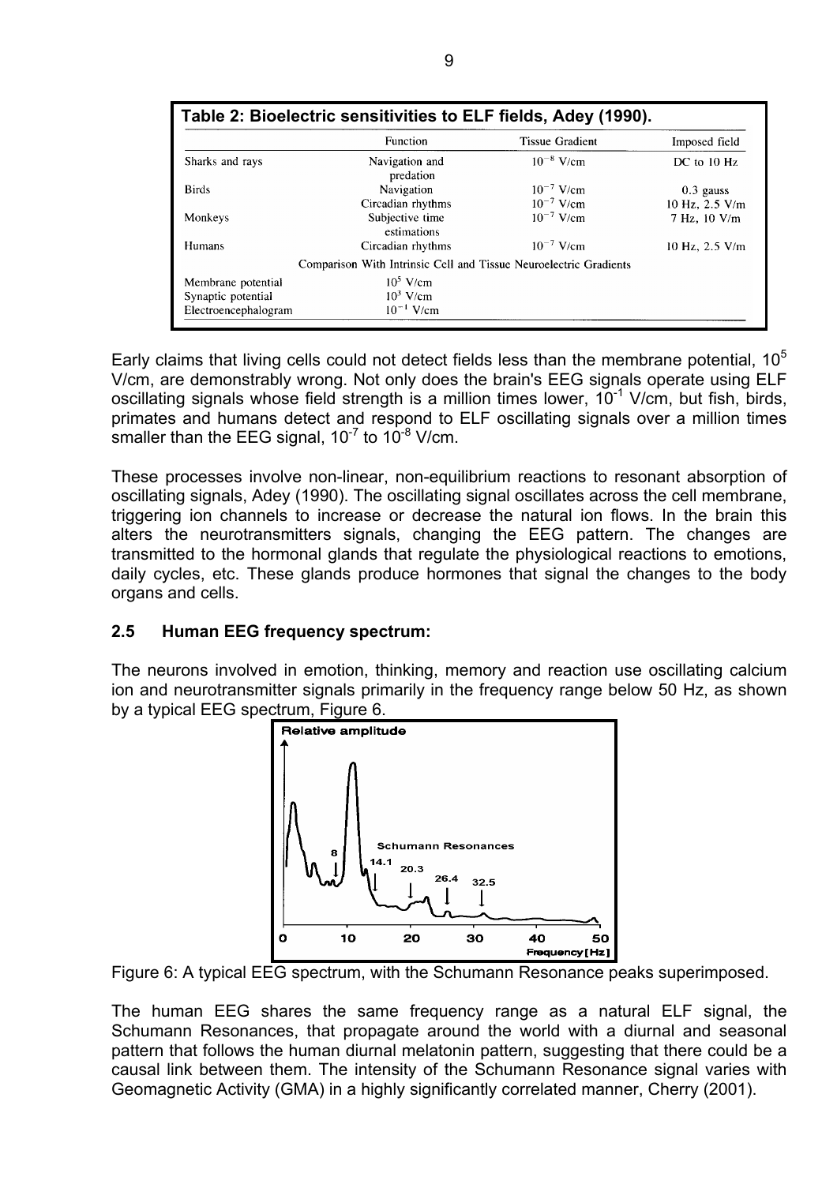**Table 2: Biolectric sensitivities to ELF fields, Adey (1990).**

| | Function | Tissue Gradient | Imposed field |
|---|---|---|---|
| Sharks and rays | Navigation and predation | $10^{-8}$ V/cm | DC to 10 Hz |
| Birds | Navigation | $10^{-7}$ V/cm | 0.3 gauss |
| | Circadian rhythms | $10^{-7}$ V/cm | 10 Hz, 2.5 V/m |
| Monkeys | Subjective time estimations | $10^{-7}$ V/cm | 7 Hz, 10 V/m |
| Humans | Circadian rhythms | $10^{-7}$ V/cm | 10 Hz, 2.5 V/m |
| | Comparison With Intrinsic Cell and Tissue Neuroelectric Gradients | | |
| Membrane potential | $10^{5}$ V/cm | | |
| Synaptic potential | $10^{3}$ V/cm | | |
| Electroencephalogram | $10^{-1}$ V/cm | | |

Early claims that living cells could not detect fields less than the membrane potential, $10^{5}$ V/cm, are demonstrably wrong. Not only does the brain's EEG signals operate using ELF oscillating signals whose field strength is a million times lower, $10^{-1}$ V/cm, but fish, birds, primates and humans detect and respond to ELF oscillating signals over a million times smaller than the EEG signal, $10^{-7}$ to $10^{-8}$ V/cm.

These processes involve non-linear, non-equilibrium reactions to resonant absorption of oscillating signals, Adey (1990). The oscillating signal oscillates across the cell membrane, triggering ion channels to increase or decrease the natural ion flows. In the brain this alters the neurotransmitters signals, changing the EEG pattern. The changes are transmitted to the hormonal glands that regulate the physiological reactions to emotions, daily cycles, etc. These glands produce hormones that signal the changes to the body organs and cells.

### 2.5 Human EEG frequency spectrum:

The neurons involved in emotion, thinking, memory and reaction use oscillating calcium ion and neurotransmitter signals primarily in the frequency range below 50 Hz, as shown by a typical EEG spectrum, Figure 6.

Figure 6: A typical EEG spectrum, with the Schumann Resonance peaks superimposed.

The human EEG shares the same frequency range as a natural ELF signal, the Schumann Resonances, that propagate around the world with a diurnal and seasonal pattern that follows the human diurnal melatonin pattern, suggesting that there could be a causal link between them. The intensity of the Schumann Resonance signal varies with Geomagnetic Activity (GMA) in a highly significantly correlated manner, Cherry (2001).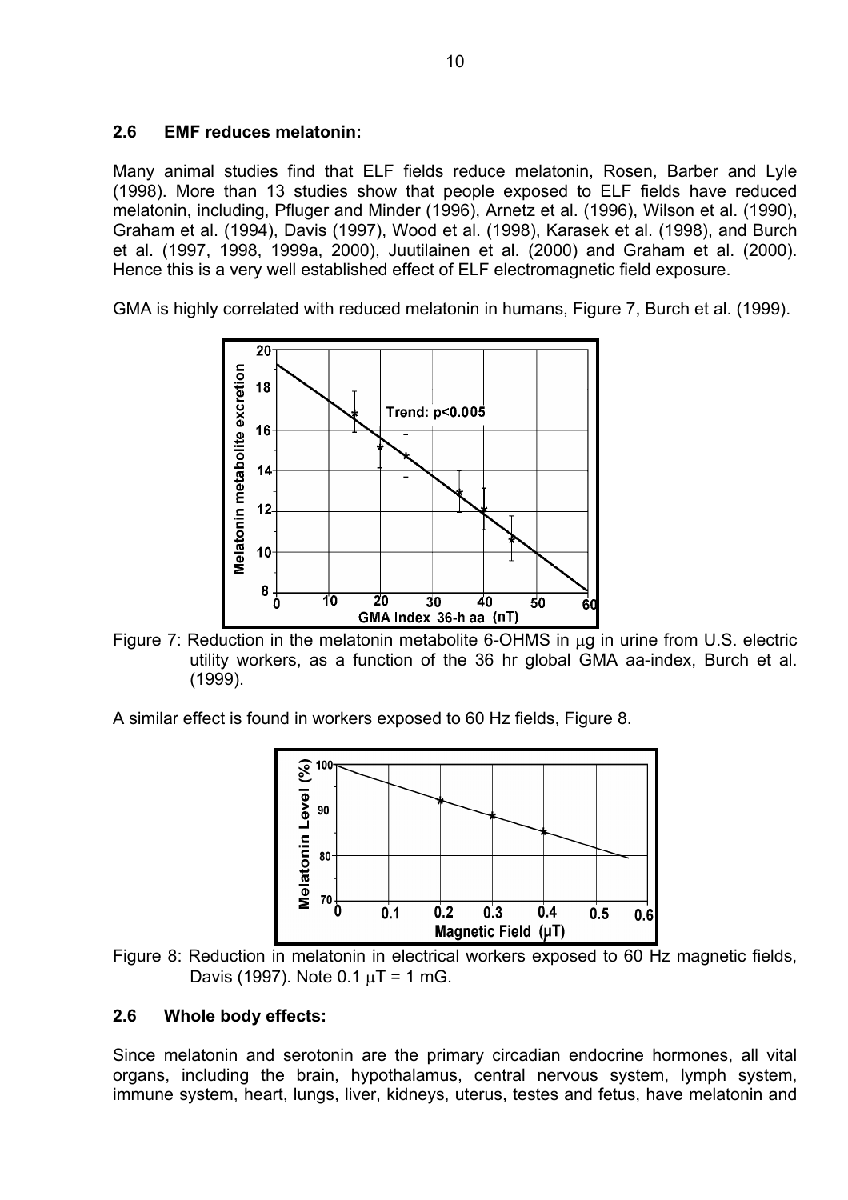## 2.6 EMF reduces melatonin:

Many animal studies find that ELF fields reduce melatonin, Rosen, Barber and Lyle (1998). More than 13 studies show that people exposed to ELF fields have reduced melatonin, including, Pfluger and Minder (1996), Arnetz et al. (1996), Wilson et al. (1990), Graham et al. (1994), Davis (1997), Wood et al. (1998), Karasek et al. (1998), and Burch et al. (1997, 1998, 1999a, 2000), Juutilainen et al. (2000) and Graham et al. (2000). Hence this is a very well established effect of ELF electromagnetic field exposure.

GMA is highly correlated with reduced melatonin in humans, Figure 7, Burch et al. (1999).

Figure 7: Reduction in the melatonin metabolite 6-OHMS in μg in urine from U.S. electric utility workers, as a function of the 36 hr global GMA aa-index, Burch et al. (1999).

A similar effect is found in workers exposed to 60 Hz fields, Figure 8.

Figure 8: Reduction in melatonin in electrical workers exposed to 60 Hz magnetic fields, Davis (1997). Note 0.1 μT = 1 mG.

## 2.6 Whole body effects:

Since melatonin and serotonin are the primary circadian endocrine hormones, all vital organs, including the brain, hypothalamus, central nervous system, lymph system, immune system, heart, lungs, liver, kidneys, uterus, testes and fetus, have melatonin and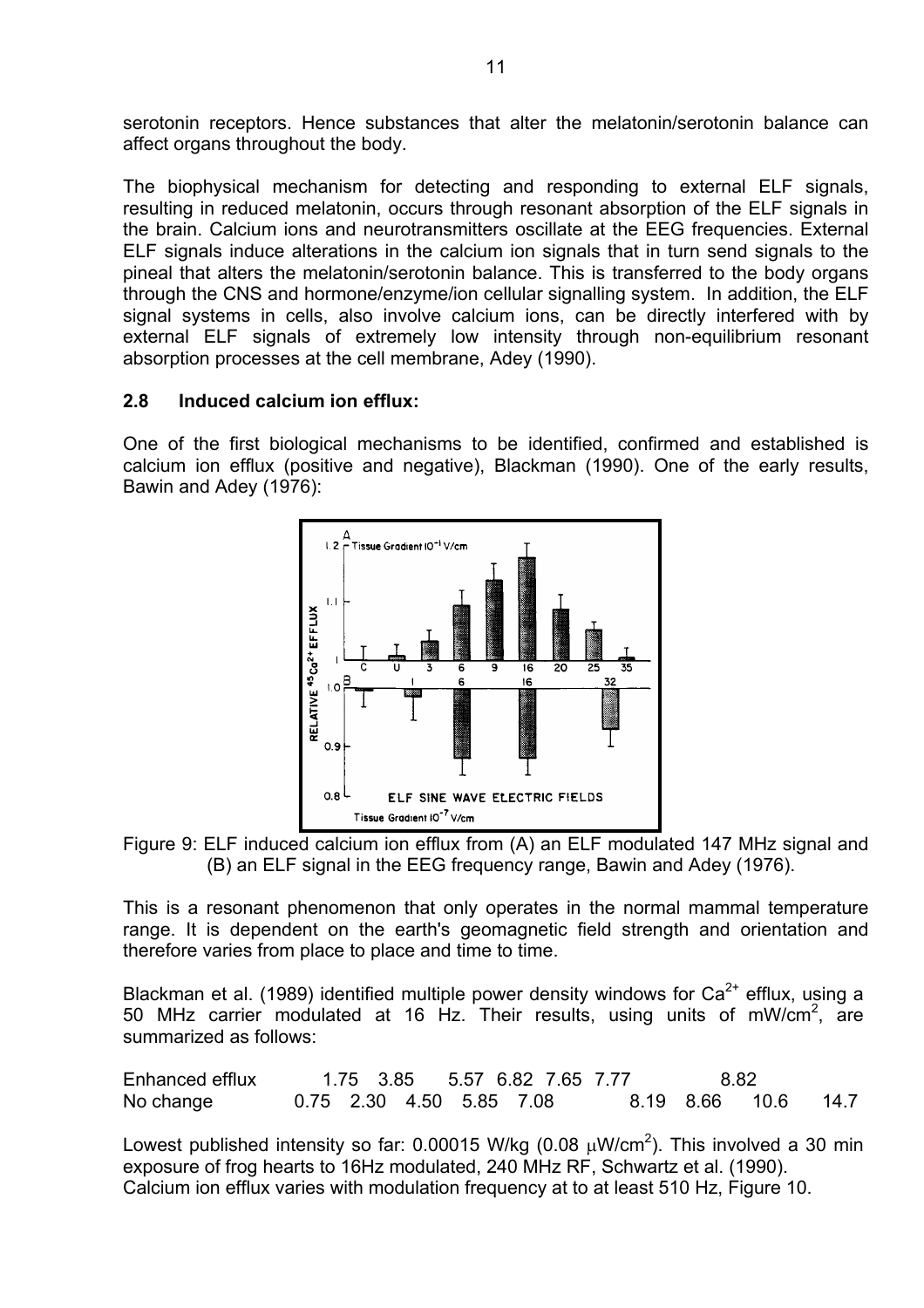serotonin receptors. Hence substances that alter the melatonin/serotonin balance can affect organs throughout the body.

The biophysical mechanism for detecting and responding to external ELF signals, resulting in reduced melatonin, occurs through resonant absorption of the ELF signals in the brain. Calcium ions and neurotransmitters oscillate at the EEG frequencies. External ELF signals induce alterations in the calcium ion signals that in turn send signals to the pineal that alters the melatonin/serotonin balance. This is transferred to the body organs through the CNS and hormone/enzyme/ion cellular signalling system. In addition, the ELF signal systems in cells, also involve calcium ions, can be directly interfered with by external ELF signals of extremely low intensity through non-equilibrium resonant absorption processes at the cell membrane, Adey (1990).

### 2.8 Induced calcium ion efflux:

One of the first biological mechanisms to be identified, confirmed and established is calcium ion efflux (positive and negative), Blackman (1990). One of the early results, Bawin and Adey (1976):

Figure 9: ELF induced calcium ion efflux from (A) an ELF modulated 147 MHz signal and (B) an ELF signal in the EEG frequency range, Bawin and Adey (1976).

This is a resonant phenomenon that only operates in the normal mammal temperature range. It is dependent on the earth's geomagnetic field strength and orientation and therefore varies from place to place and time to time.

Blackman et al. (1989) identified multiple power density windows for $Ca^{2+}$ efflux, using a 50 MHz carrier modulated at 16 Hz. Their results, using units of $mW/cm^2$, are summarized as follows:

| | | | | | | | | | |
|---|---|---|---|---|---|---|---|---|---|
| Enhanced efflux | 1.75 | 3.85 | 5.57 | 6.82 | 7.65 | 7.77 | 8.82 | | |
| No change | 0.75 | 2.30 | 4.50 | 5.85 | 7.08 | 8.19 | 8.66 | 10.6 | 14.7 |

Lowest published intensity so far: 0.00015 W/kg (0.08 $\mu W/cm^2$). This involved a 30 min exposure of frog hearts to 16Hz modulated, 240 MHz RF, Schwartz et al. (1990).
Calcium ion efflux varies with modulation frequency at to at least 510 Hz, Figure 10.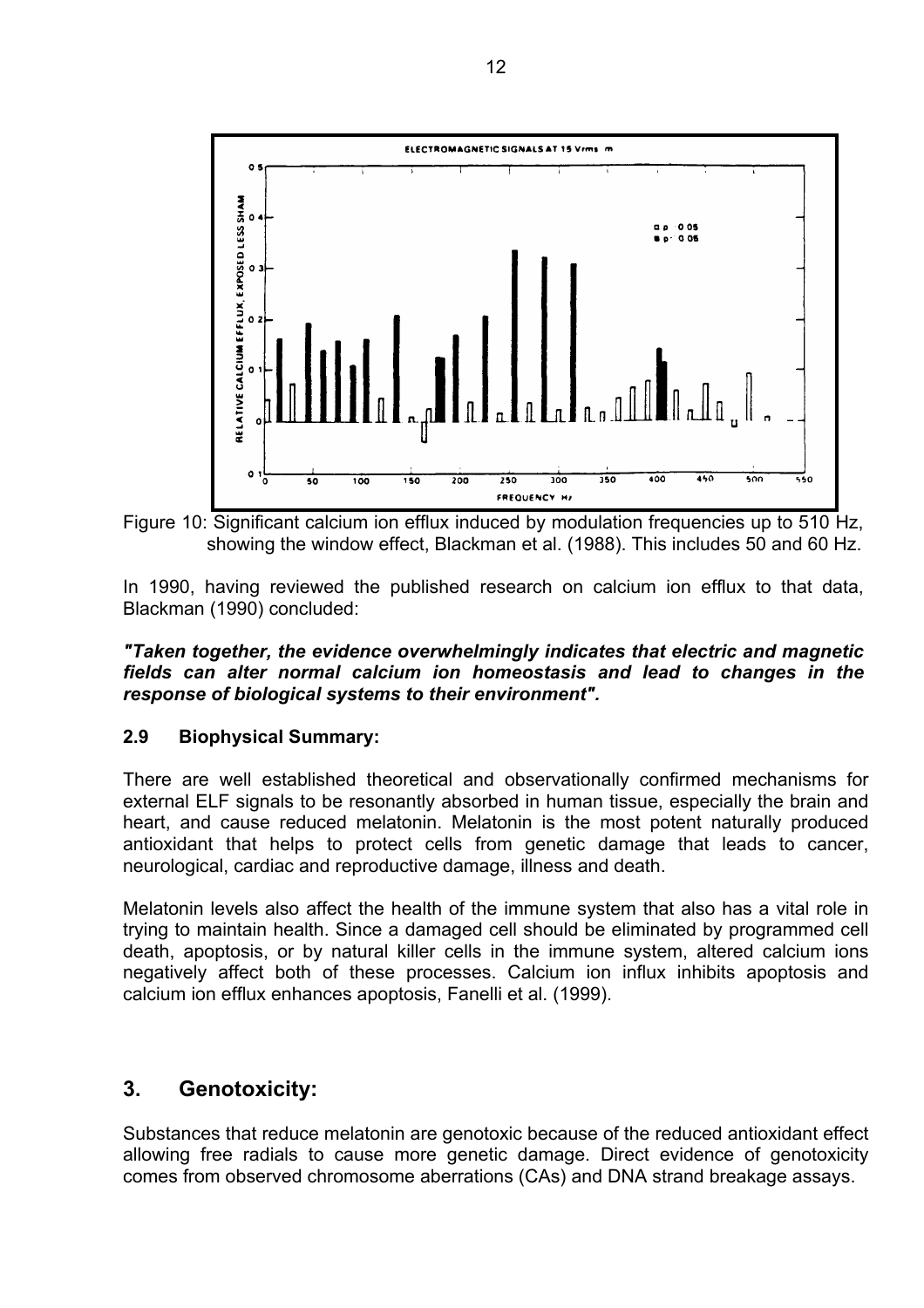Figure 10: Significant calcium ion efflux induced by modulation frequencies up to 510 Hz, showing the window effect, Blackman et al. (1988). This includes 50 and 60 Hz.

In 1990, having reviewed the published research on calcium ion efflux to that data, Blackman (1990) concluded:

***"Taken together, the evidence overwhelmingly indicates that electric and magnetic fields can alter normal calcium ion homeostasis and lead to changes in the response of biological systems to their environment".***

### 2.9 Biophysical Summary:

There are well established theoretical and observationally confirmed mechanisms for external ELF signals to be resonantly absorbed in human tissue, especially the brain and heart, and cause reduced melatonin. Melatonin is the most potent naturally produced antioxidant that helps to protect cells from genetic damage that leads to cancer, neurological, cardiac and reproductive damage, illness and death.

Melatonin levels also affect the health of the immune system that also has a vital role in trying to maintain health. Since a damaged cell should be eliminated by programmed cell death, apoptosis, or by natural killer cells in the immune system, altered calcium ions negatively affect both of these processes. Calcium ion influx inhibits apoptosis and calcium ion efflux enhances apoptosis, Fanelli et al. (1999).

## 3. Genotoxicity:

Substances that reduce melatonin are genotoxic because of the reduced antioxidant effect allowing free radials to cause more genetic damage. Direct evidence of genotoxicity comes from observed chromosome aberrations (CAs) and DNA strand breakage assays.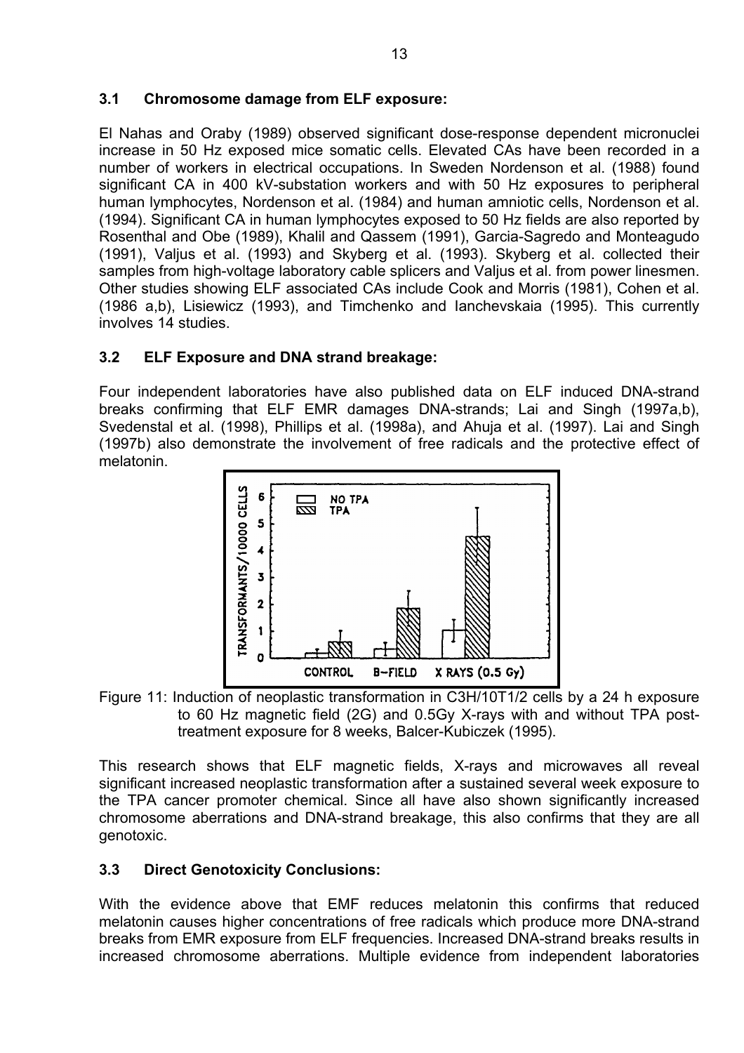### 3.1 Chromosome damage from ELF exposure:

El Nahas and Oraby (1989) observed significant dose-response dependent micronuclei increase in 50 Hz exposed mice somatic cells. Elevated CAs have been recorded in a number of workers in electrical occupations. In Sweden Nordenson et al. (1988) found significant CA in 400 kV-substation workers and with 50 Hz exposures to peripheral human lymphocytes, Nordenson et al. (1984) and human amniotic cells, Nordenson et al. (1994). Significant CA in human lymphocytes exposed to 50 Hz fields are also reported by Rosenthal and Obe (1989), Khalil and Qassem (1991), Garcia-Sagredo and Monteagudo (1991), Valjus et al. (1993) and Skyberg et al. (1993). Skyberg et al. collected their samples from high-voltage laboratory cable splicers and Valjus et al. from power linesmen. Other studies showing ELF associated CAs include Cook and Morris (1981), Cohen et al. (1986 a,b), Lisiewicz (1993), and Timchenko and Ianchevskaia (1995). This currently involves 14 studies.

### 3.2 ELF Exposure and DNA strand breakage:

Four independent laboratories have also published data on ELF induced DNA-strand breaks confirming that ELF EMR damages DNA-strands; Lai and Singh (1997a,b), Svedenstal et al. (1998), Phillips et al. (1998a), and Ahuja et al. (1997). Lai and Singh (1997b) also demonstrate the involvement of free radicals and the protective effect of melatonin.

Figure 11: Induction of neoplastic transformation in C3H/10T1/2 cells by a 24 h exposure to 60 Hz magnetic field (2G) and 0.5Gy X-rays with and without TPA post-treatment exposure for 8 weeks, Balcer-Kubiczek (1995).

This research shows that ELF magnetic fields, X-rays and microwaves all reveal significant increased neoplastic transformation after a sustained several week exposure to the TPA cancer promoter chemical. Since all have also shown significantly increased chromosome aberrations and DNA-strand breakage, this also confirms that they are all genotoxic.

### 3.3 Direct Genotoxicity Conclusions:

With the evidence above that EMF reduces melatonin this confirms that reduced melatonin causes higher concentrations of free radicals which produce more DNA-strand breaks from EMR exposure from ELF frequencies. Increased DNA-strand breaks results in increased chromosome aberrations. Multiple evidence from independent laboratories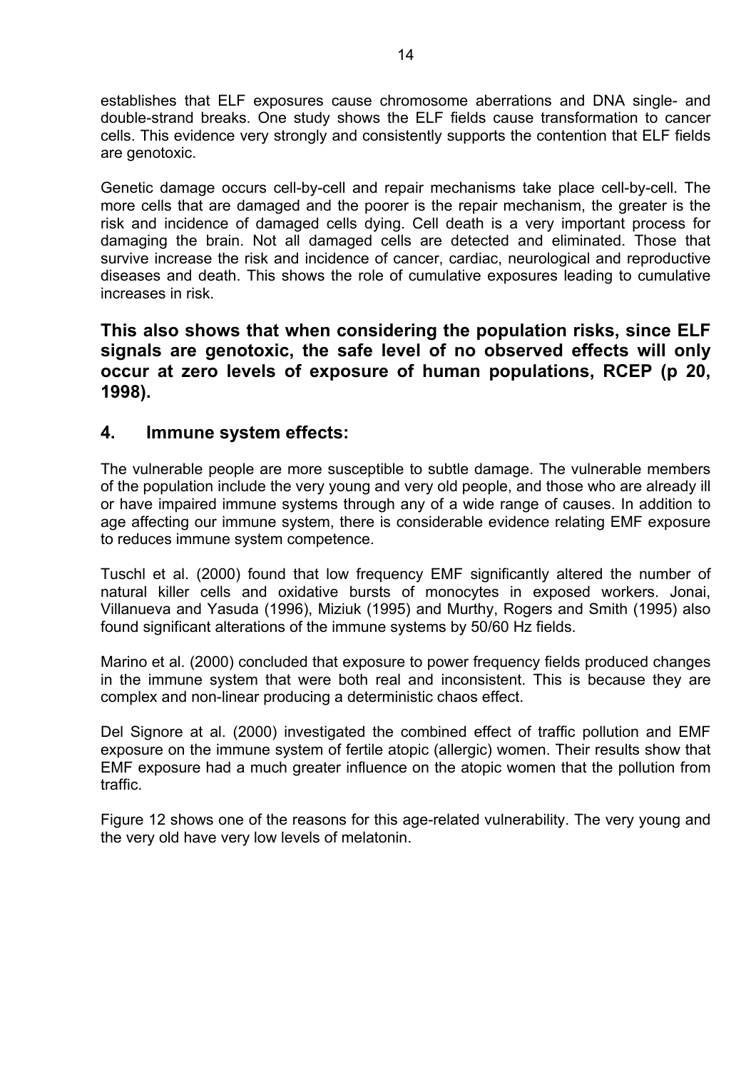establishes that ELF exposures cause chromosome aberrations and DNA single- and double-strand breaks. One study shows the ELF fields cause transformation to cancer cells. This evidence very strongly and consistently supports the contention that ELF fields are genotoxic.

Genetic damage occurs cell-by-cell and repair mechanisms take place cell-by-cell. The more cells that are damaged and the poorer is the repair mechanism, the greater is the risk and incidence of damaged cells dying. Cell death is a very important process for damaging the brain. Not all damaged cells are detected and eliminated. Those that survive increase the risk and incidence of cancer, cardiac, neurological and reproductive diseases and death. This shows the role of cumulative exposures leading to cumulative increases in risk.

**This also shows that when considering the population risks, since ELF signals are genotoxic, the safe level of no observed effects will only occur at zero levels of exposure of human populations, RCEP (p 20, 1998).**

## 4. Immune system effects:

The vulnerable people are more susceptible to subtle damage. The vulnerable members of the population include the very young and very old people, and those who are already ill or have impaired immune systems through any of a wide range of causes. In addition to age affecting our immune system, there is considerable evidence relating EMF exposure to reduces immune system competence.

Tuschl et al. (2000) found that low frequency EMF significantly altered the number of natural killer cells and oxidative bursts of monocytes in exposed workers. Jonai, Villanueva and Yasuda (1996), Miziuk (1995) and Murthy, Rogers and Smith (1995) also found significant alterations of the immune systems by 50/60 Hz fields.

Marino et al. (2000) concluded that exposure to power frequency fields produced changes in the immune system that were both real and inconsistent. This is because they are complex and non-linear producing a deterministic chaos effect.

Del Signore at al. (2000) investigated the combined effect of traffic pollution and EMF exposure on the immune system of fertile atopic (allergic) women. Their results show that EMF exposure had a much greater influence on the atopic women that the pollution from traffic.

Figure 12 shows one of the reasons for this age-related vulnerability. The very young and the very old have very low levels of melatonin.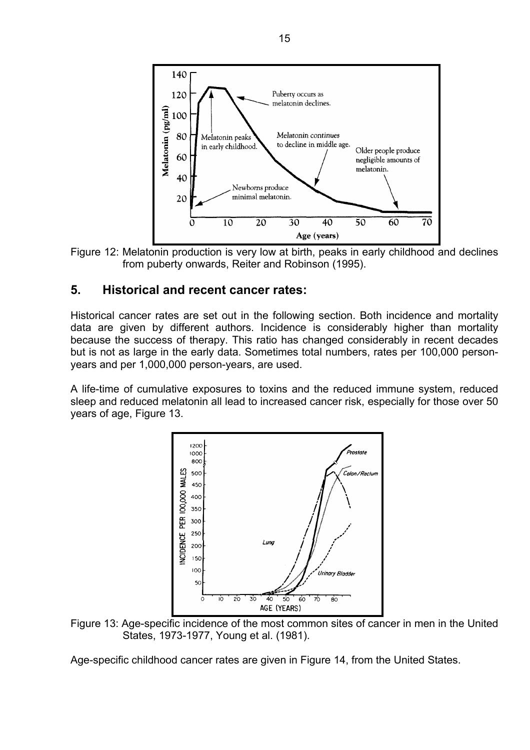Figure 12: Melatonin production is very low at birth, peaks in early childhood and declines from puberty onwards, Reiter and Robinson (1995).

## 5. Historical and recent cancer rates:

Historical cancer rates are set out in the following section. Both incidence and mortality data are given by different authors. Incidence is considerably higher than mortality because the success of therapy. This ratio has changed considerably in recent decades but is not as large in the early data. Sometimes total numbers, rates per 100,000 person-years and per 1,000,000 person-years, are used.

A life-time of cumulative exposures to toxins and the reduced immune system, reduced sleep and reduced melatonin all lead to increased cancer risk, especially for those over 50 years of age, Figure 13.

Figure 13: Age-specific incidence of the most common sites of cancer in men in the United States, 1973-1977, Young et al. (1981).

Age-specific childhood cancer rates are given in Figure 14, from the United States.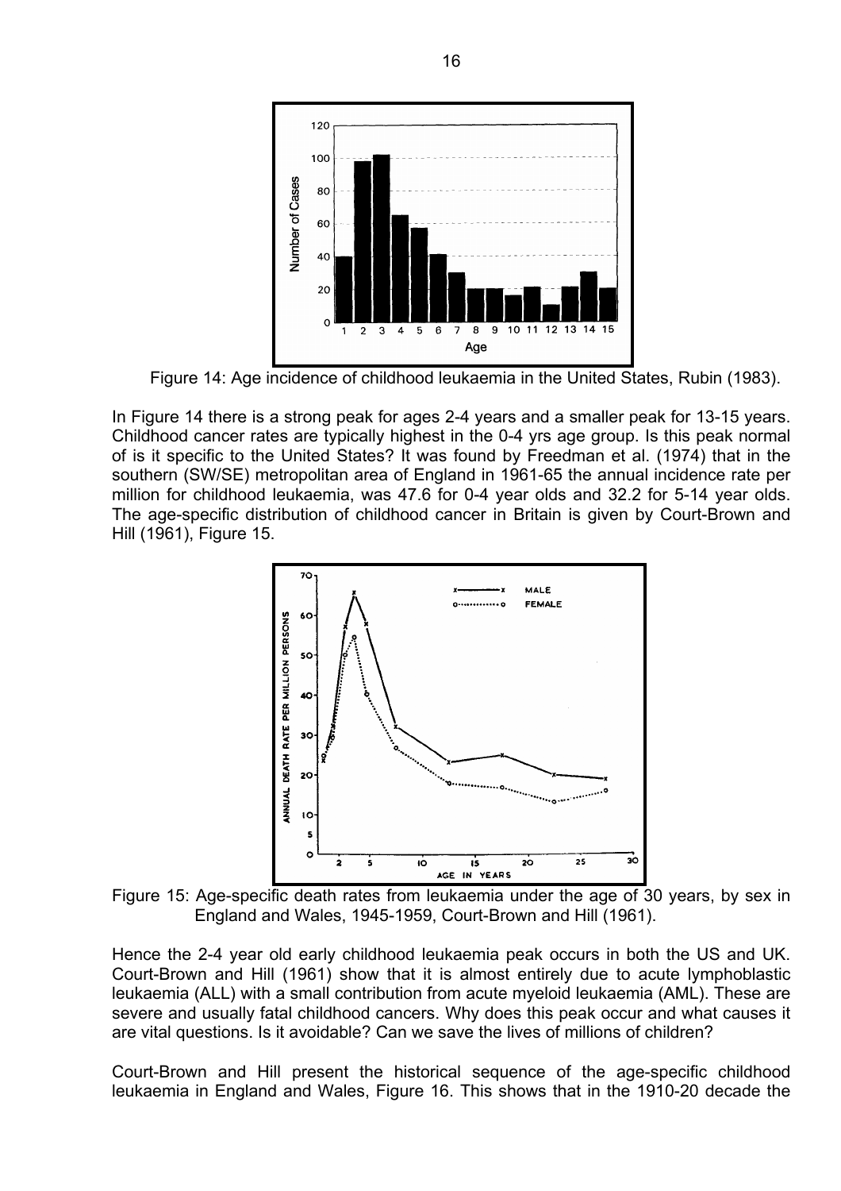Figure 14: Age incidence of childhood leukaemia in the United States, Rubin (1983).

In Figure 14 there is a strong peak for ages 2-4 years and a smaller peak for 13-15 years. Childhood cancer rates are typically highest in the 0-4 yrs age group. Is this peak normal of is it specific to the United States? It was found by Freedman et al. (1974) that in the southern (SW/SE) metropolitan area of England in 1961-65 the annual incidence rate per million for childhood leukaemia, was 47.6 for 0-4 year olds and 32.2 for 5-14 year olds. The age-specific distribution of childhood cancer in Britain is given by Court-Brown and Hill (1961), Figure 15.

Figure 15: Age-specific death rates from leukaemia under the age of 30 years, by sex in England and Wales, 1945-1959, Court-Brown and Hill (1961).

Hence the 2-4 year old early childhood leukaemia peak occurs in both the US and UK. Court-Brown and Hill (1961) show that it is almost entirely due to acute lymphoblastic leukaemia (ALL) with a small contribution from acute myeloid leukaemia (AML). These are severe and usually fatal childhood cancers. Why does this peak occur and what causes it are vital questions. Is it avoidable? Can we save the lives of millions of children?

Court-Brown and Hill present the historical sequence of the age-specific childhood leukaemia in England and Wales, Figure 16. This shows that in the 1910-20 decade the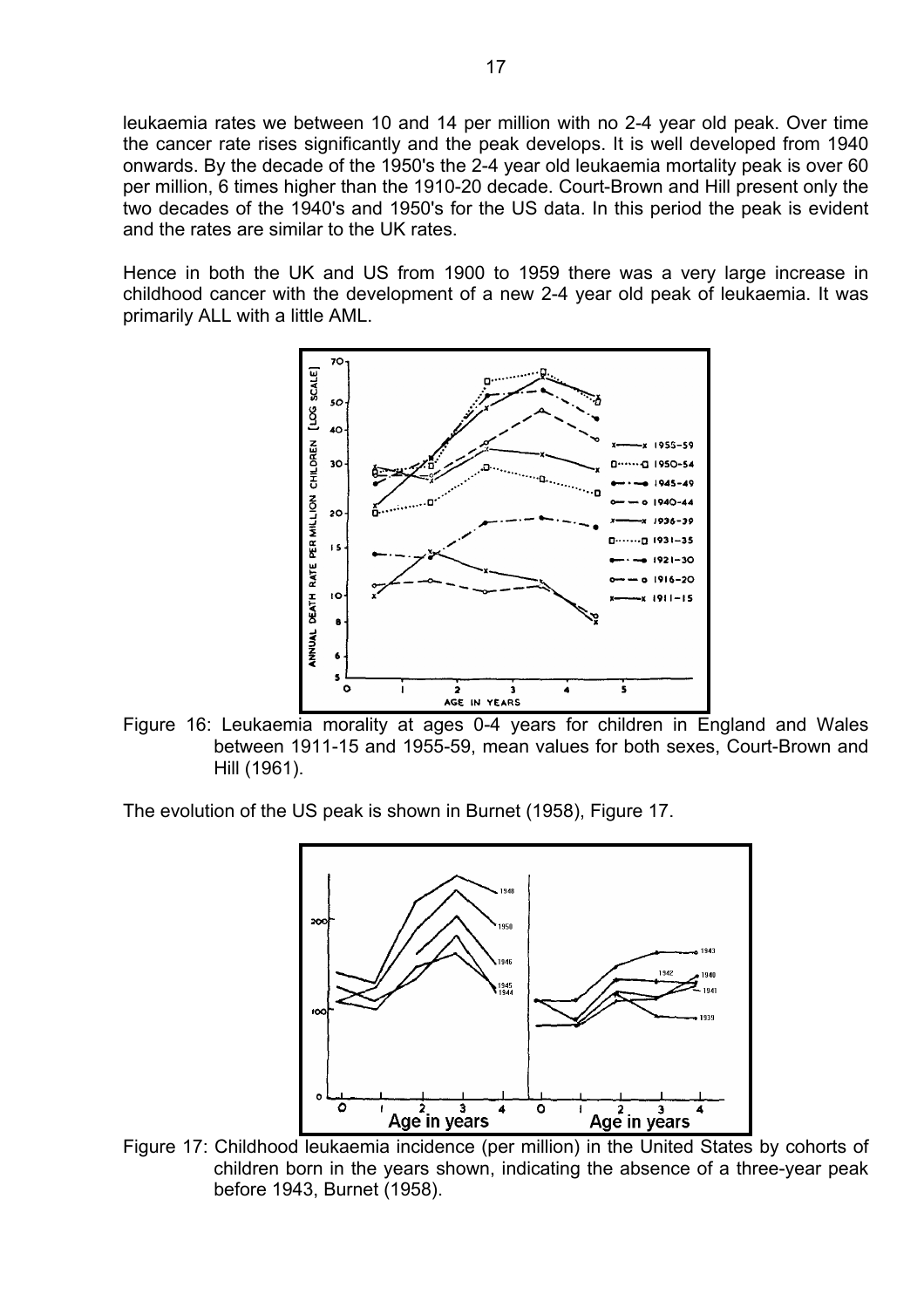leukaemia rates we between 10 and 14 per million with no 2-4 year old peak. Over time the cancer rate rises significantly and the peak develops. It is well developed from 1940 onwards. By the decade of the 1950's the 2-4 year old leukaemia mortality peak is over 60 per million, 6 times higher than the 1910-20 decade. Court-Brown and Hill present only the two decades of the 1940's and 1950's for the US data. In this period the peak is evident and the rates are similar to the UK rates.

Hence in both the UK and US from 1900 to 1959 there was a very large increase in childhood cancer with the development of a new 2-4 year old peak of leukaemia. It was primarily ALL with a little AML.

Figure 16: Leukaemia morality at ages 0-4 years for children in England and Wales between 1911-15 and 1955-59, mean values for both sexes, Court-Brown and Hill (1961).

The evolution of the US peak is shown in Burnet (1958), Figure 17.

Figure 17: Childhood leukaemia incidence (per million) in the United States by cohorts of children born in the years shown, indicating the absence of a three-year peak before 1943, Burnet (1958).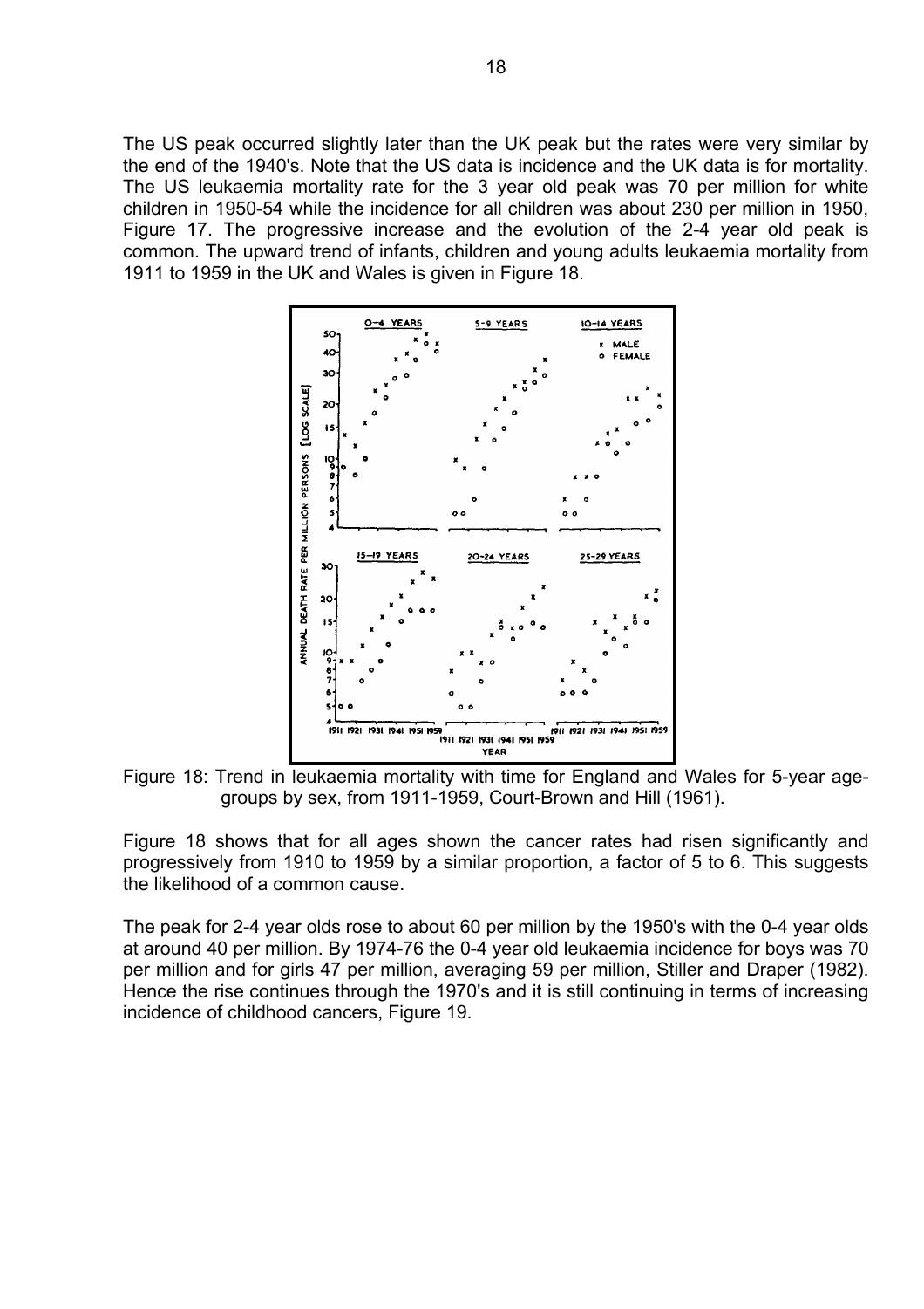The US peak occurred slightly later than the UK peak but the rates were very similar by the end of the 1940's. Note that the US data is incidence and the UK data is for mortality. The US leukaemia mortality rate for the 3 year old peak was 70 per million for white children in 1950-54 while the incidence for all children was about 230 per million in 1950, Figure 17. The progressive increase and the evolution of the 2-4 year old peak is common. The upward trend of infants, children and young adults leukaemia mortality from 1911 to 1959 in the UK and Wales is given in Figure 18.

Figure 18: Trend in leukaemia mortality with time for England and Wales for 5-year age-groups by sex, from 1911-1959, Court-Brown and Hill (1961).

Figure 18 shows that for all ages shown the cancer rates had risen significantly and progressively from 1910 to 1959 by a similar proportion, a factor of 5 to 6. This suggests the likelihood of a common cause.

The peak for 2-4 year olds rose to about 60 per million by the 1950's with the 0-4 year olds at around 40 per million. By 1974-76 the 0-4 year old leukaemia incidence for boys was 70 per million and for girls 47 per million, averaging 59 per million, Stiller and Draper (1982). Hence the rise continues through the 1970's and it is still continuing in terms of increasing incidence of childhood cancers, Figure 19.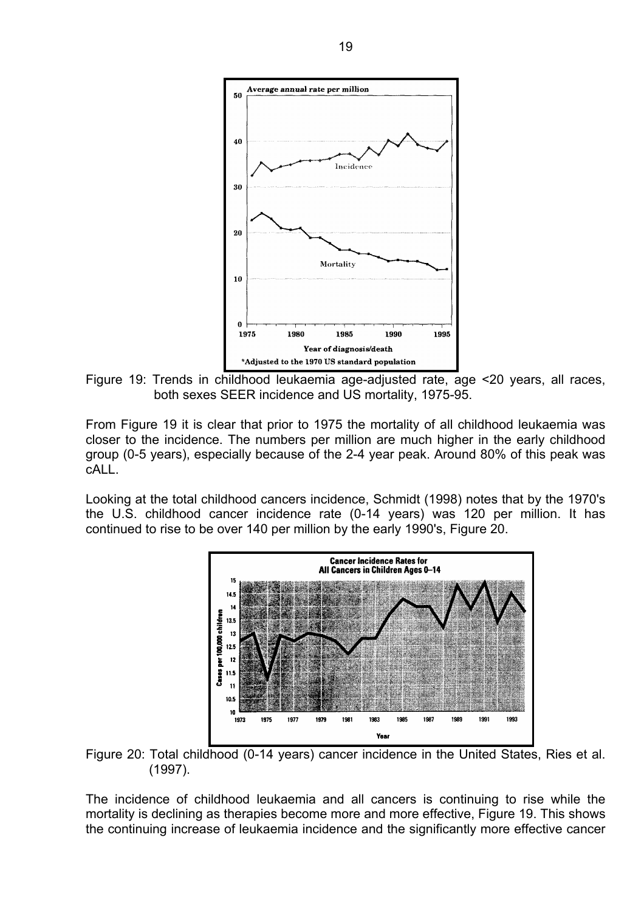Figure 19: Trends in childhood leukaemia age-adjusted rate, age <20 years, all races, both sexes SEER incidence and US mortality, 1975-95.

From Figure 19 it is clear that prior to 1975 the mortality of all childhood leukaemia was closer to the incidence. The numbers per million are much higher in the early childhood group (0-5 years), especially because of the 2-4 year peak. Around 80% of this peak was cALL.

Looking at the total childhood cancers incidence, Schmidt (1998) notes that by the 1970's the U.S. childhood cancer incidence rate (0-14 years) was 120 per million. It has continued to rise to be over 140 per million by the early 1990's, Figure 20.

Figure 20: Total childhood (0-14 years) cancer incidence in the United States, Ries et al. (1997).

The incidence of childhood leukaemia and all cancers is continuing to rise while the mortality is declining as therapies become more and more effective, Figure 19. This shows the continuing increase of leukaemia incidence and the significantly more effective cancer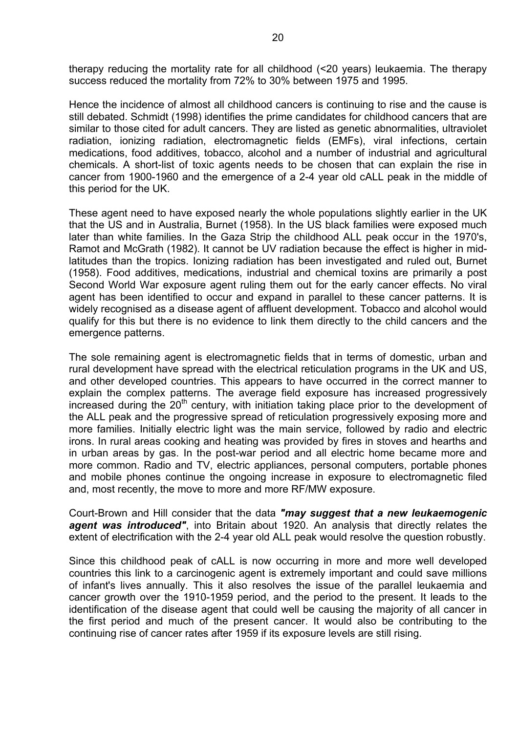therapy reducing the mortality rate for all childhood (<20 years) leukaemia. The therapy success reduced the mortality from 72% to 30% between 1975 and 1995.

Hence the incidence of almost all childhood cancers is continuing to rise and the cause is still debated. Schmidt (1998) identifies the prime candidates for childhood cancers that are similar to those cited for adult cancers. They are listed as genetic abnormalities, ultraviolet radiation, ionizing radiation, electromagnetic fields (EMFs), viral infections, certain medications, food additives, tobacco, alcohol and a number of industrial and agricultural chemicals. A short-list of toxic agents needs to be chosen that can explain the rise in cancer from 1900-1960 and the emergence of a 2-4 year old cALL peak in the middle of this period for the UK.

These agent need to have exposed nearly the whole populations slightly earlier in the UK that the US and in Australia, Burnet (1958). In the US black families were exposed much later than white families. In the Gaza Strip the childhood ALL peak occur in the 1970's, Ramot and McGrath (1982). It cannot be UV radiation because the effect is higher in mid-latitudes than the tropics. Ionizing radiation has been investigated and ruled out, Burnet (1958). Food additives, medications, industrial and chemical toxins are primarily a post Second World War exposure agent ruling them out for the early cancer effects. No viral agent has been identified to occur and expand in parallel to these cancer patterns. It is widely recognised as a disease agent of affluent development. Tobacco and alcohol would qualify for this but there is no evidence to link them directly to the child cancers and the emergence patterns.

The sole remaining agent is electromagnetic fields that in terms of domestic, urban and rural development have spread with the electrical reticulation programs in the UK and US, and other developed countries. This appears to have occurred in the correct manner to explain the complex patterns. The average field exposure has increased progressively increased during the 20th century, with initiation taking place prior to the development of the ALL peak and the progressive spread of reticulation progressively exposing more and more families. Initially electric light was the main service, followed by radio and electric irons. In rural areas cooking and heating was provided by fires in stoves and hearths and in urban areas by gas. In the post-war period and all electric home became more and more common. Radio and TV, electric appliances, personal computers, portable phones and mobile phones continue the ongoing increase in exposure to electromagnetic filed and, most recently, the move to more and more RF/MW exposure.

Court-Brown and Hill consider that the data ***"may suggest that a new leukaemogenic agent was introduced"***, into Britain about 1920. An analysis that directly relates the extent of electrification with the 2-4 year old ALL peak would resolve the question robustly.

Since this childhood peak of cALL is now occurring in more and more well developed countries this link to a carcinogenic agent is extremely important and could save millions of infant's lives annually. This it also resolves the issue of the parallel leukaemia and cancer growth over the 1910-1959 period, and the period to the present. It leads to the identification of the disease agent that could well be causing the majority of all cancer in the first period and much of the present cancer. It would also be contributing to the continuing rise of cancer rates after 1959 if its exposure levels are still rising.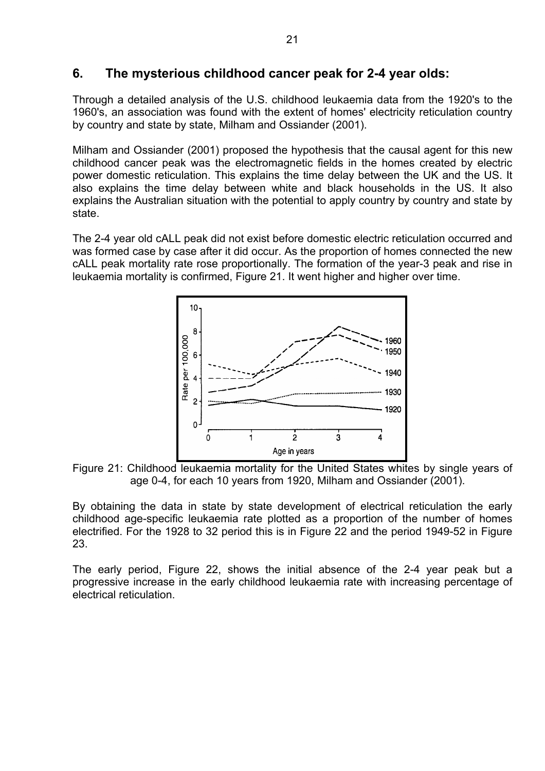## 6. The mysterious childhood cancer peak for 2-4 year olds:

Through a detailed analysis of the U.S. childhood leukaemia data from the 1920's to the 1960's, an association was found with the extent of homes' electricity reticulation country by country and state by state, Milham and Ossiander (2001).

Milham and Ossiander (2001) proposed the hypothesis that the causal agent for this new childhood cancer peak was the electromagnetic fields in the homes created by electric power domestic reticulation. This explains the time delay between the UK and the US. It also explains the time delay between white and black households in the US. It also explains the Australian situation with the potential to apply country by country and state by state.

The 2-4 year old cALL peak did not exist before domestic electric reticulation occurred and was formed case by case after it did occur. As the proportion of homes connected the new cALL peak mortality rate rose proportionally. The formation of the year-3 peak and rise in leukaemia mortality is confirmed, Figure 21. It went higher and higher over time.

Figure 21: Childhood leukaemia mortality for the United States whites by single years of age 0-4, for each 10 years from 1920, Milham and Ossiander (2001).

By obtaining the data in state by state development of electrical reticulation the early childhood age-specific leukaemia rate plotted as a proportion of the number of homes electrified. For the 1928 to 32 period this is in Figure 22 and the period 1949-52 in Figure 23.

The early period, Figure 22, shows the initial absence of the 2-4 year peak but a progressive increase in the early childhood leukaemia rate with increasing percentage of electrical reticulation.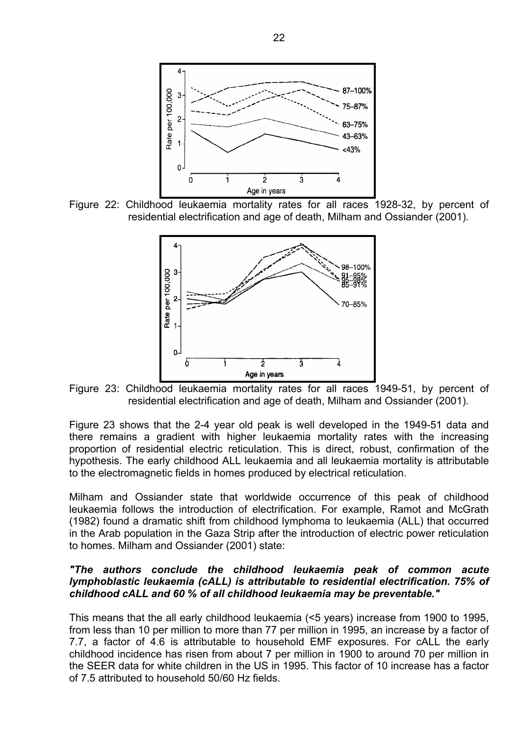Figure 22: Childhood leukaemia mortality rates for all races 1928-32, by percent of residential electrification and age of death, Milham and Ossiander (2001).

Figure 23: Childhood leukaemia mortality rates for all races 1949-51, by percent of residential electrification and age of death, Milham and Ossiander (2001).

Figure 23 shows that the 2-4 year old peak is well developed in the 1949-51 data and there remains a gradient with higher leukaemia mortality rates with the increasing proportion of residential electric reticulation. This is direct, robust, confirmation of the hypothesis. The early childhood ALL leukaemia and all leukaemia mortality is attributable to the electromagnetic fields in homes produced by electrical reticulation.

Milham and Ossiander state that worldwide occurrence of this peak of childhood leukaemia follows the introduction of electrification. For example, Ramot and McGrath (1982) found a dramatic shift from childhood lymphoma to leukaemia (ALL) that occurred in the Arab population in the Gaza Strip after the introduction of electric power reticulation to homes. Milham and Ossiander (2001) state:

***"The authors conclude the childhood leukaemia peak of common acute lymphoblastic leukaemia (cALL) is attributable to residential electrification. 75% of childhood cALL and 60 % of all childhood leukaemia may be preventable."***

This means that the all early childhood leukaemia (<5 years) increase from 1900 to 1995, from less than 10 per million to more than 77 per million in 1995, an increase by a factor of 7.7, a factor of 4.6 is attributable to household EMF exposures. For cALL the early childhood incidence has risen from about 7 per million in 1900 to around 70 per million in the SEER data for white children in the US in 1995. This factor of 10 increase has a factor of 7.5 attributed to household 50/60 Hz fields.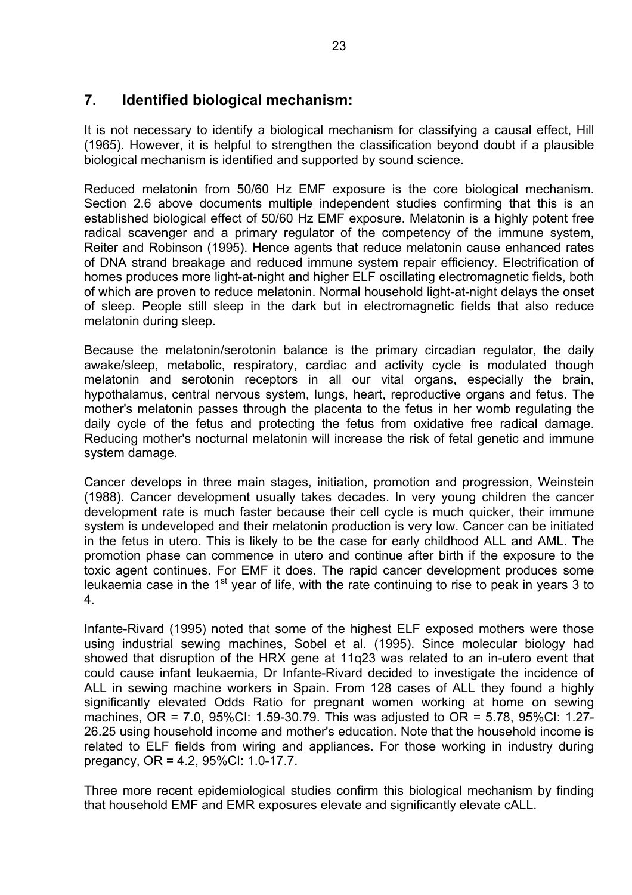## 7. Identified biological mechanism:

It is not necessary to identify a biological mechanism for classifying a causal effect, Hill (1965). However, it is helpful to strengthen the classification beyond doubt if a plausible biological mechanism is identified and supported by sound science.

Reduced melatonin from 50/60 Hz EMF exposure is the core biological mechanism. Section 2.6 above documents multiple independent studies confirming that this is an established biological effect of 50/60 Hz EMF exposure. Melatonin is a highly potent free radical scavenger and a primary regulator of the competency of the immune system, Reiter and Robinson (1995). Hence agents that reduce melatonin cause enhanced rates of DNA strand breakage and reduced immune system repair efficiency. Electrification of homes produces more light-at-night and higher ELF oscillating electromagnetic fields, both of which are proven to reduce melatonin. Normal household light-at-night delays the onset of sleep. People still sleep in the dark but in electromagnetic fields that also reduce melatonin during sleep.

Because the melatonin/serotonin balance is the primary circadian regulator, the daily awake/sleep, metabolic, respiratory, cardiac and activity cycle is modulated though melatonin and serotonin receptors in all our vital organs, especially the brain, hypothalamus, central nervous system, lungs, heart, reproductive organs and fetus. The mother's melatonin passes through the placenta to the fetus in her womb regulating the daily cycle of the fetus and protecting the fetus from oxidative free radical damage. Reducing mother's nocturnal melatonin will increase the risk of fetal genetic and immune system damage.

Cancer develops in three main stages, initiation, promotion and progression, Weinstein (1988). Cancer development usually takes decades. In very young children the cancer development rate is much faster because their cell cycle is much quicker, their immune system is undeveloped and their melatonin production is very low. Cancer can be initiated in the fetus in utero. This is likely to be the case for early childhood ALL and AML. The promotion phase can commence in utero and continue after birth if the exposure to the toxic agent continues. For EMF it does. The rapid cancer development produces some leukaemia case in the 1st year of life, with the rate continuing to rise to peak in years 3 to 4.

Infante-Rivard (1995) noted that some of the highest ELF exposed mothers were those using industrial sewing machines, Sobel et al. (1995). Since molecular biology had showed that disruption of the HRX gene at 11q23 was related to an in-utero event that could cause infant leukaemia, Dr Infante-Rivard decided to investigate the incidence of ALL in sewing machine workers in Spain. From 128 cases of ALL they found a highly significantly elevated Odds Ratio for pregnant women working at home on sewing machines, OR = 7.0, 95%CI: 1.59-30.79. This was adjusted to OR = 5.78, 95%CI: 1.27-26.25 using household income and mother's education. Note that the household income is related to ELF fields from wiring and appliances. For those working in industry during pregancy, OR = 4.2, 95%CI: 1.0-17.7.

Three more recent epidemiological studies confirm this biological mechanism by finding that household EMF and EMR exposures elevate and significantly elevate cALL.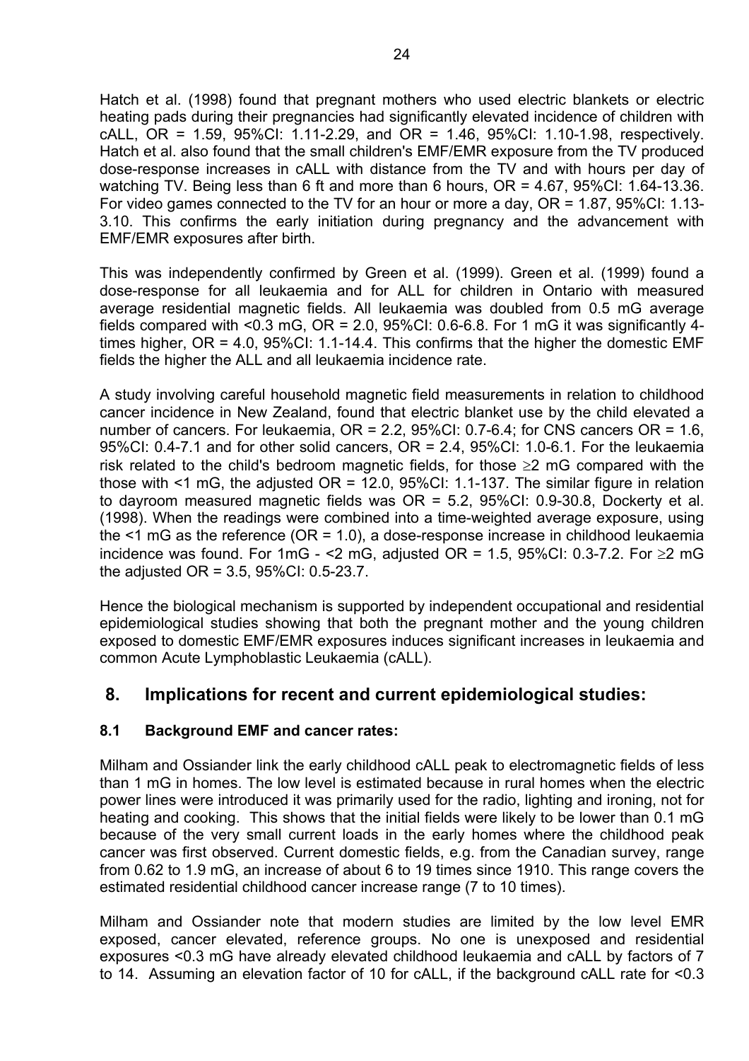Hatch et al. (1998) found that pregnant mothers who used electric blankets or electric heating pads during their pregnancies had significantly elevated incidence of children with cALL, OR = 1.59, 95%CI: 1.11-2.29, and OR = 1.46, 95%CI: 1.10-1.98, respectively. Hatch et al. also found that the small children's EMF/EMR exposure from the TV produced dose-response increases in cALL with distance from the TV and with hours per day of watching TV. Being less than 6 ft and more than 6 hours, OR = 4.67, 95%CI: 1.64-13.36. For video games connected to the TV for an hour or more a day, OR = 1.87, 95%CI: 1.13-3.10. This confirms the early initiation during pregnancy and the advancement with EMF/EMR exposures after birth.

This was independently confirmed by Green et al. (1999). Green et al. (1999) found a dose-response for all leukaemia and for ALL for children in Ontario with measured average residential magnetic fields. All leukaemia was doubled from 0.5 mG average fields compared with <0.3 mG, OR = 2.0, 95%CI: 0.6-6.8. For 1 mG it was significantly 4-times higher, OR = 4.0, 95%CI: 1.1-14.4. This confirms that the higher the domestic EMF fields the higher the ALL and all leukaemia incidence rate.

A study involving careful household magnetic field measurements in relation to childhood cancer incidence in New Zealand, found that electric blanket use by the child elevated a number of cancers. For leukaemia, OR = 2.2, 95%CI: 0.7-6.4; for CNS cancers OR = 1.6, 95%CI: 0.4-7.1 and for other solid cancers, OR = 2.4, 95%CI: 1.0-6.1. For the leukaemia risk related to the child's bedroom magnetic fields, for those ≥2 mG compared with the those with <1 mG, the adjusted OR = 12.0, 95%CI: 1.1-137. The similar figure in relation to dayroom measured magnetic fields was OR = 5.2, 95%CI: 0.9-30.8, Dockerty et al. (1998). When the readings were combined into a time-weighted average exposure, using the <1 mG as the reference (OR = 1.0), a dose-response increase in childhood leukaemia incidence was found. For 1mG - <2 mG, adjusted OR = 1.5, 95%CI: 0.3-7.2. For ≥2 mG the adjusted OR = 3.5, 95%CI: 0.5-23.7.

Hence the biological mechanism is supported by independent occupational and residential epidemiological studies showing that both the pregnant mother and the young children exposed to domestic EMF/EMR exposures induces significant increases in leukaemia and common Acute Lymphoblastic Leukaemia (cALL).

## 8. Implications for recent and current epidemiological studies:

### 8.1 Background EMF and cancer rates:

Milham and Ossiander link the early childhood cALL peak to electromagnetic fields of less than 1 mG in homes. The low level is estimated because in rural homes when the electric power lines were introduced it was primarily used for the radio, lighting and ironing, not for heating and cooking. This shows that the initial fields were likely to be lower than 0.1 mG because of the very small current loads in the early homes where the childhood peak cancer was first observed. Current domestic fields, e.g. from the Canadian survey, range from 0.62 to 1.9 mG, an increase of about 6 to 19 times since 1910. This range covers the estimated residential childhood cancer increase range (7 to 10 times).

Milham and Ossiander note that modern studies are limited by the low level EMR exposed, cancer elevated, reference groups. No one is unexposed and residential exposures <0.3 mG have already elevated childhood leukaemia and cALL by factors of 7 to 14. Assuming an elevation factor of 10 for cALL, if the background cALL rate for <0.3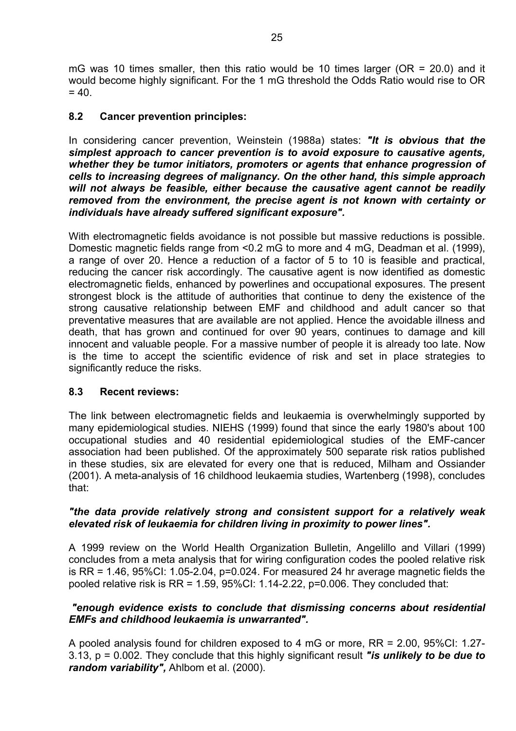mG was 10 times smaller, then this ratio would be 10 times larger (OR = 20.0) and it would become highly significant. For the 1 mG threshold the Odds Ratio would rise to OR = 40.

## 8.2 Cancer prevention principles:

In considering cancer prevention, Weinstein (1988a) states: ***"It is obvious that the simplest approach to cancer prevention is to avoid exposure to causative agents, whether they be tumor initiators, promoters or agents that enhance progression of cells to increasing degrees of malignancy. On the other hand, this simple approach will not always be feasible, either because the causative agent cannot be readily removed from the environment, the precise agent is not known with certainty or individuals have already suffered significant exposure".***

With electromagnetic fields avoidance is not possible but massive reductions is possible. Domestic magnetic fields range from <0.2 mG to more and 4 mG, Deadman et al. (1999), a range of over 20. Hence a reduction of a factor of 5 to 10 is feasible and practical, reducing the cancer risk accordingly. The causative agent is now identified as domestic electromagnetic fields, enhanced by powerlines and occupational exposures. The present strongest block is the attitude of authorities that continue to deny the existence of the strong causative relationship between EMF and childhood and adult cancer so that preventative measures that are available are not applied. Hence the avoidable illness and death, that has grown and continued for over 90 years, continues to damage and kill innocent and valuable people. For a massive number of people it is already too late. Now is the time to accept the scientific evidence of risk and set in place strategies to significantly reduce the risks.

## 8.3 Recent reviews:

The link between electromagnetic fields and leukaemia is overwhelmingly supported by many epidemiological studies. NIEHS (1999) found that since the early 1980's about 100 occupational studies and 40 residential epidemiological studies of the EMF-cancer association had been published. Of the approximately 500 separate risk ratios published in these studies, six are elevated for every one that is reduced, Milham and Ossiander (2001). A meta-analysis of 16 childhood leukaemia studies, Wartenberg (1998), concludes that:

***"the data provide relatively strong and consistent support for a relatively weak elevated risk of leukaemia for children living in proximity to power lines".***

A 1999 review on the World Health Organization Bulletin, Angelillo and Villari (1999) concludes from a meta analysis that for wiring configuration codes the pooled relative risk is RR = 1.46, 95%CI: 1.05-2.04, p=0.024. For measured 24 hr average magnetic fields the pooled relative risk is RR = 1.59, 95%CI: 1.14-2.22, p=0.006. They concluded that:

***"enough evidence exists to conclude that dismissing concerns about residential EMFs and childhood leukaemia is unwarranted".***

A pooled analysis found for children exposed to 4 mG or more, RR = 2.00, 95%CI: 1.27-3.13, p = 0.002. They conclude that this highly significant result ***"is unlikely to be due to random variability",*** Ahlbom et al. (2000).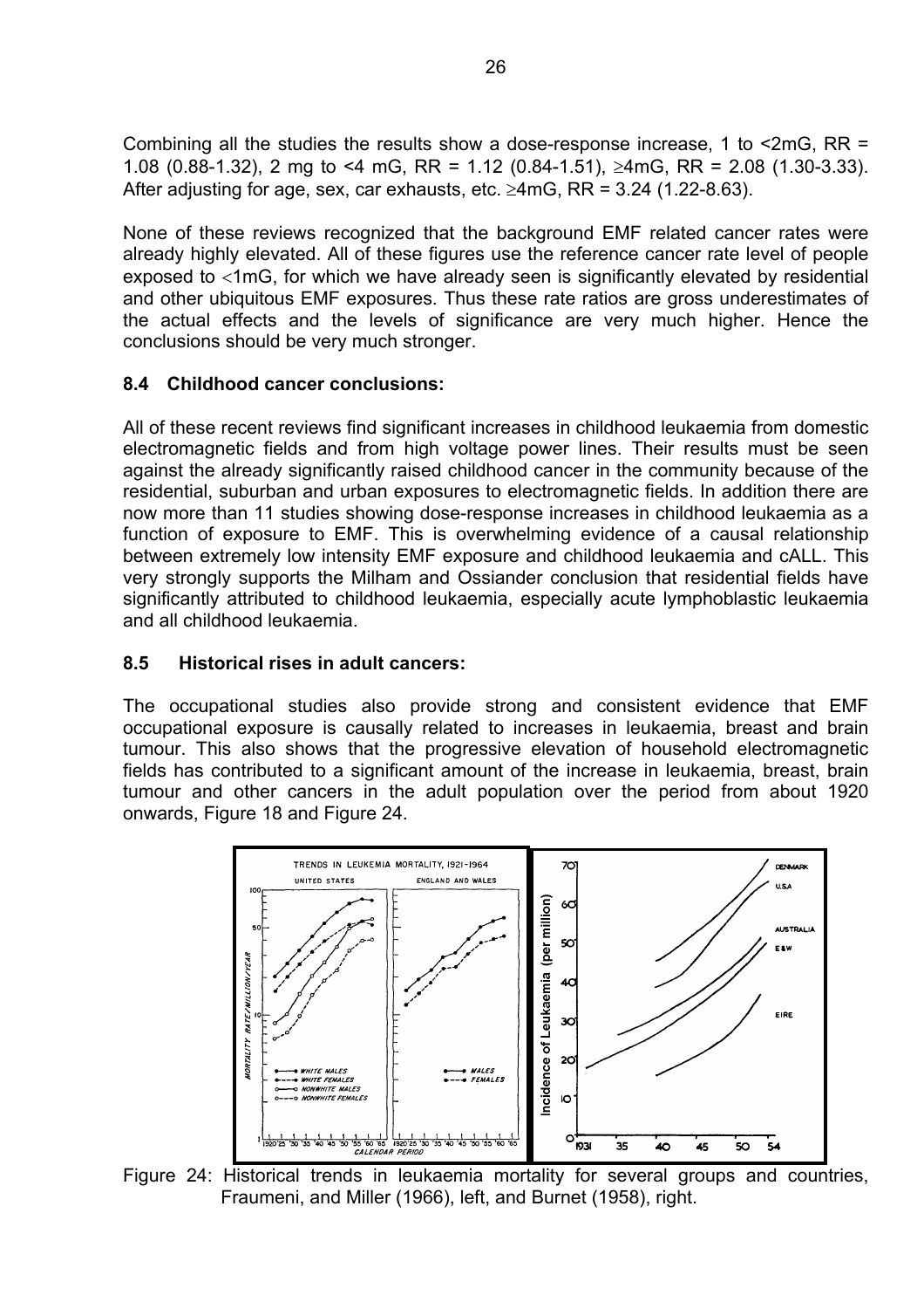Combining all the studies the results show a dose-response increase, 1 to <2mG, RR = 1.08 (0.88-1.32), 2 mg to <4 mG, RR = 1.12 (0.84-1.51), ≥4mG, RR = 2.08 (1.30-3.33). After adjusting for age, sex, car exhausts, etc. ≥4mG, RR = 3.24 (1.22-8.63).

None of these reviews recognized that the background EMF related cancer rates were already highly elevated. All of these figures use the reference cancer rate level of people exposed to <1mG, for which we have already seen is significantly elevated by residential and other ubiquitous EMF exposures. Thus these rate ratios are gross underestimates of the actual effects and the levels of significance are very much higher. Hence the conclusions should be very much stronger.

### 8.4 Childhood cancer conclusions:

All of these recent reviews find significant increases in childhood leukaemia from domestic electromagnetic fields and from high voltage power lines. Their results must be seen against the already significantly raised childhood cancer in the community because of the residential, suburban and urban exposures to electromagnetic fields. In addition there are now more than 11 studies showing dose-response increases in childhood leukaemia as a function of exposure to EMF. This is overwhelming evidence of a causal relationship between extremely low intensity EMF exposure and childhood leukaemia and cALL. This very strongly supports the Milham and Ossiander conclusion that residential fields have significantly attributed to childhood leukaemia, especially acute lymphoblastic leukaemia and all childhood leukaemia.

### 8.5 Historical rises in adult cancers:

The occupational studies also provide strong and consistent evidence that EMF occupational exposure is causally related to increases in leukaemia, breast and brain tumour. This also shows that the progressive elevation of household electromagnetic fields has contributed to a significant amount of the increase in leukaemia, breast, brain tumour and other cancers in the adult population over the period from about 1920 onwards, Figure 18 and Figure 24.

Figure 24: Historical trends in leukaemia mortality for several groups and countries, Fraumeni, and Miller (1966), left, and Burnet (1958), right.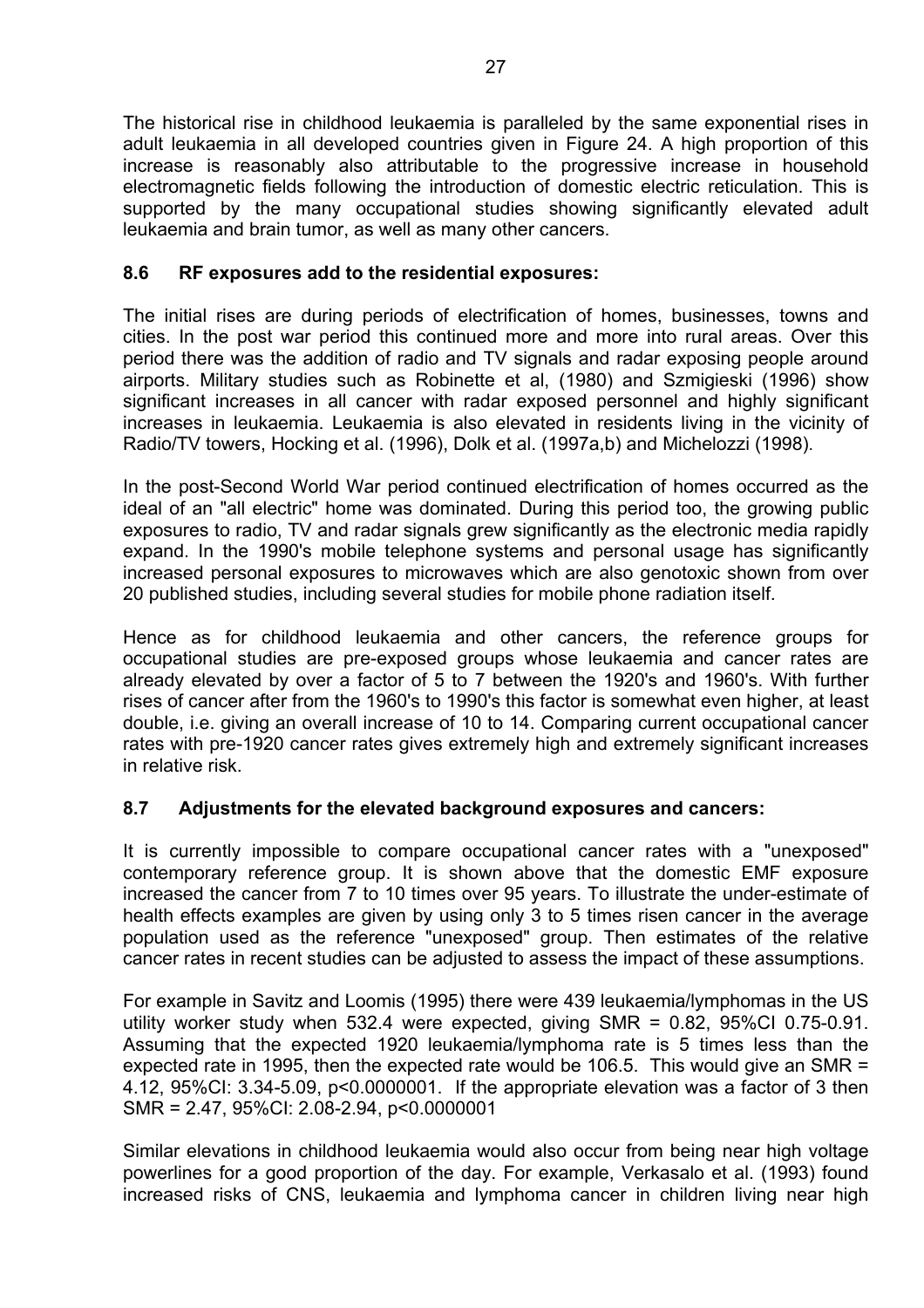The historical rise in childhood leukaemia is paralleled by the same exponential rises in adult leukaemia in all developed countries given in Figure 24. A high proportion of this increase is reasonably also attributable to the progressive increase in household electromagnetic fields following the introduction of domestic electric reticulation. This is supported by the many occupational studies showing significantly elevated adult leukaemia and brain tumor, as well as many other cancers.

### 8.6 RF exposures add to the residential exposures:

The initial rises are during periods of electrification of homes, businesses, towns and cities. In the post war period this continued more and more into rural areas. Over this period there was the addition of radio and TV signals and radar exposing people around airports. Military studies such as Robinette et al, (1980) and Szmigieski (1996) show significant increases in all cancer with radar exposed personnel and highly significant increases in leukaemia. Leukaemia is also elevated in residents living in the vicinity of Radio/TV towers, Hocking et al. (1996), Dolk et al. (1997a,b) and Michelozzi (1998).

In the post-Second World War period continued electrification of homes occurred as the ideal of an "all electric" home was dominated. During this period too, the growing public exposures to radio, TV and radar signals grew significantly as the electronic media rapidly expand. In the 1990's mobile telephone systems and personal usage has significantly increased personal exposures to microwaves which are also genotoxic shown from over 20 published studies, including several studies for mobile phone radiation itself.

Hence as for childhood leukaemia and other cancers, the reference groups for occupational studies are pre-exposed groups whose leukaemia and cancer rates are already elevated by over a factor of 5 to 7 between the 1920's and 1960's. With further rises of cancer after from the 1960's to 1990's this factor is somewhat even higher, at least double, i.e. giving an overall increase of 10 to 14. Comparing current occupational cancer rates with pre-1920 cancer rates gives extremely high and extremely significant increases in relative risk.

### 8.7 Adjustments for the elevated background exposures and cancers:

It is currently impossible to compare occupational cancer rates with a "unexposed" contemporary reference group. It is shown above that the domestic EMF exposure increased the cancer from 7 to 10 times over 95 years. To illustrate the under-estimate of health effects examples are given by using only 3 to 5 times risen cancer in the average population used as the reference "unexposed" group. Then estimates of the relative cancer rates in recent studies can be adjusted to assess the impact of these assumptions.

For example in Savitz and Loomis (1995) there were 439 leukaemia/lymphomas in the US utility worker study when 532.4 were expected, giving SMR = 0.82, 95%CI 0.75-0.91. Assuming that the expected 1920 leukaemia/lymphoma rate is 5 times less than the expected rate in 1995, then the expected rate would be 106.5. This would give an SMR = 4.12, 95%CI: 3.34-5.09, $p<0.0000001$. If the appropriate elevation was a factor of 3 then SMR = 2.47, 95%CI: 2.08-2.94, $p<0.0000001$

Similar elevations in childhood leukaemia would also occur from being near high voltage powerlines for a good proportion of the day. For example, Verkasalo et al. (1993) found increased risks of CNS, leukaemia and lymphoma cancer in children living near high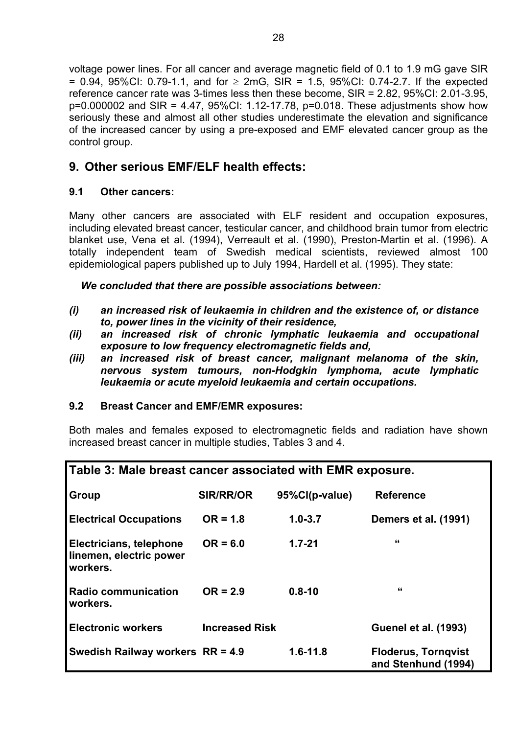voltage power lines. For all cancer and average magnetic field of 0.1 to 1.9 mG gave SIR = 0.94, 95%CI: 0.79-1.1, and for $\geq$ 2mG, SIR = 1.5, 95%CI: 0.74-2.7. If the expected reference cancer rate was 3-times less then these become, SIR = 2.82, 95%CI: 2.01-3.95, p=0.000002 and SIR = 4.47, 95%CI: 1.12-17.78, p=0.018. These adjustments show how seriously these and almost all other studies underestimate the elevation and significance of the increased cancer by using a pre-exposed and EMF elevated cancer group as the control group.

## 9. Other serious EMF/ELF health effects:

### 9.1 Other cancers:

Many other cancers are associated with ELF resident and occupation exposures, including elevated breast cancer, testicular cancer, and childhood brain tumor from electric blanket use, Vena et al. (1994), Verreault et al. (1990), Preston-Martin et al. (1996). A totally independent team of Swedish medical scientists, reviewed almost 100 epidemiological papers published up to July 1994, Hardell et al. (1995). They state:

***We concluded that there are possible associations between:***

- ***(i) an increased risk of leukaemia in children and the existence of, or distance to, power lines in the vicinity of their residence,***
- ***(ii) an increased risk of chronic lymphatic leukaemia and occupational exposure to low frequency electromagnetic fields and,***
- ***(iii) an increased risk of breast cancer, malignant melanoma of the skin, nervous system tumours, non-Hodgkin lymphoma, acute lymphatic leukaemia or acute myeloid leukaemia and certain occupations.***

### 9.2 Breast Cancer and EMF/EMR exposures:

Both males and females exposed to electromagnetic fields and radiation have shown increased breast cancer in multiple studies, Tables 3 and 4.

**Table 3: Male breast cancer associated with EMR exposure.**

| Group | SIR/RR/OR | 95%CI(p-value) | Reference |
|---|---|---|---|
| Electrical Occupations | OR = 1.8 | 1.0-3.7 | Demers et al. (1991) |
| Electricians, telephone linemen, electric power workers. | OR = 6.0 | 1.7-21 | " |
| Radio communication workers. | OR = 2.9 | 0.8-10 | " |
| Electronic workers | Increased Risk | | Guenel et al. (1993) |
| Swedish Railway workers | RR = 4.9 | 1.6-11.8 | Floderus, Tornqvist and Stenhund (1994) |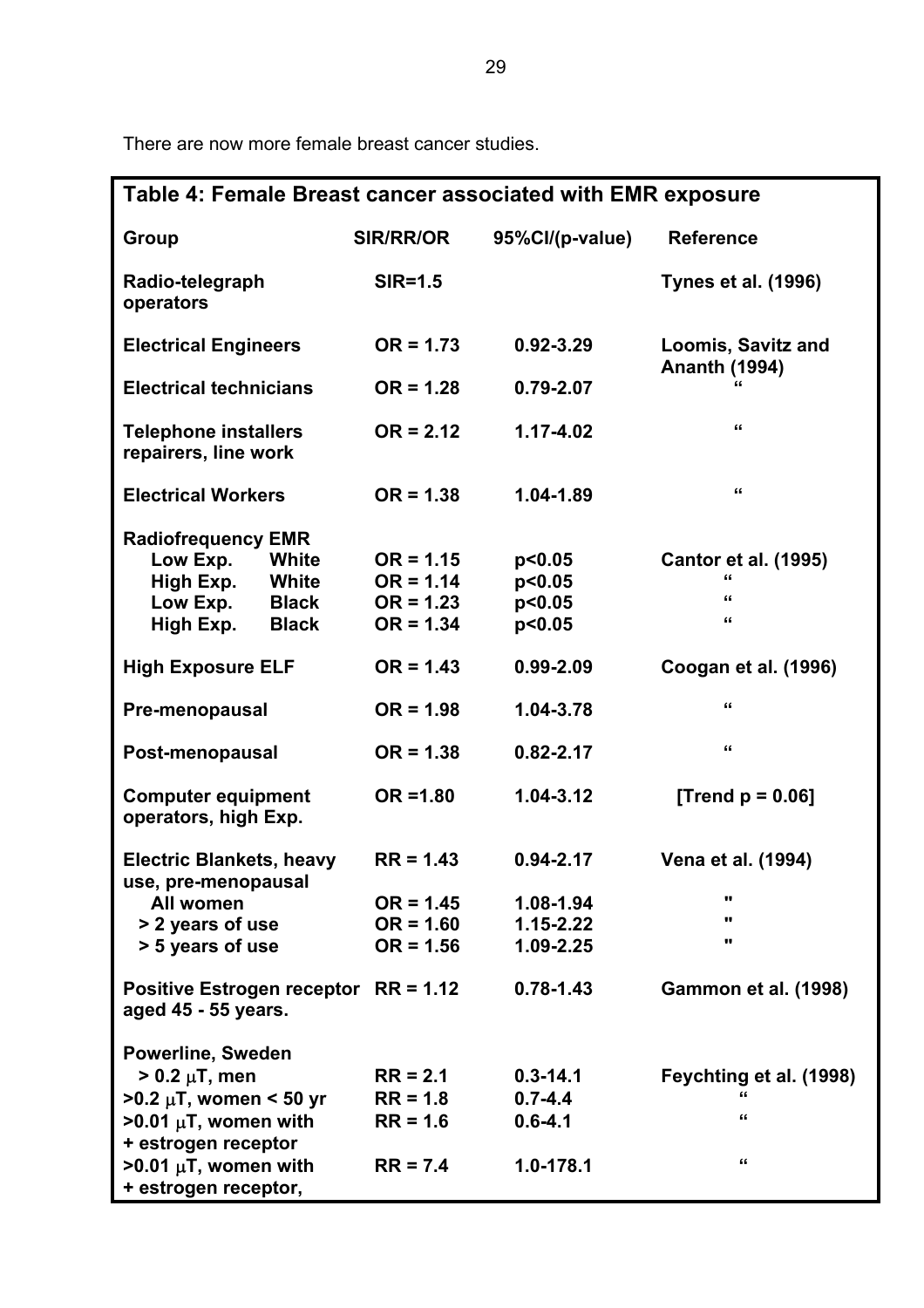There are now more female breast cancer studies.

**Table 4: Female Breast cancer associated with EMR exposure**

| Group | SIR/RR/OR | 95%CI/(p-value) | Reference |
|---|---|---|---|
| **Radio-telegraph operators** | **SIR=1.5** | | **Tynes et al. (1996)** |
| **Electrical Engineers** | **OR = 1.73** | **0.92-3.29** | **Loomis, Savitz and Ananth (1994)** |
| **Electrical technicians** | **OR = 1.28** | **0.79-2.07** | " |
| **Telephone installers repairers, line work** | **OR = 2.12** | **1.17-4.02** | " |
| **Electrical Workers** | **OR = 1.38** | **1.04-1.89** | " |
| **Radiofrequency EMR** | | | |
| **Low Exp. White** | **OR = 1.15** | **p<0.05** | **Cantor et al. (1995)** |
| **High Exp. White** | **OR = 1.14** | **p<0.05** | " |
| **Low Exp. Black** | **OR = 1.23** | **p<0.05** | " |
| **High Exp. Black** | **OR = 1.34** | **p<0.05** | " |
| **High Exposure ELF** | **OR = 1.43** | **0.99-2.09** | **Coogan et al. (1996)** |
| **Pre-menopausal** | **OR = 1.98** | **1.04-3.78** | " |
| **Post-menopausal** | **OR = 1.38** | **0.82-2.17** | " |
| **Computer equipment operators, high Exp.** | **OR =1.80** | **1.04-3.12** | **[Trend p = 0.06]** |
| **Electric Blankets, heavy use, pre-menopausal** | **RR = 1.43** | **0.94-2.17** | **Vena et al. (1994)** |
| **All women** | **OR = 1.45** | **1.08-1.94** | " |
| **> 2 years of use** | **OR = 1.60** | **1.15-2.22** | " |
| **> 5 years of use** | **OR = 1.56** | **1.09-2.25** | " |
| **Positive Estrogen receptor aged 45 - 55 years.** | **RR = 1.12** | **0.78-1.43** | **Gammon et al. (1998)** |
| **Powerline, Sweden** | | | |
| **> 0.2 μT, men** | **RR = 2.1** | **0.3-14.1** | **Feychting et al. (1998)** |
| **>0.2 μT, women < 50 yr** | **RR = 1.8** | **0.7-4.4** | " |
| **>0.01 μT, women with + estrogen receptor** | **RR = 1.6** | **0.6-4.1** | " |
| **>0.01 μT, women with + estrogen receptor,** | **RR = 7.4** | **1.0-178.1** | " |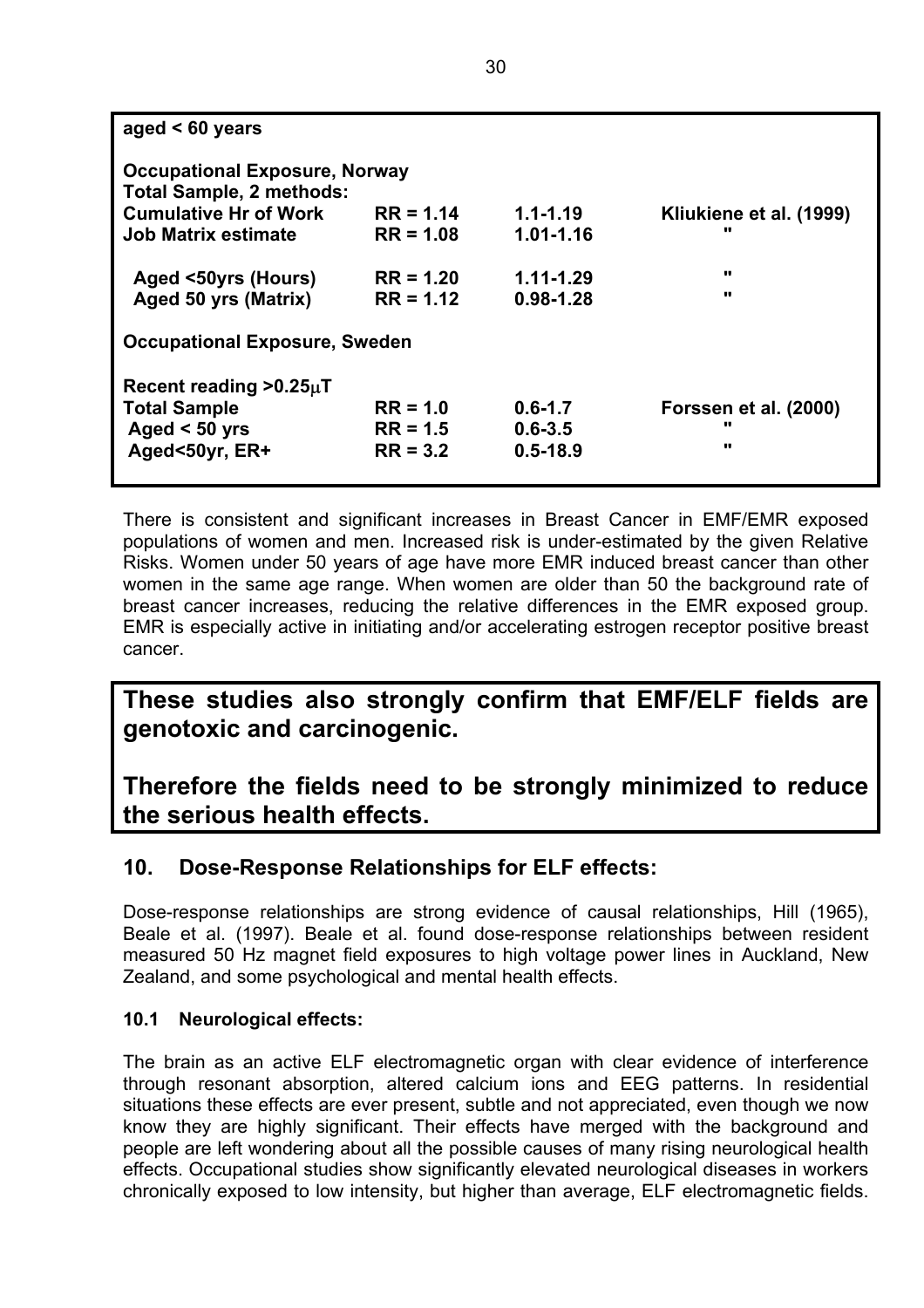| aged < 60 years | | | |
|---|---|---|---|
| **Occupational Exposure, Norway** | | | |
| **Total Sample, 2 methods:** | | | |
| **Cumulative Hr of Work** | **RR = 1.14** | **1.1-1.19** | **Kliukiene et al. (1999)** |
| **Job Matrix estimate** | **RR = 1.08** | **1.01-1.16** | **"** |
| **Aged <50yrs (Hours)** | **RR = 1.20** | **1.11-1.29** | **"** |
| **Aged 50 yrs (Matrix)** | **RR = 1.12** | **0.98-1.28** | **"** |
| **Occupational Exposure, Sweden** | | | |
| **Recent reading >0.25μT** | | | |
| **Total Sample** | **RR = 1.0** | **0.6-1.7** | **Forssen et al. (2000)** |
| **Aged < 50 yrs** | **RR = 1.5** | **0.6-3.5** | **"** |
| **Aged<50yr, ER+** | **RR = 3.2** | **0.5-18.9** | **"** |

There is consistent and significant increases in Breast Cancer in EMF/EMR exposed populations of women and men. Increased risk is under-estimated by the given Relative Risks. Women under 50 years of age have more EMR induced breast cancer than other women in the same age range. When women are older than 50 the background rate of breast cancer increases, reducing the relative differences in the EMR exposed group. EMR is especially active in initiating and/or accelerating estrogen receptor positive breast cancer.

**These studies also strongly confirm that EMF/ELF fields are genotoxic and carcinogenic.**

**Therefore the fields need to be strongly minimized to reduce the serious health effects.**

## 10. Dose-Response Relationships for ELF effects:

Dose-response relationships are strong evidence of causal relationships, Hill (1965), Beale et al. (1997). Beale et al. found dose-response relationships between resident measured 50 Hz magnet field exposures to high voltage power lines in Auckland, New Zealand, and some psychological and mental health effects.

### 10.1 Neurological effects:

The brain as an active ELF electromagnetic organ with clear evidence of interference through resonant absorption, altered calcium ions and EEG patterns. In residential situations these effects are ever present, subtle and not appreciated, even though we now know they are highly significant. Their effects have merged with the background and people are left wondering about all the possible causes of many rising neurological health effects. Occupational studies show significantly elevated neurological diseases in workers chronically exposed to low intensity, but higher than average, ELF electromagnetic fields.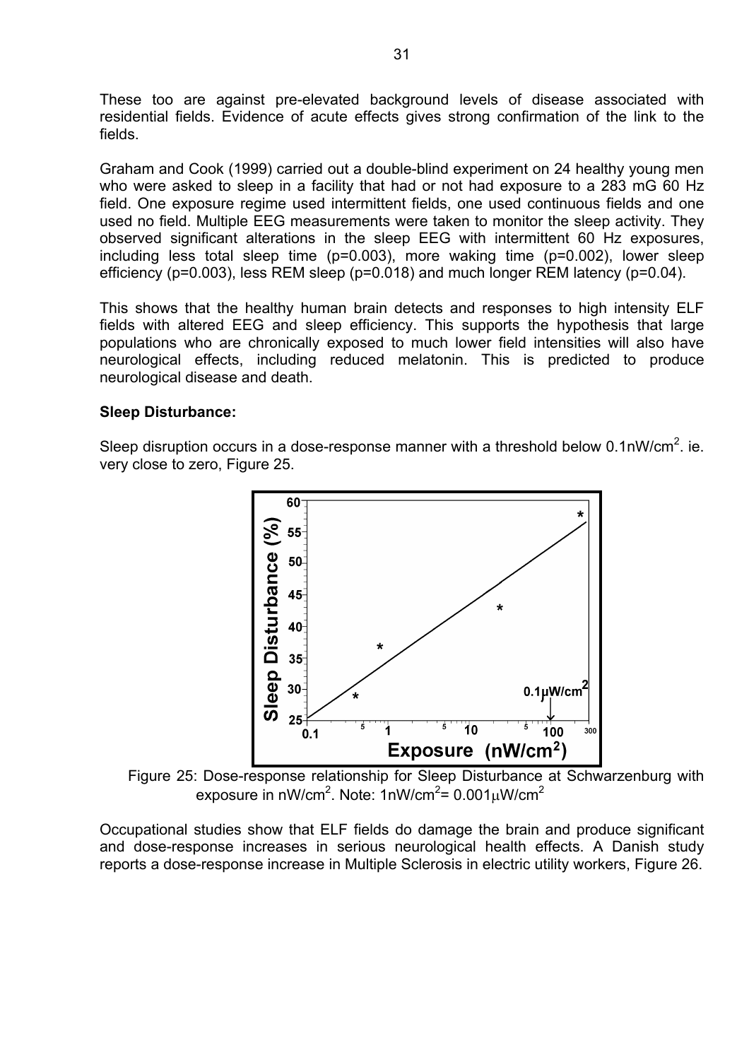These too are against pre-elevated background levels of disease associated with residential fields. Evidence of acute effects gives strong confirmation of the link to the fields.

Graham and Cook (1999) carried out a double-blind experiment on 24 healthy young men who were asked to sleep in a facility that had or not had exposure to a 283 mG 60 Hz field. One exposure regime used intermittent fields, one used continuous fields and one used no field. Multiple EEG measurements were taken to monitor the sleep activity. They observed significant alterations in the sleep EEG with intermittent 60 Hz exposures, including less total sleep time ($p=0.003$), more waking time ($p=0.002$), lower sleep efficiency ($p=0.003$), less REM sleep ($p=0.018$) and much longer REM latency ($p=0.04$).

This shows that the healthy human brain detects and responses to high intensity ELF fields with altered EEG and sleep efficiency. This supports the hypothesis that large populations who are chronically exposed to much lower field intensities will also have neurological effects, including reduced melatonin. This is predicted to produce neurological disease and death.

**Sleep Disturbance:**

Sleep disruption occurs in a dose-response manner with a threshold below $0.1 nW/cm^2$. ie. very close to zero, Figure 25.

Figure 25: Dose-response relationship for Sleep Disturbance at Schwarzenburg with exposure in $nW/cm^2$. Note: $1nW/cm^2 = 0.001\mu W/cm^2$

Occupational studies show that ELF fields do damage the brain and produce significant and dose-response increases in serious neurological health effects. A Danish study reports a dose-response increase in Multiple Sclerosis in electric utility workers, Figure 26.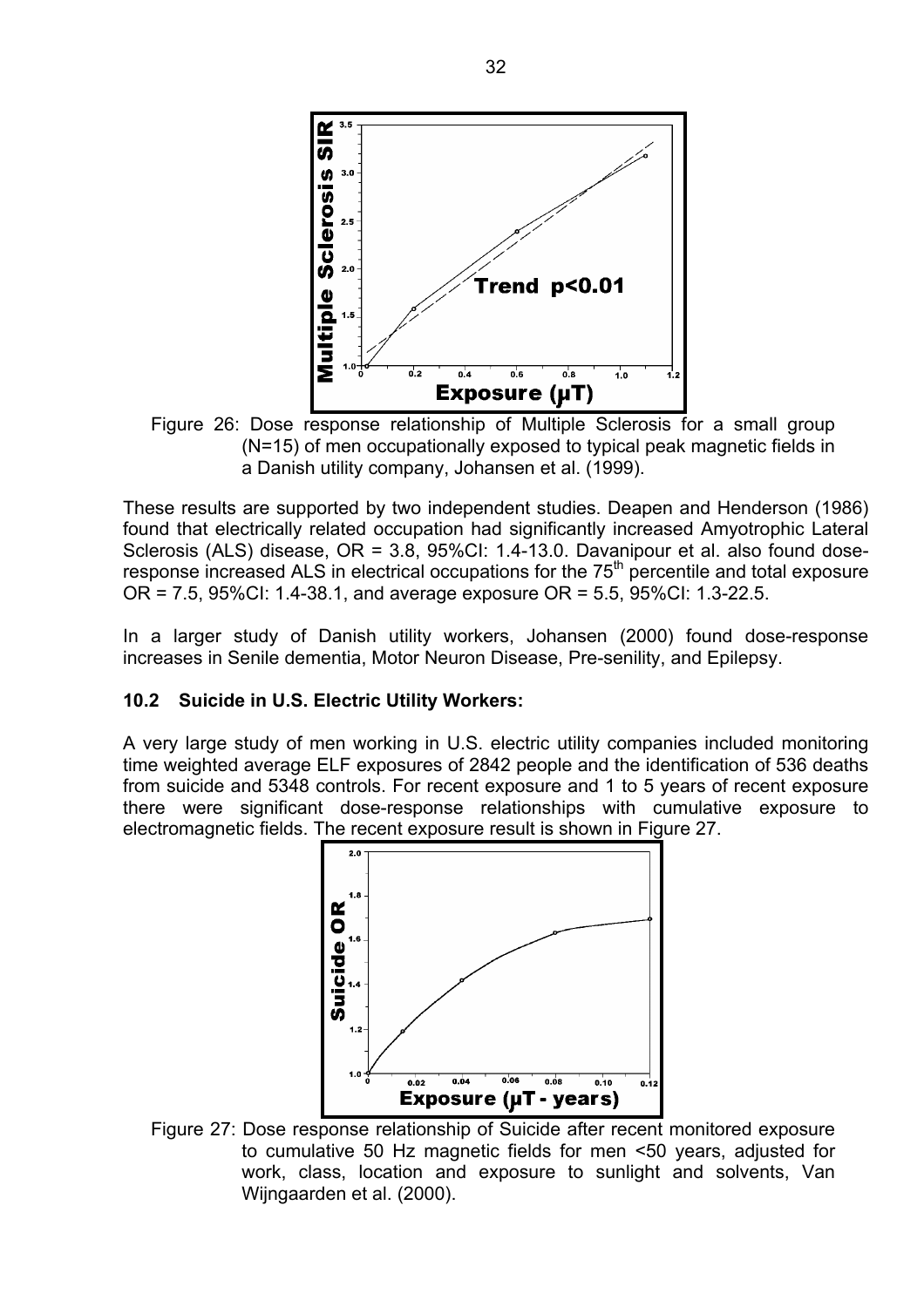Figure 26: Dose response relationship of Multiple Sclerosis for a small group (N=15) of men occupationally exposed to typical peak magnetic fields in a Danish utility company, Johansen et al. (1999).

These results are supported by two independent studies. Deapen and Henderson (1986) found that electrically related occupation had significantly increased Amyotrophic Lateral Sclerosis (ALS) disease, OR = 3.8, 95%CI: 1.4-13.0. Davanipour et al. also found dose-response increased ALS in electrical occupations for the 75th percentile and total exposure OR = 7.5, 95%CI: 1.4-38.1, and average exposure OR = 5.5, 95%CI: 1.3-22.5.

In a larger study of Danish utility workers, Johansen (2000) found dose-response increases in Senile dementia, Motor Neuron Disease, Pre-senility, and Epilepsy.

### 10.2 Suicide in U.S. Electric Utility Workers:

A very large study of men working in U.S. electric utility companies included monitoring time weighted average ELF exposures of 2842 people and the identification of 536 deaths from suicide and 5348 controls. For recent exposure and 1 to 5 years of recent exposure there were significant dose-response relationships with cumulative exposure to electromagnetic fields. The recent exposure result is shown in Figure 27.

Figure 27: Dose response relationship of Suicide after recent monitored exposure to cumulative 50 Hz magnetic fields for men <50 years, adjusted for work, class, location and exposure to sunlight and solvents, Van Wijngaarden et al. (2000).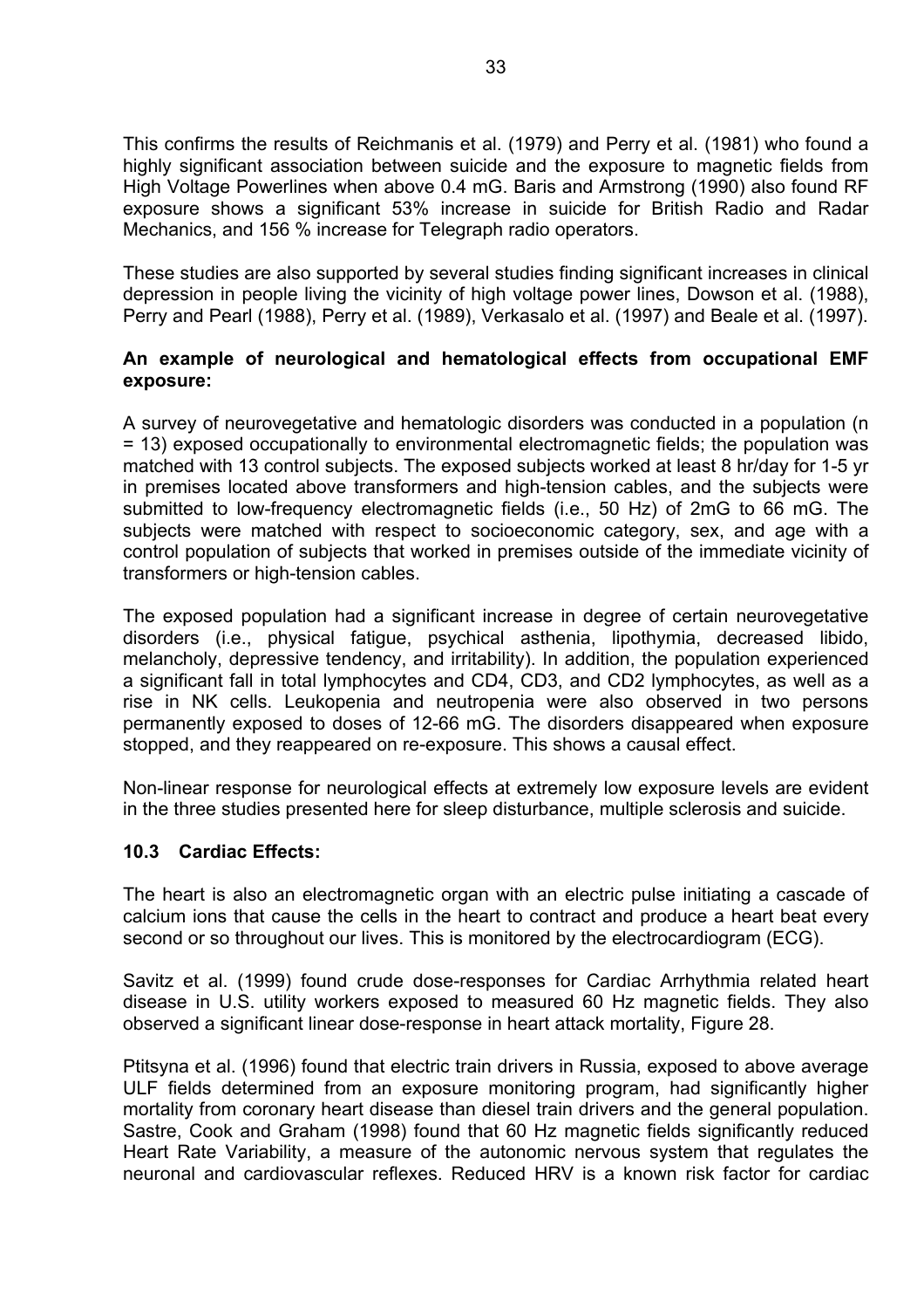This confirms the results of Reichmanis et al. (1979) and Perry et al. (1981) who found a highly significant association between suicide and the exposure to magnetic fields from High Voltage Powerlines when above 0.4 mG. Baris and Armstrong (1990) also found RF exposure shows a significant 53% increase in suicide for British Radio and Radar Mechanics, and 156 % increase for Telegraph radio operators.

These studies are also supported by several studies finding significant increases in clinical depression in people living the vicinity of high voltage power lines, Dowson et al. (1988), Perry and Pearl (1988), Perry et al. (1989), Verkasalo et al. (1997) and Beale et al. (1997).

**An example of neurological and hematological effects from occupational EMF exposure:**

A survey of neurovegetative and hematologic disorders was conducted in a population (n = 13) exposed occupationally to environmental electromagnetic fields; the population was matched with 13 control subjects. The exposed subjects worked at least 8 hr/day for 1-5 yr in premises located above transformers and high-tension cables, and the subjects were submitted to low-frequency electromagnetic fields (i.e., 50 Hz) of 2mG to 66 mG. The subjects were matched with respect to socioeconomic category, sex, and age with a control population of subjects that worked in premises outside of the immediate vicinity of transformers or high-tension cables.

The exposed population had a significant increase in degree of certain neurovegetative disorders (i.e., physical fatigue, psychical asthenia, lipothymia, decreased libido, melancholy, depressive tendency, and irritability). In addition, the population experienced a significant fall in total lymphocytes and CD4, CD3, and CD2 lymphocytes, as well as a rise in NK cells. Leukopenia and neutropenia were also observed in two persons permanently exposed to doses of 12-66 mG. The disorders disappeared when exposure stopped, and they reappeared on re-exposure. This shows a causal effect.

Non-linear response for neurological effects at extremely low exposure levels are evident in the three studies presented here for sleep disturbance, multiple sclerosis and suicide.

### 10.3 Cardiac Effects:

The heart is also an electromagnetic organ with an electric pulse initiating a cascade of calcium ions that cause the cells in the heart to contract and produce a heart beat every second or so throughout our lives. This is monitored by the electrocardiogram (ECG).

Savitz et al. (1999) found crude dose-responses for Cardiac Arrhythmia related heart disease in U.S. utility workers exposed to measured 60 Hz magnetic fields. They also observed a significant linear dose-response in heart attack mortality, Figure 28.

Ptitsyna et al. (1996) found that electric train drivers in Russia, exposed to above average ULF fields determined from an exposure monitoring program, had significantly higher mortality from coronary heart disease than diesel train drivers and the general population. Sastre, Cook and Graham (1998) found that 60 Hz magnetic fields significantly reduced Heart Rate Variability, a measure of the autonomic nervous system that regulates the neuronal and cardiovascular reflexes. Reduced HRV is a known risk factor for cardiac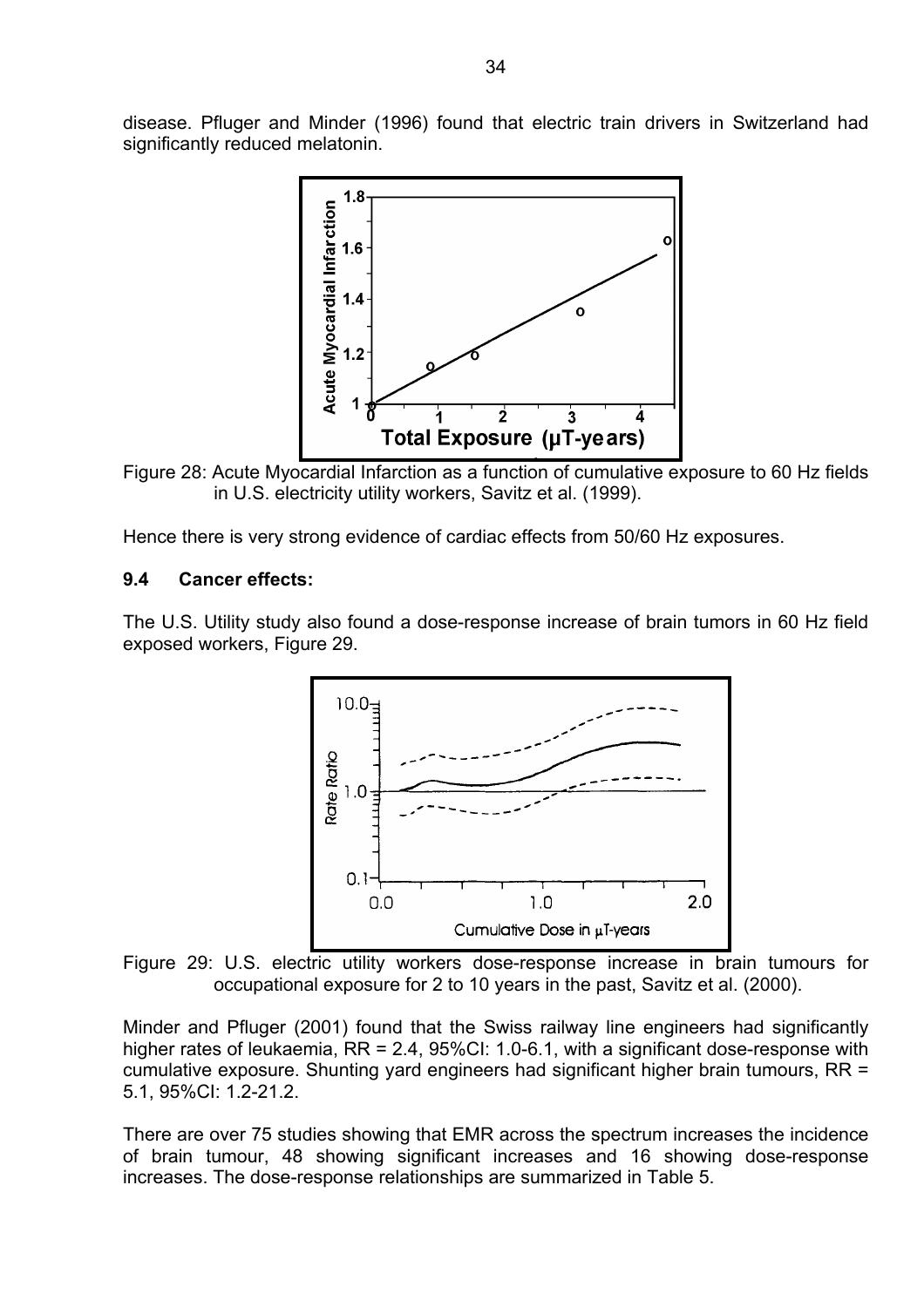disease. Pfluger and Minder (1996) found that electric train drivers in Switzerland had significantly reduced melatonin.

Figure 28: Acute Myocardial Infarction as a function of cumulative exposure to 60 Hz fields in U.S. electricity utility workers, Savitz et al. (1999).

Hence there is very strong evidence of cardiac effects from 50/60 Hz exposures.

### 9.4 Cancer effects:

The U.S. Utility study also found a dose-response increase of brain tumors in 60 Hz field exposed workers, Figure 29.

Figure 29: U.S. electric utility workers dose-response increase in brain tumours for occupational exposure for 2 to 10 years in the past, Savitz et al. (2000).

Minder and Pfluger (2001) found that the Swiss railway line engineers had significantly higher rates of leukaemia, RR = 2.4, 95%CI: 1.0-6.1, with a significant dose-response with cumulative exposure. Shunting yard engineers had significant higher brain tumours, RR = 5.1, 95%CI: 1.2-21.2.

There are over 75 studies showing that EMR across the spectrum increases the incidence of brain tumour, 48 showing significant increases and 16 showing dose-response increases. The dose-response relationships are summarized in Table 5.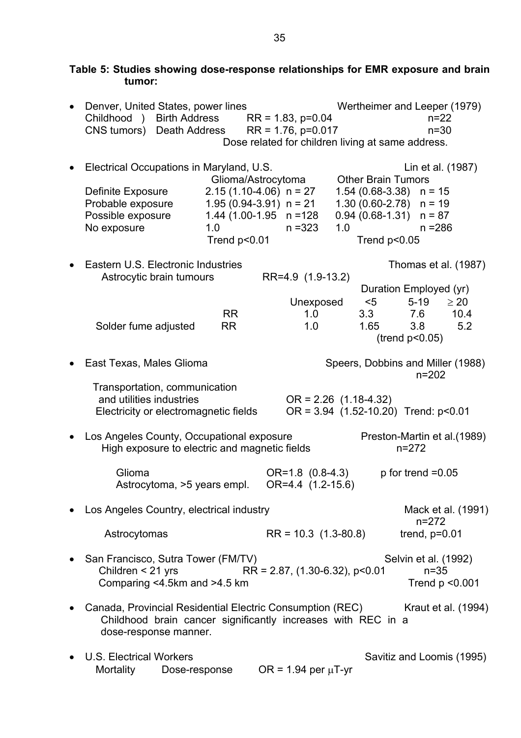**Table 5: Studies showing dose-response relationships for EMR exposure and brain tumor:**

- Denver, United States, power lines — Wertheimer and Leeper (1979)

| | | | |
|---|---|---|---|
| Childhood ) | Birth Address | RR = 1.83, p=0.04 | n=22 |
| CNS tumors) | Death Address | RR = 1.76, p=0.017 | n=30 |

  Dose related for children living at same address.

- Electrical Occupations in Maryland, U.S. — Lin et al. (1987)

| | Glioma/Astrocytoma | | Other Brain Tumors | |
|---|---|---|---|---|
| Definite Exposure | 2.15 (1.10-4.06) | n = 27 | 1.54 (0.68-3.38) | n = 15 |
| Probable exposure | 1.95 (0.94-3.91) | n = 21 | 1.30 (0.60-2.78) | n = 19 |
| Possible exposure | 1.44 (1.00-1.95 | n =128 | 0.94 (0.68-1.31) | n = 87 |
| No exposure | 1.0 | n =323 | 1.0 | n =286 |
| | Trend p<0.01 | | Trend p<0.05 | |

- Eastern U.S. Electronic Industries — Thomas et al. (1987)

  Astrocytic brain tumours RR=4.9 (1.9-13.2)

| | | | Duration Employed (yr) | | |
|---|---|---|---|---|---|
| | | Unexposed | <5 | 5-19 | ≥ 20 |
| | RR | 1.0 | 3.3 | 7.6 | 10.4 |
| Solder fume adjusted | RR | 1.0 | 1.65 | 3.8 | 5.2 |
| | | | (trend p<0.05) | | |

- East Texas, Males Glioma — Speers, Dobbins and Miller (1988) n=202

  Transportation, communication and utilities industries OR = 2.26 (1.18-4.32)

  Electricity or electromagnetic fields OR = 3.94 (1.52-10.20) Trend: p<0.01

- Los Angeles County, Occupational exposure — Preston-Martin et al.(1989)

  High exposure to electric and magnetic fields n=272

  Glioma OR=1.8 (0.8-4.3) p for trend =0.05

  Astrocytoma, >5 years empl. OR=4.4 (1.2-15.6)

- Los Angeles Country, electrical industry — Mack et al. (1991) n=272

  Astrocytomas RR = 10.3 (1.3-80.8) trend, p=0.01

- San Francisco, Sutra Tower (FM/TV) — Selvin et al. (1992)

  Children < 21 yrs RR = 2.87, (1.30-6.32), p<0.01 n=35

  Comparing <4.5km and >4.5 km Trend p <0.001

- Canada, Provincial Residential Electric Consumption (REC) — Kraut et al. (1994)

  Childhood brain cancer significantly increases with REC in a dose-response manner.

- U.S. Electrical Workers — Savitiz and Loomis (1995)

  Mortality Dose-response OR = 1.94 per μT-yr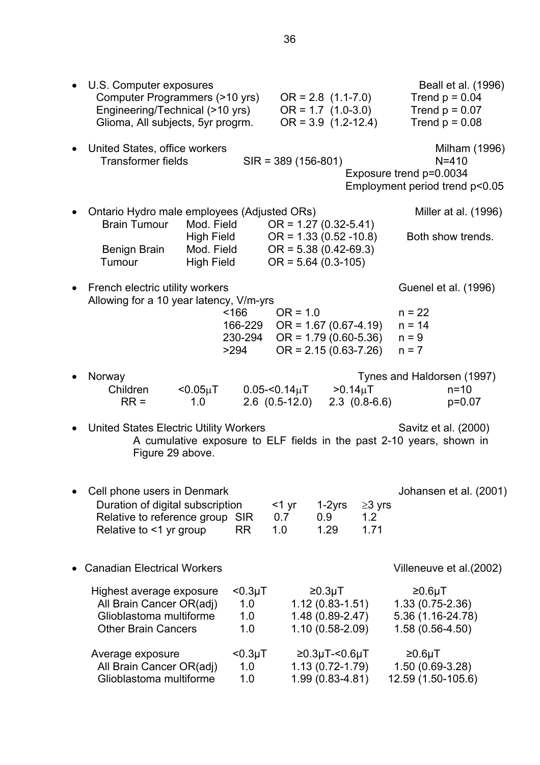- U.S. Computer exposures — Beall et al. (1996)

| | | |
|---|---|---|
| Computer Programmers (>10 yrs) | OR = 2.8 (1.1-7.0) | Trend p = 0.04 |
| Engineering/Technical (>10 yrs) | OR = 1.7 (1.0-3.0) | Trend p = 0.07 |
| Glioma, All subjects, 5yr progrm. | OR = 3.9 (1.2-12.4) | Trend p = 0.08 |

- United States, office workers — Milham (1996)

  Transformer fields SIR = 389 (156-801) N=410

  Exposure trend p=0.0034

  Employment period trend p<0.05

- Ontario Hydro male employees (Adjusted ORs) — Miller at al. (1996)

| | | | |
|---|---|---|---|
| Brain Tumour | Mod. Field | OR = 1.27 (0.32-5.41) | |
| | High Field | OR = 1.33 (0.52 -10.8) | Both show trends. |
| Benign Brain Tumour | Mod. Field | OR = 5.38 (0.42-69.3) | |
| | High Field | OR = 5.64 (0.3-105) | |

- French electric utility workers — Guenel et al. (1996)

  Allowing for a 10 year latency, V/m-yrs

| V/m-yrs | OR | n |
|---|---|---|
| <166 | OR = 1.0 | n = 22 |
| 166-229 | OR = 1.67 (0.67-4.19) | n = 14 |
| 230-294 | OR = 1.79 (0.60-5.36) | n = 9 |
| >294 | OR = 2.15 (0.63-7.26) | n = 7 |

- Norway — Tynes and Haldorsen (1997)

| Children | <0.05μT | 0.05-<0.14μT | >0.14μT | n=10 |
|---|---|---|---|---|
| RR = | 1.0 | 2.6 (0.5-12.0) | 2.3 (0.8-6.6) | p=0.07 |

- United States Electric Utility Workers — Savitz et al. (2000)

  A cumulative exposure to ELF fields in the past 2-10 years, shown in Figure 29 above.

- Cell phone users in Denmark — Johansen et al. (2001)

| Duration of digital subscription | | <1 yr | 1-2yrs | ≥3 yrs |
|---|---|---|---|---|
| Relative to reference group | SIR | 0.7 | 0.9 | 1.2 |
| Relative to <1 yr group | RR | 1.0 | 1.29 | 1.71 |

- Canadian Electrical Workers — Villeneuve et al.(2002)

| Highest average exposure | <0.3μT | ≥0.3μT | ≥0.6μT |
|---|---|---|---|
| All Brain Cancer OR(adj) | 1.0 | 1.12 (0.83-1.51) | 1.33 (0.75-2.36) |
| Glioblastoma multiforme | 1.0 | 1.48 (0.89-2.47) | 5.36 (1.16-24.78) |
| Other Brain Cancers | 1.0 | 1.10 (0.58-2.09) | 1.58 (0.56-4.50) |

| Average exposure | <0.3μT | ≥0.3μT-<0.6μT | ≥0.6μT |
|---|---|---|---|
| All Brain Cancer OR(adj) | 1.0 | 1.13 (0.72-1.79) | 1.50 (0.69-3.28) |
| Glioblastoma multiforme | 1.0 | 1.99 (0.83-4.81) | 12.59 (1.50-105.6) |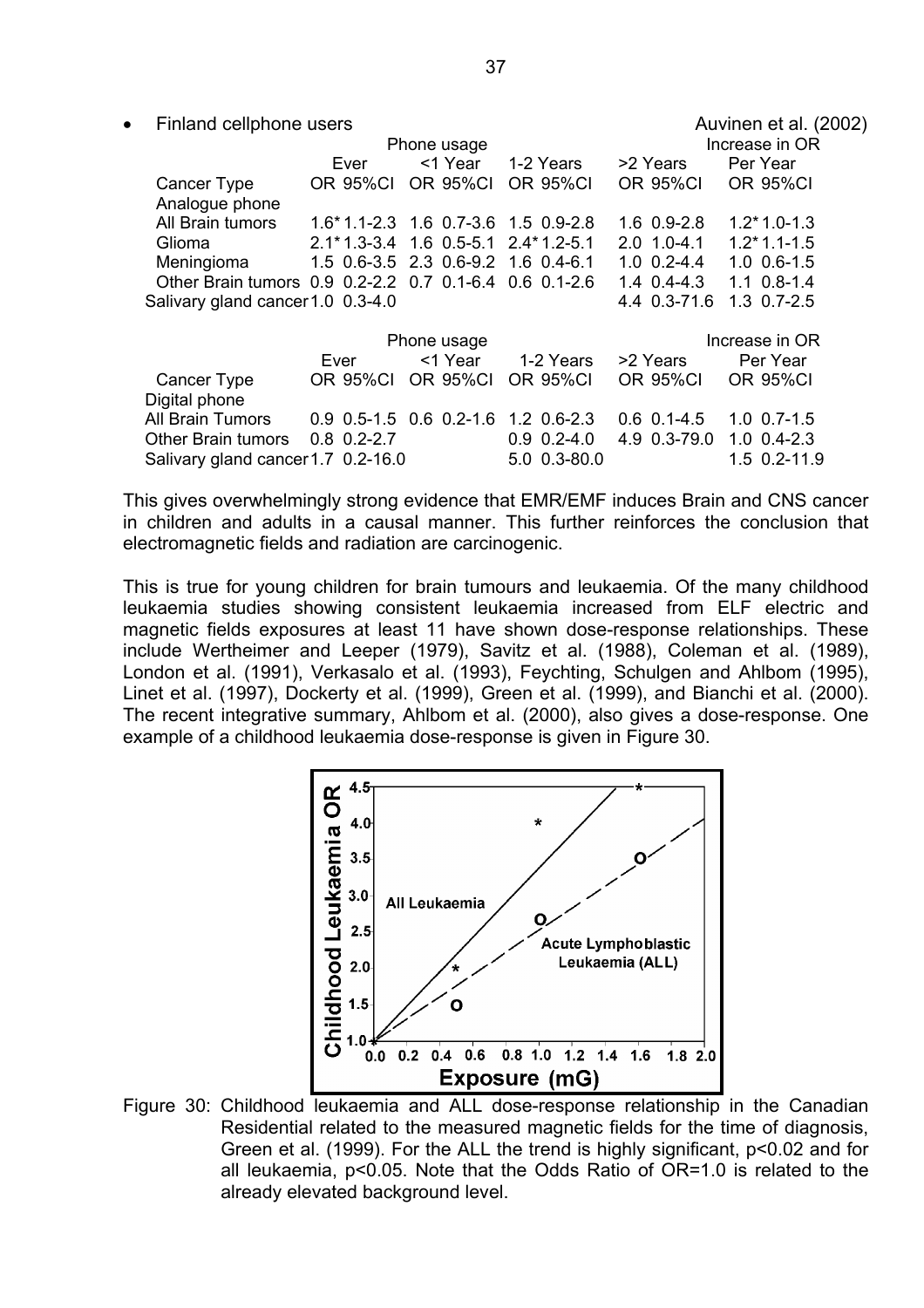- Finland cellphone users — Auvinen et al. (2002)

| Cancer Type | Phone usage: Ever OR 95%CI | <1 Year OR 95%CI | 1-2 Years OR 95%CI | >2 Years OR 95%CI | Increase in OR Per Year OR 95%CI |
|---|---|---|---|---|---|
| Analogue phone | | | | | |
| All Brain tumors | 1.6* 1.1-2.3 | 1.6 0.7-3.6 | 1.5 0.9-2.8 | 1.6 0.9-2.8 | 1.2* 1.0-1.3 |
| Glioma | 2.1* 1.3-3.4 | 1.6 0.5-5.1 | 2.4* 1.2-5.1 | 2.0 1.0-4.1 | 1.2* 1.1-1.5 |
| Meningioma | 1.5 0.6-3.5 | 2.3 0.6-9.2 | 1.6 0.4-6.1 | 1.0 0.2-4.4 | 1.0 0.6-1.5 |
| Other Brain tumors | 0.9 0.2-2.2 | 0.7 0.1-6.4 | 0.6 0.1-2.6 | 1.4 0.4-4.3 | 1.1 0.8-1.4 |
| Salivary gland cancer | 1.0 0.3-4.0 | | | 4.4 0.3-71.6 | 1.3 0.7-2.5 |

| Cancer Type | Phone usage: Ever OR 95%CI | <1 Year OR 95%CI | 1-2 Years OR 95%CI | >2 Years OR 95%CI | Increase in OR Per Year OR 95%CI |
|---|---|---|---|---|---|
| Digital phone | | | | | |
| All Brain Tumors | 0.9 0.5-1.5 | 0.6 0.2-1.6 | 1.2 0.6-2.3 | 0.6 0.1-4.5 | 1.0 0.7-1.5 |
| Other Brain tumors | 0.8 0.2-2.7 | | 0.9 0.2-4.0 | 4.9 0.3-79.0 | 1.0 0.4-2.3 |
| Salivary gland cancer | 1.7 0.2-16.0 | | 5.0 0.3-80.0 | | 1.5 0.2-11.9 |

This gives overwhelmingly strong evidence that EMR/EMF induces Brain and CNS cancer in children and adults in a causal manner. This further reinforces the conclusion that electromagnetic fields and radiation are carcinogenic.

This is true for young children for brain tumours and leukaemia. Of the many childhood leukaemia studies showing consistent leukaemia increased from ELF electric and magnetic fields exposures at least 11 have shown dose-response relationships. These include Wertheimer and Leeper (1979), Savitz et al. (1988), Coleman et al. (1989), London et al. (1991), Verkasalo et al. (1993), Feychting, Schulgen and Ahlbom (1995), Linet et al. (1997), Dockerty et al. (1999), Green et al. (1999), and Bianchi et al. (2000). The recent integrative summary, Ahlbom et al. (2000), also gives a dose-response. One example of a childhood leukaemia dose-response is given in Figure 30.

Figure 30: Childhood leukaemia and ALL dose-response relationship in the Canadian Residential related to the measured magnetic fields for the time of diagnosis, Green et al. (1999). For the ALL the trend is highly significant, $p<0.02$ and for all leukaemia, $p<0.05$. Note that the Odds Ratio of OR=1.0 is related to the already elevated background level.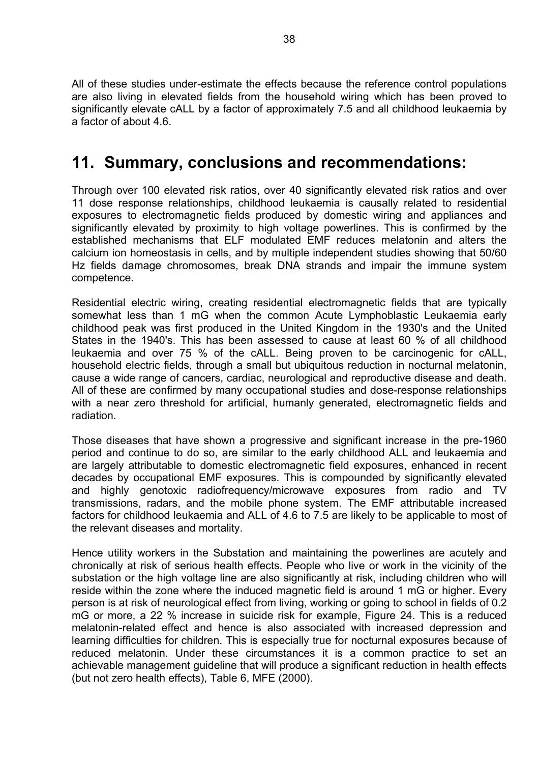All of these studies under-estimate the effects because the reference control populations are also living in elevated fields from the household wiring which has been proved to significantly elevate cALL by a factor of approximately 7.5 and all childhood leukaemia by a factor of about 4.6.

# 11. Summary, conclusions and recommendations:

Through over 100 elevated risk ratios, over 40 significantly elevated risk ratios and over 11 dose response relationships, childhood leukaemia is causally related to residential exposures to electromagnetic fields produced by domestic wiring and appliances and significantly elevated by proximity to high voltage powerlines. This is confirmed by the established mechanisms that ELF modulated EMF reduces melatonin and alters the calcium ion homeostasis in cells, and by multiple independent studies showing that 50/60 Hz fields damage chromosomes, break DNA strands and impair the immune system competence.

Residential electric wiring, creating residential electromagnetic fields that are typically somewhat less than 1 mG when the common Acute Lymphoblastic Leukaemia early childhood peak was first produced in the United Kingdom in the 1930's and the United States in the 1940's. This has been assessed to cause at least 60 % of all childhood leukaemia and over 75 % of the cALL. Being proven to be carcinogenic for cALL, household electric fields, through a small but ubiquitous reduction in nocturnal melatonin, cause a wide range of cancers, cardiac, neurological and reproductive disease and death. All of these are confirmed by many occupational studies and dose-response relationships with a near zero threshold for artificial, humanly generated, electromagnetic fields and radiation.

Those diseases that have shown a progressive and significant increase in the pre-1960 period and continue to do so, are similar to the early childhood ALL and leukaemia and are largely attributable to domestic electromagnetic field exposures, enhanced in recent decades by occupational EMF exposures. This is compounded by significantly elevated and highly genotoxic radiofrequency/microwave exposures from radio and TV transmissions, radars, and the mobile phone system. The EMF attributable increased factors for childhood leukaemia and ALL of 4.6 to 7.5 are likely to be applicable to most of the relevant diseases and mortality.

Hence utility workers in the Substation and maintaining the powerlines are acutely and chronically at risk of serious health effects. People who live or work in the vicinity of the substation or the high voltage line are also significantly at risk, including children who will reside within the zone where the induced magnetic field is around 1 mG or higher. Every person is at risk of neurological effect from living, working or going to school in fields of 0.2 mG or more, a 22 % increase in suicide risk for example, Figure 24. This is a reduced melatonin-related effect and hence is also associated with increased depression and learning difficulties for children. This is especially true for nocturnal exposures because of reduced melatonin. Under these circumstances it is a common practice to set an achievable management guideline that will produce a significant reduction in health effects (but not zero health effects), Table 6, MFE (2000).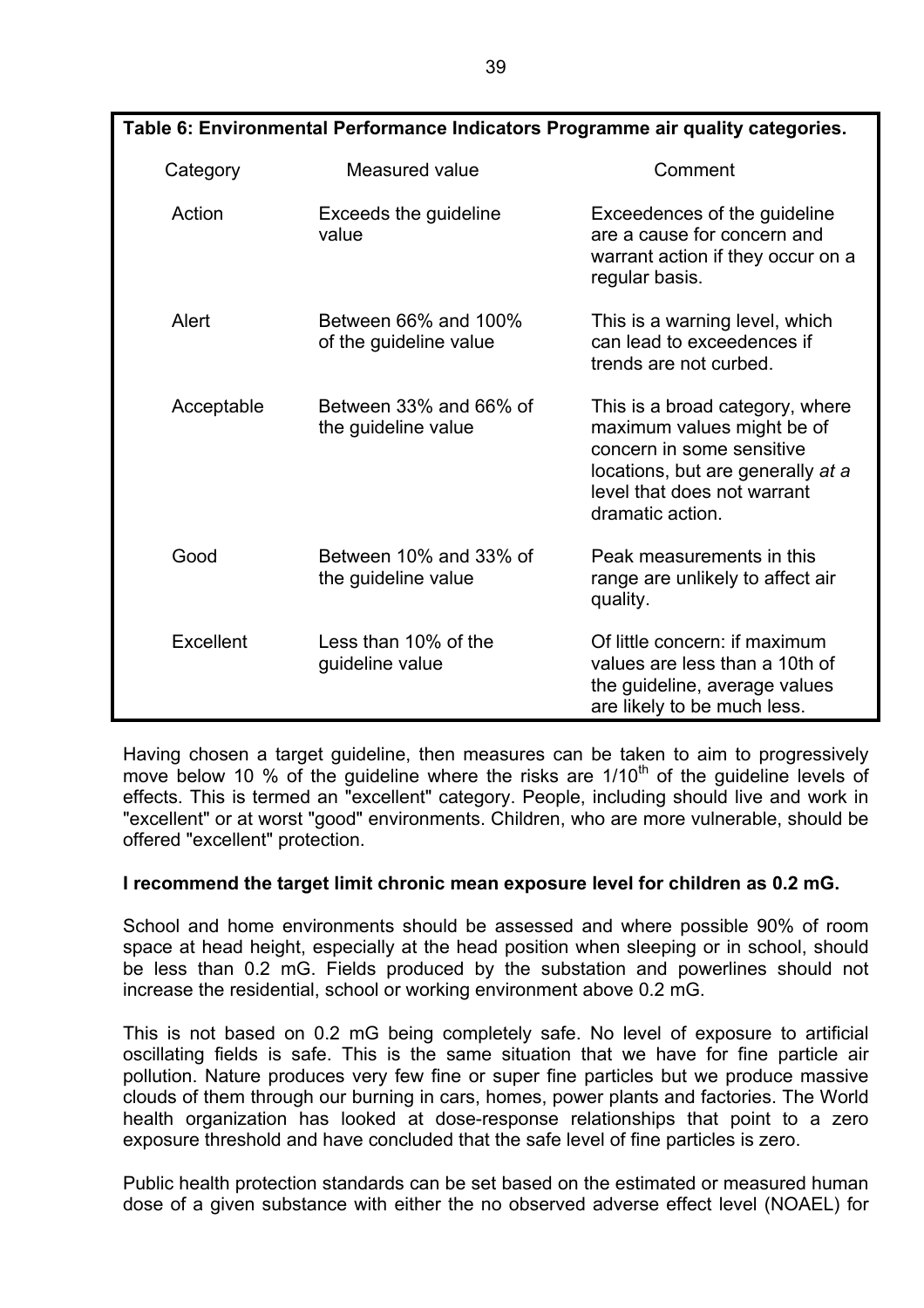**Table 6: Environmental Performance Indicators Programme air quality categories.**

| Category | Measured value | Comment |
|---|---|---|
| Action | Exceeds the guideline value | Exceedences of the guideline are a cause for concern and warrant action if they occur on a regular basis. |
| Alert | Between 66% and 100% of the guideline value | This is a warning level, which can lead to exceedences if trends are not curbed. |
| Acceptable | Between 33% and 66% of the guideline value | This is a broad category, where maximum values might be of concern in some sensitive locations, but are generally *at a* level that does not warrant dramatic action. |
| Good | Between 10% and 33% of the guideline value | Peak measurements in this range are unlikely to affect air quality. |
| Excellent | Less than 10% of the guideline value | Of little concern: if maximum values are less than a 10th of the guideline, average values are likely to be much less. |

Having chosen a target guideline, then measures can be taken to aim to progressively move below 10 % of the guideline where the risks are 1/10th of the guideline levels of effects. This is termed an "excellent" category. People, including should live and work in "excellent" or at worst "good" environments. Children, who are more vulnerable, should be offered "excellent" protection.

**I recommend the target limit chronic mean exposure level for children as 0.2 mG.**

School and home environments should be assessed and where possible 90% of room space at head height, especially at the head position when sleeping or in school, should be less than 0.2 mG. Fields produced by the substation and powerlines should not increase the residential, school or working environment above 0.2 mG.

This is not based on 0.2 mG being completely safe. No level of exposure to artificial oscillating fields is safe. This is the same situation that we have for fine particle air pollution. Nature produces very few fine or super fine particles but we produce massive clouds of them through our burning in cars, homes, power plants and factories. The World health organization has looked at dose-response relationships that point to a zero exposure threshold and have concluded that the safe level of fine particles is zero.

Public health protection standards can be set based on the estimated or measured human dose of a given substance with either the no observed adverse effect level (NOAEL) for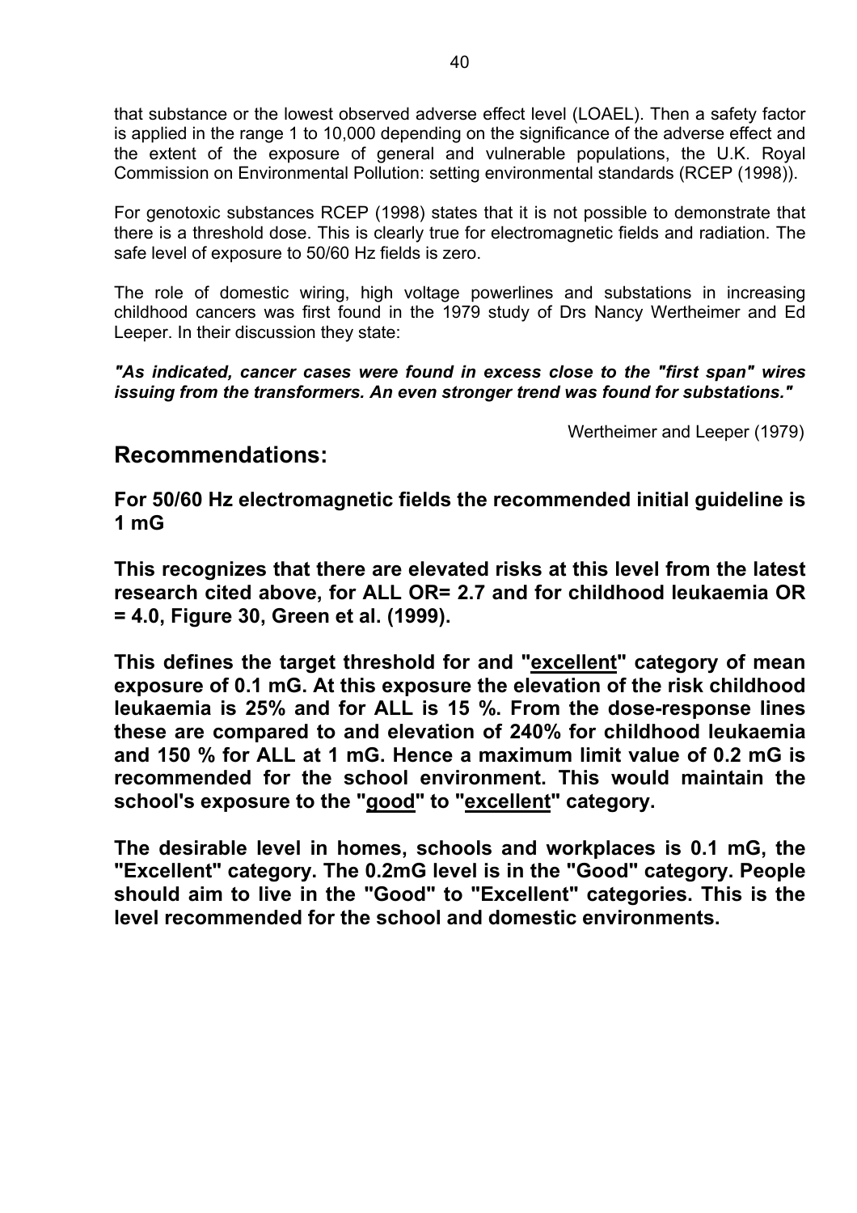that substance or the lowest observed adverse effect level (LOAEL). Then a safety factor is applied in the range 1 to 10,000 depending on the significance of the adverse effect and the extent of the exposure of general and vulnerable populations, the U.K. Royal Commission on Environmental Pollution: setting environmental standards (RCEP (1998)).

For genotoxic substances RCEP (1998) states that it is not possible to demonstrate that there is a threshold dose. This is clearly true for electromagnetic fields and radiation. The safe level of exposure to 50/60 Hz fields is zero.

The role of domestic wiring, high voltage powerlines and substations in increasing childhood cancers was first found in the 1979 study of Drs Nancy Wertheimer and Ed Leeper. In their discussion they state:

***"As indicated, cancer cases were found in excess close to the "first span" wires issuing from the transformers. An even stronger trend was found for substations."***

Wertheimer and Leeper (1979)

## Recommendations:

**For 50/60 Hz electromagnetic fields the recommended initial guideline is 1 mG**

**This recognizes that there are elevated risks at this level from the latest research cited above, for ALL OR= 2.7 and for childhood leukaemia OR = 4.0, Figure 30, Green et al. (1999).**

**This defines the target threshold for and "<u>excellent</u>" category of mean exposure of 0.1 mG. At this exposure the elevation of the risk childhood leukaemia is 25% and for ALL is 15 %. From the dose-response lines these are compared to and elevation of 240% for childhood leukaemia and 150 % for ALL at 1 mG. Hence a maximum limit value of 0.2 mG is recommended for the school environment. This would maintain the school's exposure to the "<u>good</u>" to "<u>excellent</u>" category.**

**The desirable level in homes, schools and workplaces is 0.1 mG, the "Excellent" category. The 0.2mG level is in the "Good" category. People should aim to live in the "Good" to "Excellent" categories. This is the level recommended for the school and domestic environments.**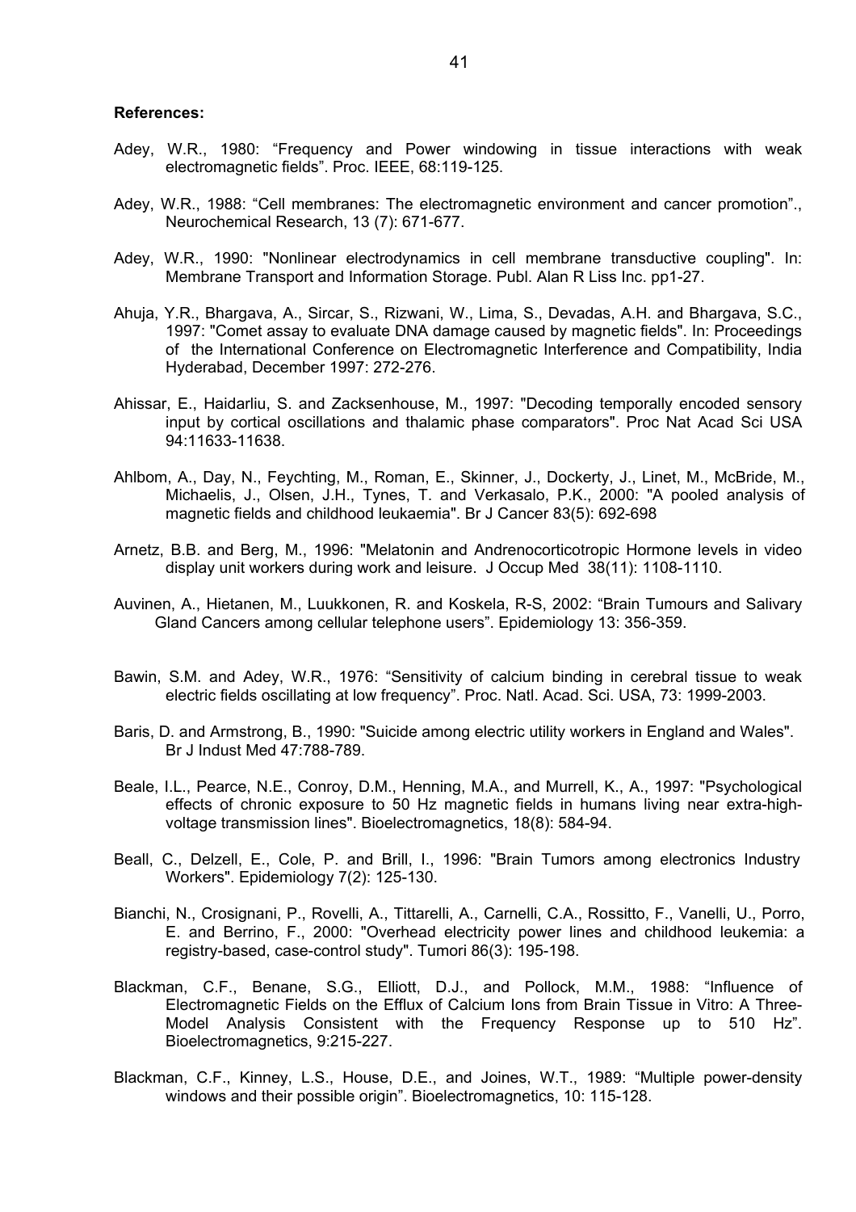**References:**

Adey, W.R., 1980: “Frequency and Power windowing in tissue interactions with weak electromagnetic fields”. Proc. IEEE, 68:119-125.

Adey, W.R., 1988: “Cell membranes: The electromagnetic environment and cancer promotion”., Neurochemical Research, 13 (7): 671-677.

Adey, W.R., 1990: "Nonlinear electrodynamics in cell membrane transductive coupling". In: Membrane Transport and Information Storage. Publ. Alan R Liss Inc. pp1-27.

Ahuja, Y.R., Bhargava, A., Sircar, S., Rizwani, W., Lima, S., Devadas, A.H. and Bhargava, S.C., 1997: "Comet assay to evaluate DNA damage caused by magnetic fields". In: Proceedings of the International Conference on Electromagnetic Interference and Compatibility, India Hyderabad, December 1997: 272-276.

Ahissar, E., Haidarliu, S. and Zacksenhouse, M., 1997: "Decoding temporally encoded sensory input by cortical oscillations and thalamic phase comparators". Proc Nat Acad Sci USA 94:11633-11638.

Ahlbom, A., Day, N., Feychting, M., Roman, E., Skinner, J., Dockerty, J., Linet, M., McBride, M., Michaelis, J., Olsen, J.H., Tynes, T. and Verkasalo, P.K., 2000: "A pooled analysis of magnetic fields and childhood leukaemia". Br J Cancer 83(5): 692-698

Arnetz, B.B. and Berg, M., 1996: "Melatonin and Andrenocorticotropic Hormone levels in video display unit workers during work and leisure. J Occup Med 38(11): 1108-1110.

Auvinen, A., Hietanen, M., Luukkonen, R. and Koskela, R-S, 2002: “Brain Tumours and Salivary Gland Cancers among cellular telephone users”. Epidemiology 13: 356-359.

Bawin, S.M. and Adey, W.R., 1976: “Sensitivity of calcium binding in cerebral tissue to weak electric fields oscillating at low frequency”. Proc. Natl. Acad. Sci. USA, 73: 1999-2003.

Baris, D. and Armstrong, B., 1990: "Suicide among electric utility workers in England and Wales". Br J Indust Med 47:788-789.

Beale, I.L., Pearce, N.E., Conroy, D.M., Henning, M.A., and Murrell, K., A., 1997: "Psychological effects of chronic exposure to 50 Hz magnetic fields in humans living near extra-high-voltage transmission lines". Bioelectromagnetics, 18(8): 584-94.

Beall, C., Delzell, E., Cole, P. and Brill, I., 1996: "Brain Tumors among electronics Industry Workers". Epidemiology 7(2): 125-130.

Bianchi, N., Crosignani, P., Rovelli, A., Tittarelli, A., Carnelli, C.A., Rossitto, F., Vanelli, U., Porro, E. and Berrino, F., 2000: "Overhead electricity power lines and childhood leukemia: a registry-based, case-control study". Tumori 86(3): 195-198.

Blackman, C.F., Benane, S.G., Elliott, D.J., and Pollock, M.M., 1988: “Influence of Electromagnetic Fields on the Efflux of Calcium Ions from Brain Tissue in Vitro: A Three-Model Analysis Consistent with the Frequency Response up to 510 Hz”. Bioelectromagnetics, 9:215-227.

Blackman, C.F., Kinney, L.S., House, D.E., and Joines, W.T., 1989: “Multiple power-density windows and their possible origin”. Bioelectromagnetics, 10: 115-128.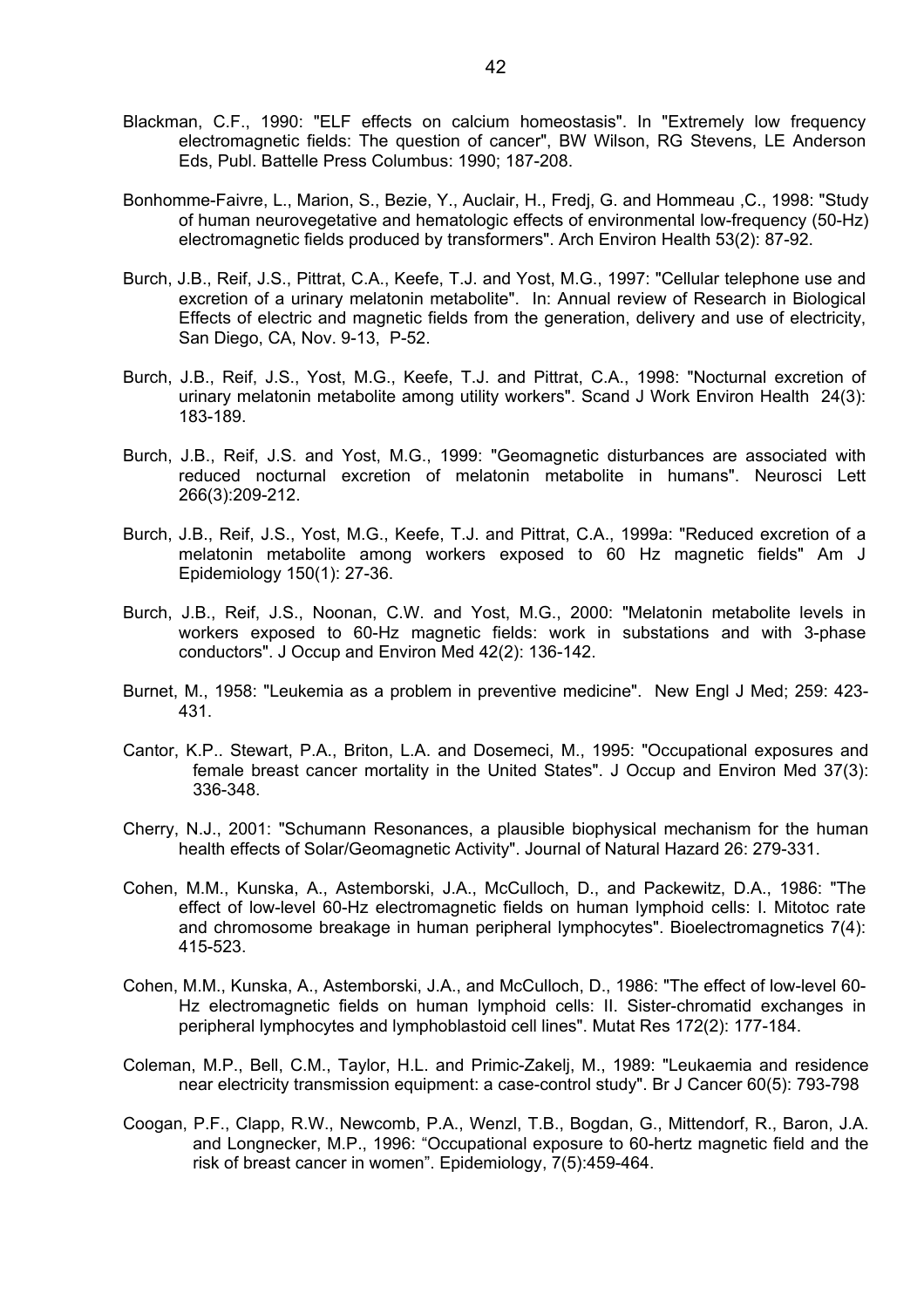Blackman, C.F., 1990: "ELF effects on calcium homeostasis". In "Extremely low frequency electromagnetic fields: The question of cancer", BW Wilson, RG Stevens, LE Anderson Eds, Publ. Battelle Press Columbus: 1990; 187-208.

Bonhomme-Faivre, L., Marion, S., Bezie, Y., Auclair, H., Fredj, G. and Hommeau ,C., 1998: "Study of human neurovegetative and hematologic effects of environmental low-frequency (50-Hz) electromagnetic fields produced by transformers". Arch Environ Health 53(2): 87-92.

Burch, J.B., Reif, J.S., Pittrat, C.A., Keefe, T.J. and Yost, M.G., 1997: "Cellular telephone use and excretion of a urinary melatonin metabolite". In: Annual review of Research in Biological Effects of electric and magnetic fields from the generation, delivery and use of electricity, San Diego, CA, Nov. 9-13, P-52.

Burch, J.B., Reif, J.S., Yost, M.G., Keefe, T.J. and Pittrat, C.A., 1998: "Nocturnal excretion of urinary melatonin metabolite among utility workers". Scand J Work Environ Health 24(3): 183-189.

Burch, J.B., Reif, J.S. and Yost, M.G., 1999: "Geomagnetic disturbances are associated with reduced nocturnal excretion of melatonin metabolite in humans". Neurosci Lett 266(3):209-212.

Burch, J.B., Reif, J.S., Yost, M.G., Keefe, T.J. and Pittrat, C.A., 1999a: "Reduced excretion of a melatonin metabolite among workers exposed to 60 Hz magnetic fields" Am J Epidemiology 150(1): 27-36.

Burch, J.B., Reif, J.S., Noonan, C.W. and Yost, M.G., 2000: "Melatonin metabolite levels in workers exposed to 60-Hz magnetic fields: work in substations and with 3-phase conductors". J Occup and Environ Med 42(2): 136-142.

Burnet, M., 1958: "Leukemia as a problem in preventive medicine". New Engl J Med; 259: 423-431.

Cantor, K.P.. Stewart, P.A., Briton, L.A. and Dosemeci, M., 1995: "Occupational exposures and female breast cancer mortality in the United States". J Occup and Environ Med 37(3): 336-348.

Cherry, N.J., 2001: "Schumann Resonances, a plausible biophysical mechanism for the human health effects of Solar/Geomagnetic Activity". Journal of Natural Hazard 26: 279-331.

Cohen, M.M., Kunska, A., Astemborski, J.A., McCulloch, D., and Packewitz, D.A., 1986: "The effect of low-level 60-Hz electromagnetic fields on human lymphoid cells: I. Mitotoc rate and chromosome breakage in human peripheral lymphocytes". Bioelectromagnetics 7(4): 415-523.

Cohen, M.M., Kunska, A., Astemborski, J.A., and McCulloch, D., 1986: "The effect of low-level 60-Hz electromagnetic fields on human lymphoid cells: II. Sister-chromatid exchanges in peripheral lymphocytes and lymphoblastoid cell lines". Mutat Res 172(2): 177-184.

Coleman, M.P., Bell, C.M., Taylor, H.L. and Primic-Zakelj, M., 1989: "Leukaemia and residence near electricity transmission equipment: a case-control study". Br J Cancer 60(5): 793-798

Coogan, P.F., Clapp, R.W., Newcomb, P.A., Wenzl, T.B., Bogdan, G., Mittendorf, R., Baron, J.A. and Longnecker, M.P., 1996: “Occupational exposure to 60-hertz magnetic field and the risk of breast cancer in women”. Epidemiology, 7(5):459-464.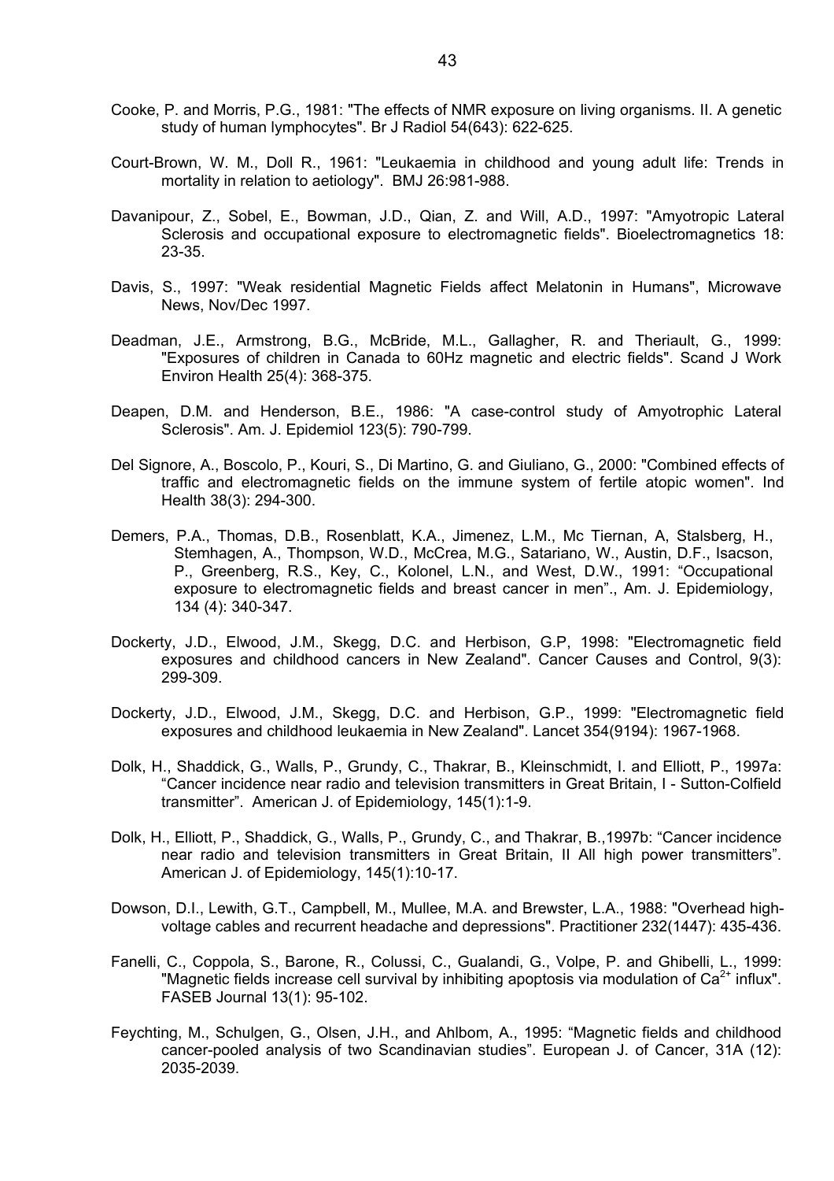Cooke, P. and Morris, P.G., 1981: "The effects of NMR exposure on living organisms. II. A genetic study of human lymphocytes". Br J Radiol 54(643): 622-625.

Court-Brown, W. M., Doll R., 1961: "Leukaemia in childhood and young adult life: Trends in mortality in relation to aetiology". BMJ 26:981-988.

Davanipour, Z., Sobel, E., Bowman, J.D., Qian, Z. and Will, A.D., 1997: "Amyotropic Lateral Sclerosis and occupational exposure to electromagnetic fields". Bioelectromagnetics 18: 23-35.

Davis, S., 1997: "Weak residential Magnetic Fields affect Melatonin in Humans", Microwave News, Nov/Dec 1997.

Deadman, J.E., Armstrong, B.G., McBride, M.L., Gallagher, R. and Theriault, G., 1999: "Exposures of children in Canada to 60Hz magnetic and electric fields". Scand J Work Environ Health 25(4): 368-375.

Deapen, D.M. and Henderson, B.E., 1986: "A case-control study of Amyotrophic Lateral Sclerosis". Am. J. Epidemiol 123(5): 790-799.

Del Signore, A., Boscolo, P., Kouri, S., Di Martino, G. and Giuliano, G., 2000: "Combined effects of traffic and electromagnetic fields on the immune system of fertile atopic women". Ind Health 38(3): 294-300.

Demers, P.A., Thomas, D.B., Rosenblatt, K.A., Jimenez, L.M., Mc Tiernan, A, Stalsberg, H., Stemhagen, A., Thompson, W.D., McCrea, M.G., Satariano, W., Austin, D.F., Isacson, P., Greenberg, R.S., Key, C., Kolonel, L.N., and West, D.W., 1991: "Occupational exposure to electromagnetic fields and breast cancer in men"., Am. J. Epidemiology, 134 (4): 340-347.

Dockerty, J.D., Elwood, J.M., Skegg, D.C. and Herbison, G.P, 1998: "Electromagnetic field exposures and childhood cancers in New Zealand". Cancer Causes and Control, 9(3): 299-309.

Dockerty, J.D., Elwood, J.M., Skegg, D.C. and Herbison, G.P., 1999: "Electromagnetic field exposures and childhood leukaemia in New Zealand". Lancet 354(9194): 1967-1968.

Dolk, H., Shaddick, G., Walls, P., Grundy, C., Thakrar, B., Kleinschmidt, I. and Elliott, P., 1997a: "Cancer incidence near radio and television transmitters in Great Britain, I - Sutton-Colfield transmitter". American J. of Epidemiology, 145(1):1-9.

Dolk, H., Elliott, P., Shaddick, G., Walls, P., Grundy, C., and Thakrar, B.,1997b: "Cancer incidence near radio and television transmitters in Great Britain, II All high power transmitters". American J. of Epidemiology, 145(1):10-17.

Dowson, D.I., Lewith, G.T., Campbell, M., Mullee, M.A. and Brewster, L.A., 1988: "Overhead high-voltage cables and recurrent headache and depressions". Practitioner 232(1447): 435-436.

Fanelli, C., Coppola, S., Barone, R., Colussi, C., Gualandi, G., Volpe, P. and Ghibelli, L., 1999: "Magnetic fields increase cell survival by inhibiting apoptosis via modulation of $Ca^{2+}$ influx". FASEB Journal 13(1): 95-102.

Feychting, M., Schulgen, G., Olsen, J.H., and Ahlbom, A., 1995: "Magnetic fields and childhood cancer-pooled analysis of two Scandinavian studies". European J. of Cancer, 31A (12): 2035-2039.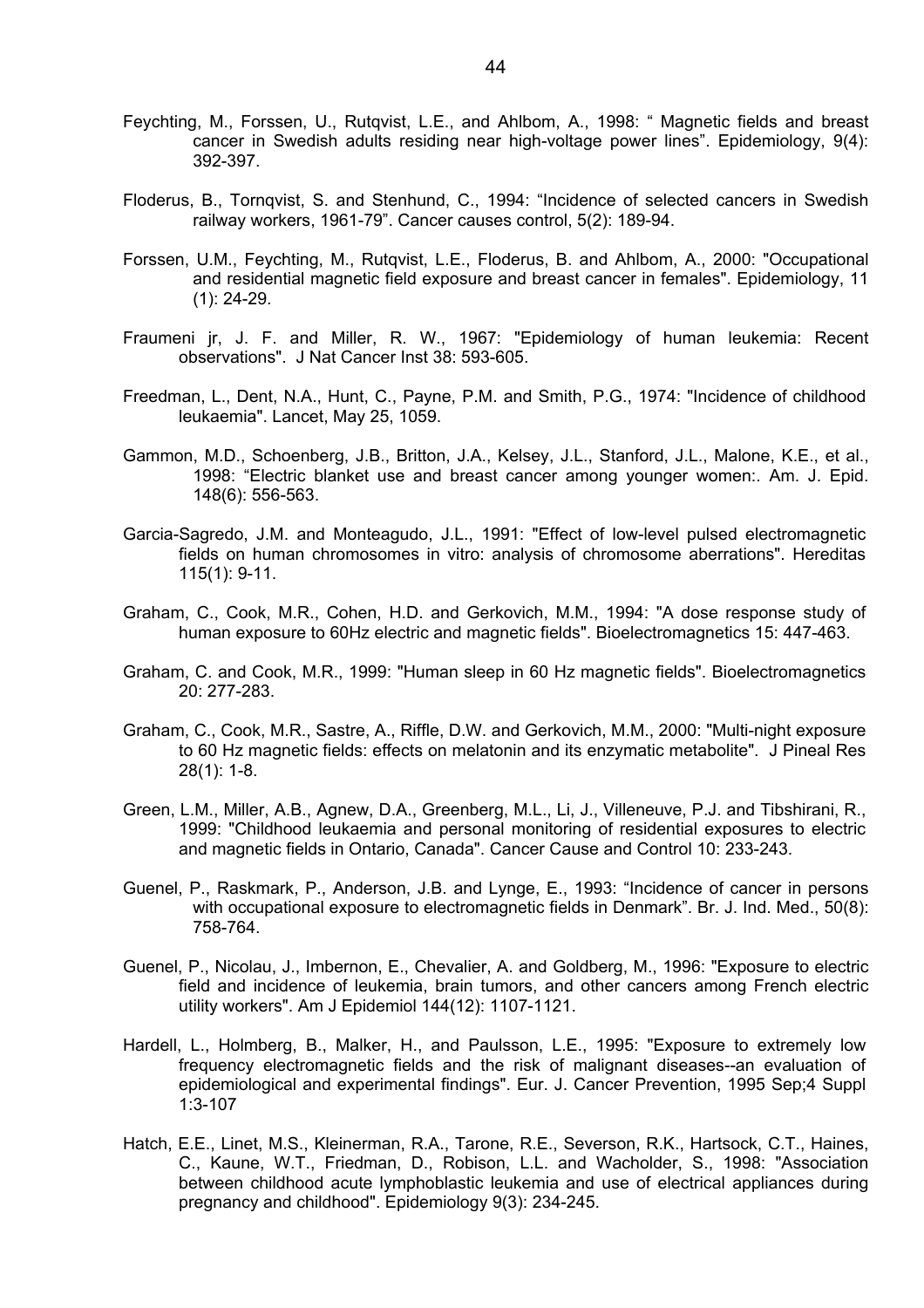Feychting, M., Forssen, U., Rutqvist, L.E., and Ahlbom, A., 1998: " Magnetic fields and breast cancer in Swedish adults residing near high-voltage power lines". Epidemiology, 9(4): 392-397.

Floderus, B., Tornqvist, S. and Stenhund, C., 1994: "Incidence of selected cancers in Swedish railway workers, 1961-79". Cancer causes control, 5(2): 189-94.

Forssen, U.M., Feychting, M., Rutqvist, L.E., Floderus, B. and Ahlbom, A., 2000: "Occupational and residential magnetic field exposure and breast cancer in females". Epidemiology, 11 (1): 24-29.

Fraumeni jr, J. F. and Miller, R. W., 1967: "Epidemiology of human leukemia: Recent observations". J Nat Cancer Inst 38: 593-605.

Freedman, L., Dent, N.A., Hunt, C., Payne, P.M. and Smith, P.G., 1974: "Incidence of childhood leukaemia". Lancet, May 25, 1059.

Gammon, M.D., Schoenberg, J.B., Britton, J.A., Kelsey, J.L., Stanford, J.L., Malone, K.E., et al., 1998: "Electric blanket use and breast cancer among younger women:. Am. J. Epid. 148(6): 556-563.

Garcia-Sagredo, J.M. and Monteagudo, J.L., 1991: "Effect of low-level pulsed electromagnetic fields on human chromosomes in vitro: analysis of chromosome aberrations". Hereditas 115(1): 9-11.

Graham, C., Cook, M.R., Cohen, H.D. and Gerkovich, M.M., 1994: "A dose response study of human exposure to 60Hz electric and magnetic fields". Bioelectromagnetics 15: 447-463.

Graham, C. and Cook, M.R., 1999: "Human sleep in 60 Hz magnetic fields". Bioelectromagnetics 20: 277-283.

Graham, C., Cook, M.R., Sastre, A., Riffle, D.W. and Gerkovich, M.M., 2000: "Multi-night exposure to 60 Hz magnetic fields: effects on melatonin and its enzymatic metabolite". J Pineal Res 28(1): 1-8.

Green, L.M., Miller, A.B., Agnew, D.A., Greenberg, M.L., Li, J., Villeneuve, P.J. and Tibshirani, R., 1999: "Childhood leukaemia and personal monitoring of residential exposures to electric and magnetic fields in Ontario, Canada". Cancer Cause and Control 10: 233-243.

Guenel, P., Raskmark, P., Anderson, J.B. and Lynge, E., 1993: "Incidence of cancer in persons with occupational exposure to electromagnetic fields in Denmark". Br. J. Ind. Med., 50(8): 758-764.

Guenel, P., Nicolau, J., Imbernon, E., Chevalier, A. and Goldberg, M., 1996: "Exposure to electric field and incidence of leukemia, brain tumors, and other cancers among French electric utility workers". Am J Epidemiol 144(12): 1107-1121.

Hardell, L., Holmberg, B., Malker, H., and Paulsson, L.E., 1995: "Exposure to extremely low frequency electromagnetic fields and the risk of malignant diseases--an evaluation of epidemiological and experimental findings". Eur. J. Cancer Prevention, 1995 Sep;4 Suppl 1:3-107

Hatch, E.E., Linet, M.S., Kleinerman, R.A., Tarone, R.E., Severson, R.K., Hartsock, C.T., Haines, C., Kaune, W.T., Friedman, D., Robison, L.L. and Wacholder, S., 1998: "Association between childhood acute lymphoblastic leukemia and use of electrical appliances during pregnancy and childhood". Epidemiology 9(3): 234-245.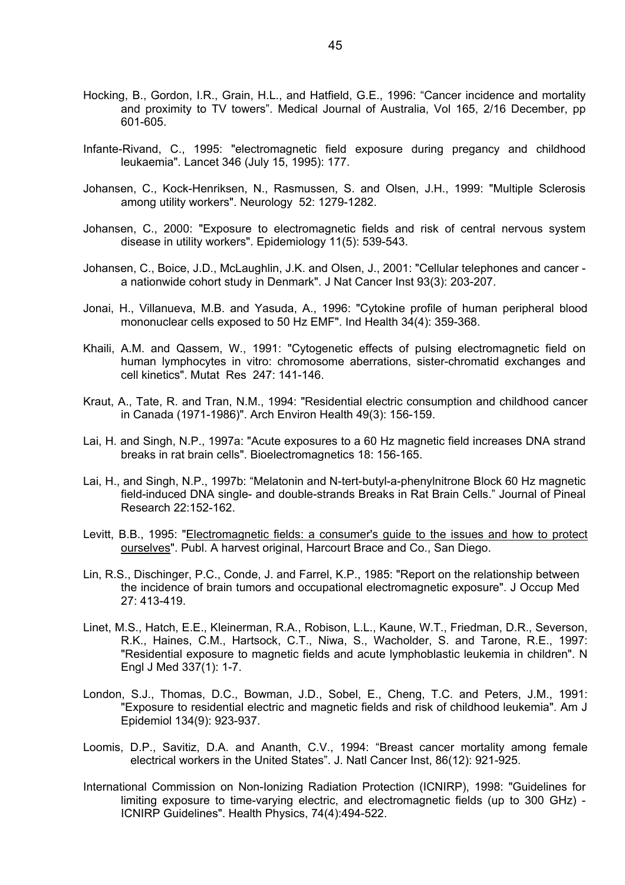Hocking, B., Gordon, I.R., Grain, H.L., and Hatfield, G.E., 1996: “Cancer incidence and mortality and proximity to TV towers”. Medical Journal of Australia, Vol 165, 2/16 December, pp 601-605.

Infante-Rivand, C., 1995: "electromagnetic field exposure during pregancy and childhood leukaemia". Lancet 346 (July 15, 1995): 177.

Johansen, C., Kock-Henriksen, N., Rasmussen, S. and Olsen, J.H., 1999: "Multiple Sclerosis among utility workers". Neurology 52: 1279-1282.

Johansen, C., 2000: "Exposure to electromagnetic fields and risk of central nervous system disease in utility workers". Epidemiology 11(5): 539-543.

Johansen, C., Boice, J.D., McLaughlin, J.K. and Olsen, J., 2001: "Cellular telephones and cancer - a nationwide cohort study in Denmark". J Nat Cancer Inst 93(3): 203-207.

Jonai, H., Villanueva, M.B. and Yasuda, A., 1996: "Cytokine profile of human peripheral blood mononuclear cells exposed to 50 Hz EMF". Ind Health 34(4): 359-368.

Khaili, A.M. and Qassem, W., 1991: "Cytogenetic effects of pulsing electromagnetic field on human lymphocytes in vitro: chromosome aberrations, sister-chromatid exchanges and cell kinetics". Mutat Res 247: 141-146.

Kraut, A., Tate, R. and Tran, N.M., 1994: "Residential electric consumption and childhood cancer in Canada (1971-1986)". Arch Environ Health 49(3): 156-159.

Lai, H. and Singh, N.P., 1997a: "Acute exposures to a 60 Hz magnetic field increases DNA strand breaks in rat brain cells". Bioelectromagnetics 18: 156-165.

Lai, H., and Singh, N.P., 1997b: “Melatonin and N-tert-butyl-a-phenylnitrone Block 60 Hz magnetic field-induced DNA single- and double-strands Breaks in Rat Brain Cells.” Journal of Pineal Research 22:152-162.

Levitt, B.B., 1995: "Electromagnetic fields: a consumer's guide to the issues and how to protect ourselves". Publ. A harvest original, Harcourt Brace and Co., San Diego.

Lin, R.S., Dischinger, P.C., Conde, J. and Farrel, K.P., 1985: "Report on the relationship between the incidence of brain tumors and occupational electromagnetic exposure". J Occup Med 27: 413-419.

Linet, M.S., Hatch, E.E., Kleinerman, R.A., Robison, L.L., Kaune, W.T., Friedman, D.R., Severson, R.K., Haines, C.M., Hartsock, C.T., Niwa, S., Wacholder, S. and Tarone, R.E., 1997: "Residential exposure to magnetic fields and acute lymphoblastic leukemia in children". N Engl J Med 337(1): 1-7.

London, S.J., Thomas, D.C., Bowman, J.D., Sobel, E., Cheng, T.C. and Peters, J.M., 1991: "Exposure to residential electric and magnetic fields and risk of childhood leukemia". Am J Epidemiol 134(9): 923-937.

Loomis, D.P., Savitiz, D.A. and Ananth, C.V., 1994: “Breast cancer mortality among female electrical workers in the United States”. J. Natl Cancer Inst, 86(12): 921-925.

International Commission on Non-Ionizing Radiation Protection (ICNIRP), 1998: "Guidelines for limiting exposure to time-varying electric, and electromagnetic fields (up to 300 GHz) - ICNIRP Guidelines". Health Physics, 74(4):494-522.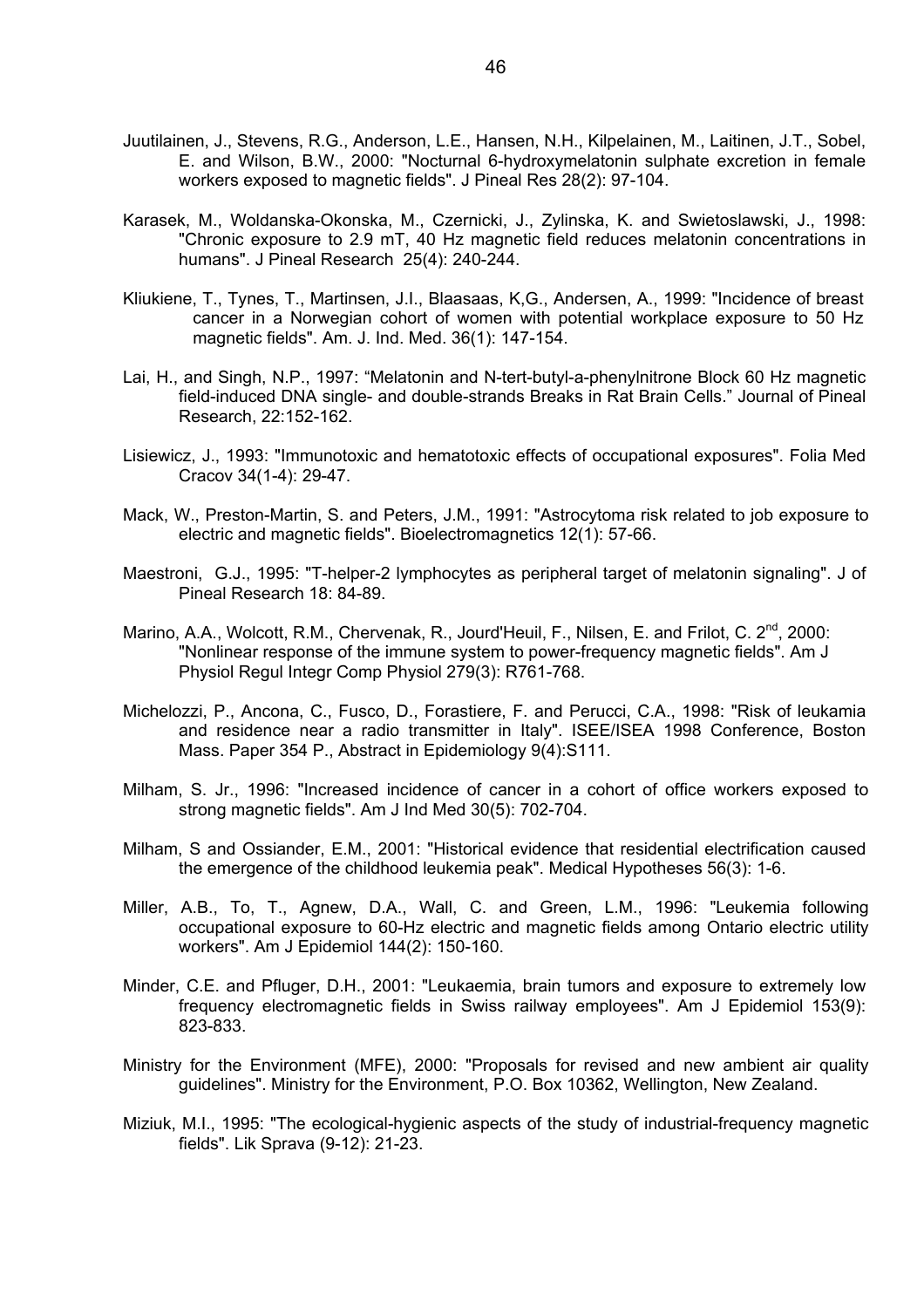Juutilainen, J., Stevens, R.G., Anderson, L.E., Hansen, N.H., Kilpelainen, M., Laitinen, J.T., Sobel, E. and Wilson, B.W., 2000: "Nocturnal 6-hydroxymelatonin sulphate excretion in female workers exposed to magnetic fields". J Pineal Res 28(2): 97-104.

Karasek, M., Woldanska-Okonska, M., Czernicki, J., Zylinska, K. and Swietoslawski, J., 1998: "Chronic exposure to 2.9 mT, 40 Hz magnetic field reduces melatonin concentrations in humans". J Pineal Research 25(4): 240-244.

Kliukiene, T., Tynes, T., Martinsen, J.I., Blaasaas, K,G., Andersen, A., 1999: "Incidence of breast cancer in a Norwegian cohort of women with potential workplace exposure to 50 Hz magnetic fields". Am. J. Ind. Med. 36(1): 147-154.

Lai, H., and Singh, N.P., 1997: "Melatonin and N-tert-butyl-a-phenylnitrone Block 60 Hz magnetic field-induced DNA single- and double-strands Breaks in Rat Brain Cells." Journal of Pineal Research, 22:152-162.

Lisiewicz, J., 1993: "Immunotoxic and hematotoxic effects of occupational exposures". Folia Med Cracov 34(1-4): 29-47.

Mack, W., Preston-Martin, S. and Peters, J.M., 1991: "Astrocytoma risk related to job exposure to electric and magnetic fields". Bioelectromagnetics 12(1): 57-66.

Maestroni, G.J., 1995: "T-helper-2 lymphocytes as peripheral target of melatonin signaling". J of Pineal Research 18: 84-89.

Marino, A.A., Wolcott, R.M., Chervenak, R., Jourd'Heuil, F., Nilsen, E. and Frilot, C. 2nd, 2000: "Nonlinear response of the immune system to power-frequency magnetic fields". Am J Physiol Regul Integr Comp Physiol 279(3): R761-768.

Michelozzi, P., Ancona, C., Fusco, D., Forastiere, F. and Perucci, C.A., 1998: "Risk of leukamia and residence near a radio transmitter in Italy". ISEE/ISEA 1998 Conference, Boston Mass. Paper 354 P., Abstract in Epidemiology 9(4):S111.

Milham, S. Jr., 1996: "Increased incidence of cancer in a cohort of office workers exposed to strong magnetic fields". Am J Ind Med 30(5): 702-704.

Milham, S and Ossiander, E.M., 2001: "Historical evidence that residential electrification caused the emergence of the childhood leukemia peak". Medical Hypotheses 56(3): 1-6.

Miller, A.B., To, T., Agnew, D.A., Wall, C. and Green, L.M., 1996: "Leukemia following occupational exposure to 60-Hz electric and magnetic fields among Ontario electric utility workers". Am J Epidemiol 144(2): 150-160.

Minder, C.E. and Pfluger, D.H., 2001: "Leukaemia, brain tumors and exposure to extremely low frequency electromagnetic fields in Swiss railway employees". Am J Epidemiol 153(9): 823-833.

Ministry for the Environment (MFE), 2000: "Proposals for revised and new ambient air quality guidelines". Ministry for the Environment, P.O. Box 10362, Wellington, New Zealand.

Miziuk, M.I., 1995: "The ecological-hygienic aspects of the study of industrial-frequency magnetic fields". Lik Sprava (9-12): 21-23.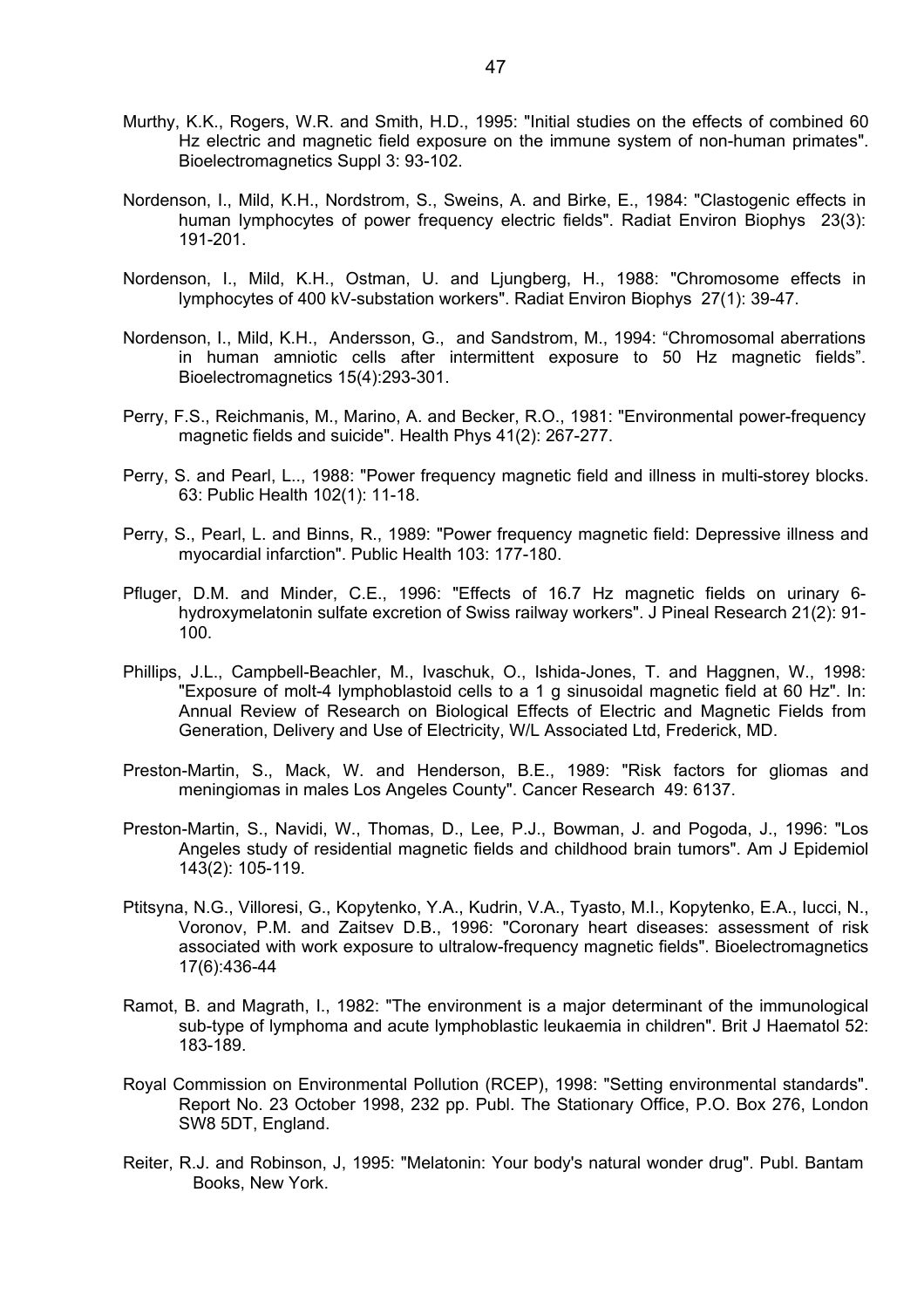Murthy, K.K., Rogers, W.R. and Smith, H.D., 1995: "Initial studies on the effects of combined 60 Hz electric and magnetic field exposure on the immune system of non-human primates". Bioelectromagnetics Suppl 3: 93-102.

Nordenson, I., Mild, K.H., Nordstrom, S., Sweins, A. and Birke, E., 1984: "Clastogenic effects in human lymphocytes of power frequency electric fields". Radiat Environ Biophys 23(3): 191-201.

Nordenson, I., Mild, K.H., Ostman, U. and Ljungberg, H., 1988: "Chromosome effects in lymphocytes of 400 kV-substation workers". Radiat Environ Biophys 27(1): 39-47.

Nordenson, I., Mild, K.H., Andersson, G., and Sandstrom, M., 1994: "Chromosomal aberrations in human amniotic cells after intermittent exposure to 50 Hz magnetic fields". Bioelectromagnetics 15(4):293-301.

Perry, F.S., Reichmanis, M., Marino, A. and Becker, R.O., 1981: "Environmental power-frequency magnetic fields and suicide". Health Phys 41(2): 267-277.

Perry, S. and Pearl, L.., 1988: "Power frequency magnetic field and illness in multi-storey blocks. 63: Public Health 102(1): 11-18.

Perry, S., Pearl, L. and Binns, R., 1989: "Power frequency magnetic field: Depressive illness and myocardial infarction". Public Health 103: 177-180.

Pfluger, D.M. and Minder, C.E., 1996: "Effects of 16.7 Hz magnetic fields on urinary 6-hydroxymelatonin sulfate excretion of Swiss railway workers". J Pineal Research 21(2): 91-100.

Phillips, J.L., Campbell-Beachler, M., Ivaschuk, O., Ishida-Jones, T. and Haggnen, W., 1998: "Exposure of molt-4 lymphoblastoid cells to a 1 g sinusoidal magnetic field at 60 Hz". In: Annual Review of Research on Biological Effects of Electric and Magnetic Fields from Generation, Delivery and Use of Electricity, W/L Associated Ltd, Frederick, MD.

Preston-Martin, S., Mack, W. and Henderson, B.E., 1989: "Risk factors for gliomas and meningiomas in males Los Angeles County". Cancer Research 49: 6137.

Preston-Martin, S., Navidi, W., Thomas, D., Lee, P.J., Bowman, J. and Pogoda, J., 1996: "Los Angeles study of residential magnetic fields and childhood brain tumors". Am J Epidemiol 143(2): 105-119.

Ptitsyna, N.G., Villoresi, G., Kopytenko, Y.A., Kudrin, V.A., Tyasto, M.I., Kopytenko, E.A., Iucci, N., Voronov, P.M. and Zaitsev D.B., 1996: "Coronary heart diseases: assessment of risk associated with work exposure to ultralow-frequency magnetic fields". Bioelectromagnetics 17(6):436-44

Ramot, B. and Magrath, I., 1982: "The environment is a major determinant of the immunological sub-type of lymphoma and acute lymphoblastic leukaemia in children". Brit J Haematol 52: 183-189.

Royal Commission on Environmental Pollution (RCEP), 1998: "Setting environmental standards". Report No. 23 October 1998, 232 pp. Publ. The Stationary Office, P.O. Box 276, London SW8 5DT, England.

Reiter, R.J. and Robinson, J, 1995: "Melatonin: Your body's natural wonder drug". Publ. Bantam Books, New York.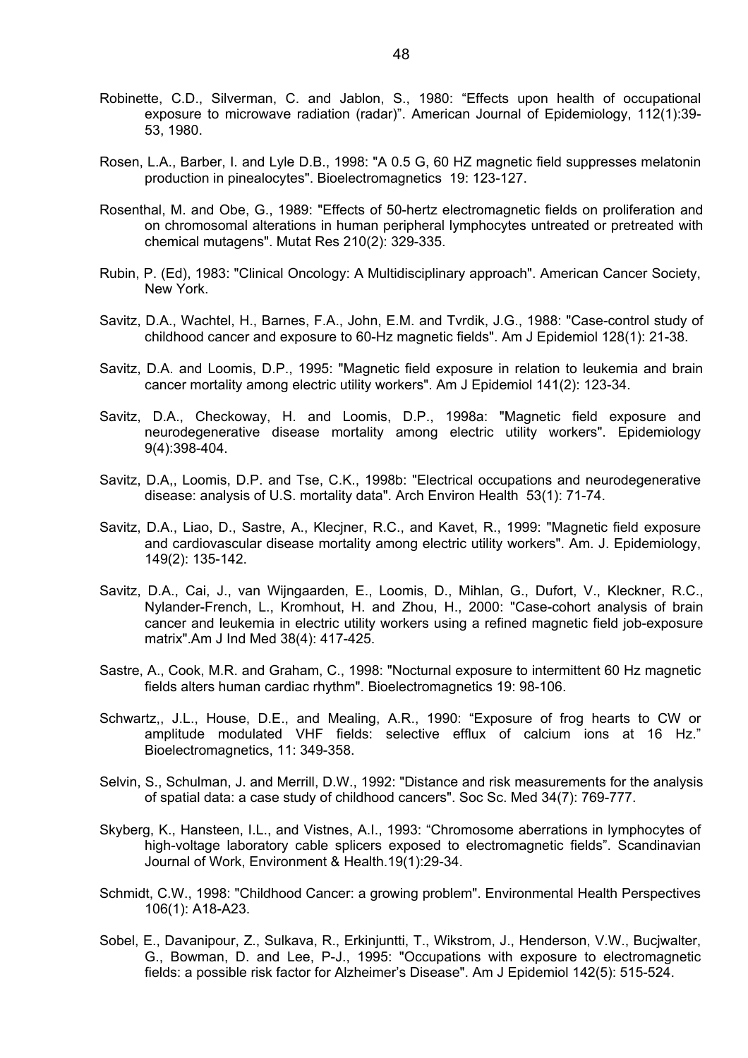Robinette, C.D., Silverman, C. and Jablon, S., 1980: "Effects upon health of occupational exposure to microwave radiation (radar)". American Journal of Epidemiology, 112(1):39-53, 1980.

Rosen, L.A., Barber, I. and Lyle D.B., 1998: "A 0.5 G, 60 HZ magnetic field suppresses melatonin production in pinealocytes". Bioelectromagnetics 19: 123-127.

Rosenthal, M. and Obe, G., 1989: "Effects of 50-hertz electromagnetic fields on proliferation and on chromosomal alterations in human peripheral lymphocytes untreated or pretreated with chemical mutagens". Mutat Res 210(2): 329-335.

Rubin, P. (Ed), 1983: "Clinical Oncology: A Multidisciplinary approach". American Cancer Society, New York.

Savitz, D.A., Wachtel, H., Barnes, F.A., John, E.M. and Tvrdik, J.G., 1988: "Case-control study of childhood cancer and exposure to 60-Hz magnetic fields". Am J Epidemiol 128(1): 21-38.

Savitz, D.A. and Loomis, D.P., 1995: "Magnetic field exposure in relation to leukemia and brain cancer mortality among electric utility workers". Am J Epidemiol 141(2): 123-34.

Savitz, D.A., Checkoway, H. and Loomis, D.P., 1998a: "Magnetic field exposure and neurodegenerative disease mortality among electric utility workers". Epidemiology 9(4):398-404.

Savitz, D.A,, Loomis, D.P. and Tse, C.K., 1998b: "Electrical occupations and neurodegenerative disease: analysis of U.S. mortality data". Arch Environ Health 53(1): 71-74.

Savitz, D.A., Liao, D., Sastre, A., Klecjner, R.C., and Kavet, R., 1999: "Magnetic field exposure and cardiovascular disease mortality among electric utility workers". Am. J. Epidemiology, 149(2): 135-142.

Savitz, D.A., Cai, J., van Wijngaarden, E., Loomis, D., Mihlan, G., Dufort, V., Kleckner, R.C., Nylander-French, L., Kromhout, H. and Zhou, H., 2000: "Case-cohort analysis of brain cancer and leukemia in electric utility workers using a refined magnetic field job-exposure matrix".Am J Ind Med 38(4): 417-425.

Sastre, A., Cook, M.R. and Graham, C., 1998: "Nocturnal exposure to intermittent 60 Hz magnetic fields alters human cardiac rhythm". Bioelectromagnetics 19: 98-106.

Schwartz,, J.L., House, D.E., and Mealing, A.R., 1990: "Exposure of frog hearts to CW or amplitude modulated VHF fields: selective efflux of calcium ions at 16 Hz." Bioelectromagnetics, 11: 349-358.

Selvin, S., Schulman, J. and Merrill, D.W., 1992: "Distance and risk measurements for the analysis of spatial data: a case study of childhood cancers". Soc Sc. Med 34(7): 769-777.

Skyberg, K., Hansteen, I.L., and Vistnes, A.I., 1993: "Chromosome aberrations in lymphocytes of high-voltage laboratory cable splicers exposed to electromagnetic fields". Scandinavian Journal of Work, Environment & Health.19(1):29-34.

Schmidt, C.W., 1998: "Childhood Cancer: a growing problem". Environmental Health Perspectives 106(1): A18-A23.

Sobel, E., Davanipour, Z., Sulkava, R., Erkinjuntti, T., Wikstrom, J., Henderson, V.W., Bucjwalter, G., Bowman, D. and Lee, P-J., 1995: "Occupations with exposure to electromagnetic fields: a possible risk factor for Alzheimer's Disease". Am J Epidemiol 142(5): 515-524.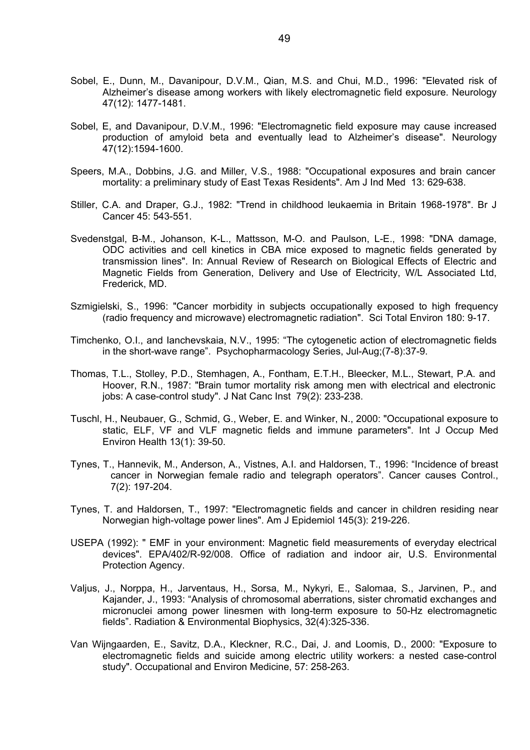Sobel, E., Dunn, M., Davanipour, D.V.M., Qian, M.S. and Chui, M.D., 1996: "Elevated risk of Alzheimer's disease among workers with likely electromagnetic field exposure. Neurology 47(12): 1477-1481.

Sobel, E, and Davanipour, D.V.M., 1996: "Electromagnetic field exposure may cause increased production of amyloid beta and eventually lead to Alzheimer's disease". Neurology 47(12):1594-1600.

Speers, M.A., Dobbins, J.G. and Miller, V.S., 1988: "Occupational exposures and brain cancer mortality: a preliminary study of East Texas Residents". Am J Ind Med 13: 629-638.

Stiller, C.A. and Draper, G.J., 1982: "Trend in childhood leukaemia in Britain 1968-1978". Br J Cancer 45: 543-551.

Svedenstgal, B-M., Johanson, K-L., Mattsson, M-O. and Paulson, L-E., 1998: "DNA damage, ODC activities and cell kinetics in CBA mice exposed to magnetic fields generated by transmission lines". In: Annual Review of Research on Biological Effects of Electric and Magnetic Fields from Generation, Delivery and Use of Electricity, W/L Associated Ltd, Frederick, MD.

Szmigielski, S., 1996: "Cancer morbidity in subjects occupationally exposed to high frequency (radio frequency and microwave) electromagnetic radiation". Sci Total Environ 180: 9-17.

Timchenko, O.I., and Ianchevskaia, N.V., 1995: "The cytogenetic action of electromagnetic fields in the short-wave range". Psychopharmacology Series, Jul-Aug;(7-8):37-9.

Thomas, T.L., Stolley, P.D., Stemhagen, A., Fontham, E.T.H., Bleecker, M.L., Stewart, P.A. and Hoover, R.N., 1987: "Brain tumor mortality risk among men with electrical and electronic jobs: A case-control study". J Nat Canc Inst 79(2): 233-238.

Tuschl, H., Neubauer, G., Schmid, G., Weber, E. and Winker, N., 2000: "Occupational exposure to static, ELF, VF and VLF magnetic fields and immune parameters". Int J Occup Med Environ Health 13(1): 39-50.

Tynes, T., Hannevik, M., Anderson, A., Vistnes, A.I. and Haldorsen, T., 1996: "Incidence of breast cancer in Norwegian female radio and telegraph operators". Cancer causes Control., 7(2): 197-204.

Tynes, T. and Haldorsen, T., 1997: "Electromagnetic fields and cancer in children residing near Norwegian high-voltage power lines". Am J Epidemiol 145(3): 219-226.

USEPA (1992): " EMF in your environment: Magnetic field measurements of everyday electrical devices". EPA/402/R-92/008. Office of radiation and indoor air, U.S. Environmental Protection Agency.

Valjus, J., Norppa, H., Jarventaus, H., Sorsa, M., Nykyri, E., Salomaa, S., Jarvinen, P., and Kajander, J., 1993: "Analysis of chromosomal aberrations, sister chromatid exchanges and micronuclei among power linesmen with long-term exposure to 50-Hz electromagnetic fields". Radiation & Environmental Biophysics, 32(4):325-336.

Van Wijngaarden, E., Savitz, D.A., Kleckner, R.C., Dai, J. and Loomis, D., 2000: "Exposure to electromagnetic fields and suicide among electric utility workers: a nested case-control study". Occupational and Environ Medicine, 57: 258-263.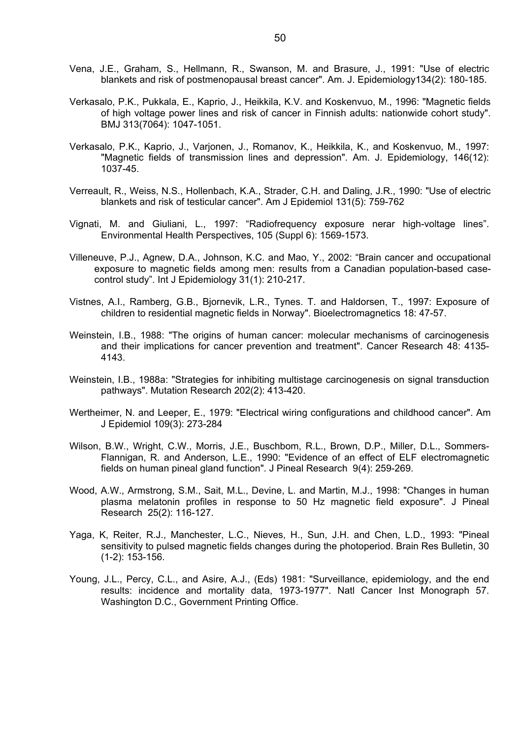Vena, J.E., Graham, S., Hellmann, R., Swanson, M. and Brasure, J., 1991: "Use of electric blankets and risk of postmenopausal breast cancer". Am. J. Epidemiology134(2): 180-185.

Verkasalo, P.K., Pukkala, E., Kaprio, J., Heikkila, K.V. and Koskenvuo, M., 1996: "Magnetic fields of high voltage power lines and risk of cancer in Finnish adults: nationwide cohort study". BMJ 313(7064): 1047-1051.

Verkasalo, P.K., Kaprio, J., Varjonen, J., Romanov, K., Heikkila, K., and Koskenvuo, M., 1997: "Magnetic fields of transmission lines and depression". Am. J. Epidemiology, 146(12): 1037-45.

Verreault, R., Weiss, N.S., Hollenbach, K.A., Strader, C.H. and Daling, J.R., 1990: "Use of electric blankets and risk of testicular cancer". Am J Epidemiol 131(5): 759-762

Vignati, M. and Giuliani, L., 1997: "Radiofrequency exposure nerar high-voltage lines". Environmental Health Perspectives, 105 (Suppl 6): 1569-1573.

Villeneuve, P.J., Agnew, D.A., Johnson, K.C. and Mao, Y., 2002: "Brain cancer and occupational exposure to magnetic fields among men: results from a Canadian population-based case-control study". Int J Epidemiology 31(1): 210-217.

Vistnes, A.I., Ramberg, G.B., Bjornevik, L.R., Tynes. T. and Haldorsen, T., 1997: Exposure of children to residential magnetic fields in Norway". Bioelectromagnetics 18: 47-57.

Weinstein, I.B., 1988: "The origins of human cancer: molecular mechanisms of carcinogenesis and their implications for cancer prevention and treatment". Cancer Research 48: 4135-4143.

Weinstein, I.B., 1988a: "Strategies for inhibiting multistage carcinogenesis on signal transduction pathways". Mutation Research 202(2): 413-420.

Wertheimer, N. and Leeper, E., 1979: "Electrical wiring configurations and childhood cancer". Am J Epidemiol 109(3): 273-284

Wilson, B.W., Wright, C.W., Morris, J.E., Buschbom, R.L., Brown, D.P., Miller, D.L., Sommers-Flannigan, R. and Anderson, L.E., 1990: "Evidence of an effect of ELF electromagnetic fields on human pineal gland function". J Pineal Research 9(4): 259-269.

Wood, A.W., Armstrong, S.M., Sait, M.L., Devine, L. and Martin, M.J., 1998: "Changes in human plasma melatonin profiles in response to 50 Hz magnetic field exposure". J Pineal Research 25(2): 116-127.

Yaga, K, Reiter, R.J., Manchester, L.C., Nieves, H., Sun, J.H. and Chen, L.D., 1993: "Pineal sensitivity to pulsed magnetic fields changes during the photoperiod. Brain Res Bulletin, 30 (1-2): 153-156.

Young, J.L., Percy, C.L., and Asire, A.J., (Eds) 1981: "Surveillance, epidemiology, and the end results: incidence and mortality data, 1973-1977". Natl Cancer Inst Monograph 57. Washington D.C., Government Printing Office.